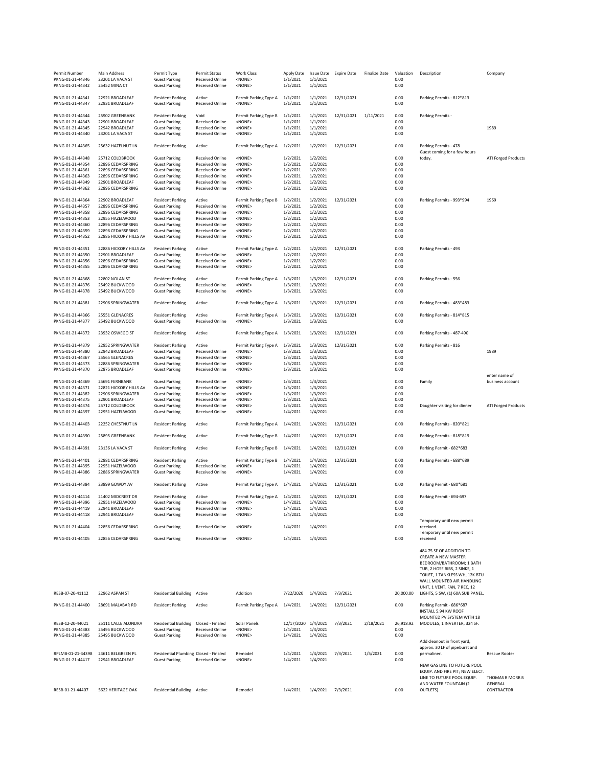| Permit Number | Main Address | Permit Type | Permit Status | Work Class | Apply Date | Issue Date | Expire Date | Finalize Date | Valuation | Description | Company |
|---|---|---|---|---|---|---|---|---|---|---|---|
| PKNG-01-21-44346 | 23201 LA VACA ST | Guest Parking | Received Online | <NONE> | 1/1/2021 | 1/1/2021 | | | 0.00 | | |
| PKNG-01-21-44342 | 25452 MINA CT | Guest Parking | Received Online | <NONE> | 1/1/2021 | 1/1/2021 | | | 0.00 | | |
| PKNG-01-21-44341 | 22921 BROADLEAF | Resident Parking | Active | Permit Parking Type A | 1/1/2021 | 1/1/2021 | 12/31/2021 | | 0.00 | Parking Permits - 812*813 | |
| PKNG-01-21-44347 | 22931 BROADLEAF | Guest Parking | Received Online | <NONE> | 1/1/2021 | 1/1/2021 | | | 0.00 | | |
| PKNG-01-21-44344 | 25902 GREENBANK | Resident Parking | Void | Permit Parking Type B | 1/1/2021 | 1/1/2021 | 12/31/2021 | 1/11/2021 | 0.00 | Parking Permits - | |
| PKNG-01-21-44343 | 22901 BROADLEAF | Guest Parking | Received Online | <NONE> | 1/1/2021 | 1/1/2021 | | | 0.00 | | |
| PKNG-01-21-44345 | 22942 BROADLEAF | Guest Parking | Received Online | <NONE> | 1/1/2021 | 1/1/2021 | | | 0.00 | | 1989 |
| PKNG-01-21-44340 | 23201 LA VACA ST | Guest Parking | Received Online | <NONE> | 1/1/2021 | 1/1/2021 | | | 0.00 | | |
| PKNG-01-21-44365 | 25632 HAZELNUT LN | Resident Parking | Active | Permit Parking Type A | 1/2/2021 | 1/2/2021 | 12/31/2021 | | 0.00 | Parking Permits - 478 | |
| PKNG-01-21-44348 | 25712 COLDBROOK | Guest Parking | Received Online | <NONE> | 1/2/2021 | 1/2/2021 | | | 0.00 | Guest coming for a few hours today. | ATI Forged Products |
| PKNG-01-21-44354 | 22896 CEDARSPRING | Guest Parking | Received Online | <NONE> | 1/2/2021 | 1/2/2021 | | | 0.00 | | |
| PKNG-01-21-44361 | 22896 CEDARSPRING | Guest Parking | Received Online | <NONE> | 1/2/2021 | 1/2/2021 | | | 0.00 | | |
| PKNG-01-21-44363 | 22896 CEDARSPRING | Guest Parking | Received Online | <NONE> | 1/2/2021 | 1/2/2021 | | | 0.00 | | |
| PKNG-01-21-44349 | 22901 BROADLEAF | Guest Parking | Received Online | <NONE> | 1/2/2021 | 1/2/2021 | | | 0.00 | | |
| PKNG-01-21-44362 | 22896 CEDARSPRING | Guest Parking | Received Online | <NONE> | 1/2/2021 | 1/2/2021 | | | 0.00 | | |
| PKNG-01-21-44364 | 22902 BROADLEAF | Resident Parking | Active | Permit Parking Type B | 1/2/2021 | 1/2/2021 | 12/31/2021 | | 0.00 | Parking Permits - 993*994 | 1969 |
| PKNG-01-21-44357 | 22896 CEDARSPRING | Guest Parking | Received Online | <NONE> | 1/2/2021 | 1/2/2021 | | | 0.00 | | |
| PKNG-01-21-44358 | 22896 CEDARSPRING | Guest Parking | Received Online | <NONE> | 1/2/2021 | 1/2/2021 | | | 0.00 | | |
| PKNG-01-21-44353 | 22955 HAZELWOOD | Guest Parking | Received Online | <NONE> | 1/2/2021 | 1/2/2021 | | | 0.00 | | |
| PKNG-01-21-44360 | 22896 CEDARSPRING | Guest Parking | Received Online | <NONE> | 1/2/2021 | 1/2/2021 | | | 0.00 | | |
| PKNG-01-21-44359 | 22896 CEDARSPRING | Guest Parking | Received Online | <NONE> | 1/2/2021 | 1/2/2021 | | | 0.00 | | |
| PKNG-01-21-44352 | 22886 HICKORY HILLS AV | Guest Parking | Received Online | <NONE> | 1/2/2021 | 1/2/2021 | | | 0.00 | | |
| PKNG-01-21-44351 | 22886 HICKORY HILLS AV | Resident Parking | Active | Permit Parking Type A | 1/2/2021 | 1/2/2021 | 12/31/2021 | | 0.00 | Parking Permits - 493 | |
| PKNG-01-21-44350 | 22901 BROADLEAF | Guest Parking | Received Online | <NONE> | 1/2/2021 | 1/2/2021 | | | 0.00 | | |
| PKNG-01-21-44356 | 22896 CEDARSPRING | Guest Parking | Received Online | <NONE> | 1/2/2021 | 1/2/2021 | | | 0.00 | | |
| PKNG-01-21-44355 | 22896 CEDARSPRING | Guest Parking | Received Online | <NONE> | 1/2/2021 | 1/2/2021 | | | 0.00 | | |
| PKNG-01-21-44368 | 22802 NOLAN ST | Resident Parking | Active | Permit Parking Type A | 1/3/2021 | 1/3/2021 | 12/31/2021 | | 0.00 | Parking Permits - 556 | |
| PKNG-01-21-44376 | 25492 BUCKWOOD | Guest Parking | Received Online | <NONE> | 1/3/2021 | 1/3/2021 | | | 0.00 | | |
| PKNG-01-21-44378 | 25492 BUCKWOOD | Guest Parking | Received Online | <NONE> | 1/3/2021 | 1/3/2021 | | | 0.00 | | |
| PKNG-01-21-44381 | 22906 SPRINGWATER | Resident Parking | Active | Permit Parking Type A | 1/3/2021 | 1/3/2021 | 12/31/2021 | | 0.00 | Parking Permits - 483*483 | |
| PKNG-01-21-44366 | 25551 GLENACRES | Resident Parking | Active | Permit Parking Type A | 1/3/2021 | 1/3/2021 | 12/31/2021 | | 0.00 | Parking Permits - 814*815 | |
| PKNG-01-21-44377 | 25492 BUCKWOOD | Guest Parking | Received Online | <NONE> | 1/3/2021 | 1/3/2021 | | | 0.00 | | |
| PKNG-01-21-44372 | 23932 OSWEGO ST | Resident Parking | Active | Permit Parking Type A | 1/3/2021 | 1/3/2021 | 12/31/2021 | | 0.00 | Parking Permits - 487-490 | |
| PKNG-01-21-44379 | 22952 SPRINGWATER | Resident Parking | Active | Permit Parking Type A | 1/3/2021 | 1/3/2021 | 12/31/2021 | | 0.00 | Parking Permits - 816 | |
| PKNG-01-21-44380 | 22942 BROADLEAF | Guest Parking | Received Online | <NONE> | 1/3/2021 | 1/3/2021 | | | 0.00 | | 1989 |
| PKNG-01-21-44367 | 25565 GLENACRES | Guest Parking | Received Online | <NONE> | 1/3/2021 | 1/3/2021 | | | 0.00 | | |
| PKNG-01-21-44373 | 22886 SPRINGWATER | Guest Parking | Received Online | <NONE> | 1/3/2021 | 1/3/2021 | | | 0.00 | | |
| PKNG-01-21-44370 | 22875 BROADLEAF | Guest Parking | Received Online | <NONE> | 1/3/2021 | 1/3/2021 | | | 0.00 | | |
| PKNG-01-21-44369 | 25691 FERNBANK | Guest Parking | Received Online | <NONE> | 1/3/2021 | 1/3/2021 | | | 0.00 | Family | enter name of business account |
| PKNG-01-21-44371 | 22821 HICKORY HILLS AV | Guest Parking | Received Online | <NONE> | 1/3/2021 | 1/3/2021 | | | 0.00 | | |
| PKNG-01-21-44382 | 22906 SPRINGWATER | Guest Parking | Received Online | <NONE> | 1/3/2021 | 1/3/2021 | | | 0.00 | | |
| PKNG-01-21-44375 | 22901 BROADLEAF | Guest Parking | Received Online | <NONE> | 1/3/2021 | 1/3/2021 | | | 0.00 | | |
| PKNG-01-21-44374 | 25712 COLDBROOK | Guest Parking | Received Online | <NONE> | 1/3/2021 | 1/3/2021 | | | 0.00 | Daughter visiting for dinner | ATI Forged Products |
| PKNG-01-21-44397 | 22951 HAZELWOOD | Guest Parking | Received Online | <NONE> | 1/4/2021 | 1/4/2021 | | | 0.00 | | |
| PKNG-01-21-44403 | 22252 CHESTNUT LN | Resident Parking | Active | Permit Parking Type A | 1/4/2021 | 1/4/2021 | 12/31/2021 | | 0.00 | Parking Permits - 820*821 | |
| PKNG-01-21-44390 | 25895 GREENBANK | Resident Parking | Active | Permit Parking Type B | 1/4/2021 | 1/4/2021 | 12/31/2021 | | 0.00 | Parking Permits - 818*819 | |
| PKNG-01-21-44391 | 23136 LA VACA ST | Resident Parking | Active | Permit Parking Type B | 1/4/2021 | 1/4/2021 | 12/31/2021 | | 0.00 | Parking Permit - 682*683 | |
| PKNG-01-21-44401 | 22881 CEDARSPRING | Resident Parking | Active | Permit Parking Type B | 1/4/2021 | 1/4/2021 | 12/31/2021 | | 0.00 | Parking Permits - 688*689 | |
| PKNG-01-21-44395 | 22951 HAZELWOOD | Guest Parking | Received Online | <NONE> | 1/4/2021 | 1/4/2021 | | | 0.00 | | |
| PKNG-01-21-44386 | 22886 SPRINGWATER | Guest Parking | Received Online | <NONE> | 1/4/2021 | 1/4/2021 | | | 0.00 | | |
| PKNG-01-21-44384 | 23899 GOWDY AV | Resident Parking | Active | Permit Parking Type A | 1/4/2021 | 1/4/2021 | 12/31/2021 | | 0.00 | Parking Permit - 680*681 | |
| PKNG-01-21-44414 | 21402 MIDCREST DR | Resident Parking | Active | Permit Parking Type A | 1/4/2021 | 1/4/2021 | 12/31/2021 | | 0.00 | Parking Permit - 694-697 | |
| PKNG-01-21-44396 | 22951 HAZELWOOD | Guest Parking | Received Online | <NONE> | 1/4/2021 | 1/4/2021 | | | 0.00 | | |
| PKNG-01-21-44419 | 22941 BROADLEAF | Guest Parking | Received Online | <NONE> | 1/4/2021 | 1/4/2021 | | | 0.00 | | |
| PKNG-01-21-44418 | 22941 BROADLEAF | Guest Parking | Received Online | <NONE> | 1/4/2021 | 1/4/2021 | | | 0.00 | | |
| PKNG-01-21-44404 | 22856 CEDARSPRING | Guest Parking | Received Online | <NONE> | 1/4/2021 | 1/4/2021 | | | 0.00 | Temporary until new permit received. | |
| PKNG-01-21-44405 | 22856 CEDARSPRING | Guest Parking | Received Online | <NONE> | 1/4/2021 | 1/4/2021 | | | 0.00 | Temporary until new permit received | |
| RESB-07-20-41112 | 22962 ASPAN ST | Residential Building | Active | Addition | 7/22/2020 | 1/4/2021 | 7/3/2021 | | 20,000.00 | 484.75 SF OF ADDITION TO CREATE A NEW MASTER BEDROOM/BATHROOM; 1 BATH TUB, 2 HOSE BIBS, 2 SINKS, 1 TOILET, 1 TANKLESS WH, 12K BTU WALL MOUNTED AIR HANDLING UNIT, 1 VENT. FAN, 7 REC, 12 LIGHTS, 5 SW, (1) 60A SUB PANEL. | |
| PKNG-01-21-44400 | 28691 MALABAR RD | Resident Parking | Active | Permit Parking Type A | 1/4/2021 | 1/4/2021 | 12/31/2021 | | 0.00 | Parking Permit - 686*687 | |
| RESB-12-20-44021 | 25111 CALLE ALONDRA | Residential Building | Closed - Finaled | Solar Panels | 12/17/2020 | 1/4/2021 | 7/3/2021 | 2/18/2021 | 26,918.92 | INSTALL 5.94 KW ROOF MOUNTED PV SYSTEM WITH 18 MODULES, 1 INVERTER, 324 SF. | |
| PKNG-01-21-44383 | 25495 BUCKWOOD | Guest Parking | Received Online | <NONE> | 1/4/2021 | 1/4/2021 | | | 0.00 | | |
| PKNG-01-21-44385 | 25495 BUCKWOOD | Guest Parking | Received Online | <NONE> | 1/4/2021 | 1/4/2021 | | | 0.00 | | |
| RPLMB-01-21-44398 | 24611 BELGREEN PL | Residential Plumbing | Closed - Finaled | Remodel | 1/4/2021 | 1/4/2021 | 7/3/2021 | 1/5/2021 | 0.00 | Add cleanout in front yard, approx. 30 LF of pipeburst and permaliner. | Rescue Rooter |
| PKNG-01-21-44417 | 22941 BROADLEAF | Guest Parking | Received Online | <NONE> | 1/4/2021 | 1/4/2021 | | | 0.00 | | |
| RESB-01-21-44407 | 5622 HERITAGE OAK | Residential Building | Active | Remodel | 1/4/2021 | 1/4/2021 | 7/3/2021 | | 0.00 | NEW GAS LINE TO FUTURE POOL EQUIP. AND FIRE PIT; NEW ELECT. LINE TO FUTURE POOL EQUIP. AND WATER FOUNTAIN (2 OUTLETS). | THOMAS R MORRIS GENERAL CONTRACTOR |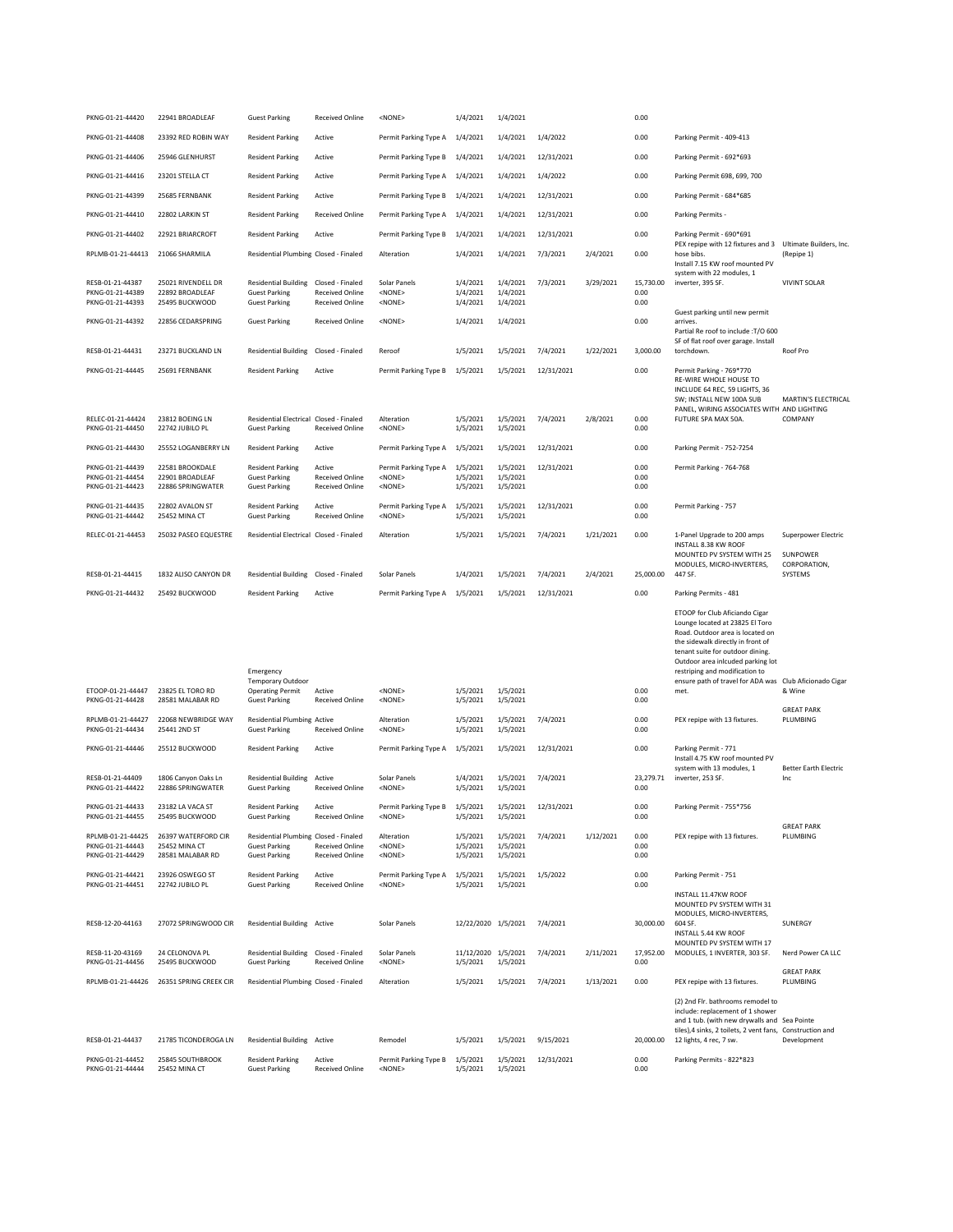| | | | | | | | | | | | |
|---|---|---|---|---|---|---|---|---|---|---|---|
| PKNG-01-21-44420 | 22941 BROADLEAF | Guest Parking | Received Online | <NONE> | 1/4/2021 | 1/4/2021 | | | 0.00 | | |
| PKNG-01-21-44408 | 23392 RED ROBIN WAY | Resident Parking | Active | Permit Parking Type A | 1/4/2021 | 1/4/2021 | 1/4/2022 | | 0.00 | Parking Permit - 409-413 | |
| PKNG-01-21-44406 | 25946 GLENHURST | Resident Parking | Active | Permit Parking Type B | 1/4/2021 | 1/4/2021 | 12/31/2021 | | 0.00 | Parking Permit - 692*693 | |
| PKNG-01-21-44416 | 23201 STELLA CT | Resident Parking | Active | Permit Parking Type A | 1/4/2021 | 1/4/2021 | 1/4/2022 | | 0.00 | Parking Permit 698, 699, 700 | |
| PKNG-01-21-44399 | 25685 FERNBANK | Resident Parking | Active | Permit Parking Type B | 1/4/2021 | 1/4/2021 | 12/31/2021 | | 0.00 | Parking Permit - 684*685 | |
| PKNG-01-21-44410 | 22802 LARKIN ST | Resident Parking | Received Online | Permit Parking Type A | 1/4/2021 | 1/4/2021 | 12/31/2021 | | 0.00 | Parking Permits - | |
| PKNG-01-21-44402 | 22921 BRIARCROFT | Resident Parking | Active | Permit Parking Type B | 1/4/2021 | 1/4/2021 | 12/31/2021 | | 0.00 | Parking Permit - 690*691 | |
| RPLMB-01-21-44413 | 21066 SHARMILA | Residential Plumbing | Closed - Finaled | Alteration | 1/4/2021 | 1/4/2021 | 7/3/2021 | 2/4/2021 | 0.00 | PEX repipe with 12 fixtures and 3 hose bibs. | Ultimate Builders, Inc. (Repipe 1) |
| RESB-01-21-44387 | 25021 RIVENDELL DR | Residential Building | Closed - Finaled | Solar Panels | 1/4/2021 | 1/4/2021 | 7/3/2021 | 3/29/2021 | 15,730.00 | Install 7.15 KW roof mounted PV system with 22 modules, 1 inverter, 395 SF. | VIVINT SOLAR |
| PKNG-01-21-44389 | 22892 BROADLEAF | Guest Parking | Received Online | <NONE> | 1/4/2021 | 1/4/2021 | | | 0.00 | | |
| PKNG-01-21-44393 | 25495 BUCKWOOD | Guest Parking | Received Online | <NONE> | 1/4/2021 | 1/4/2021 | | | 0.00 | | |
| PKNG-01-21-44392 | 22856 CEDARSPRING | Guest Parking | Received Online | <NONE> | 1/4/2021 | 1/4/2021 | | | 0.00 | Guest parking until new permit arrives. | |
| RESB-01-21-44431 | 23271 BUCKLAND LN | Residential Building | Closed - Finaled | Reroof | 1/5/2021 | 1/5/2021 | 7/4/2021 | 1/22/2021 | 3,000.00 | Partial Re roof to include :T/O 600 SF of flat roof over garage. Install torchdown. | Roof Pro |
| PKNG-01-21-44445 | 25691 FERNBANK | Resident Parking | Active | Permit Parking Type B | 1/5/2021 | 1/5/2021 | 12/31/2021 | | 0.00 | Permit Parking - 769*770 | |
| RELEC-01-21-44424 | 23812 BOEING LN | Residential Electrical | Closed - Finaled | Alteration | 1/5/2021 | 1/5/2021 | 7/4/2021 | 2/8/2021 | 0.00 | RE-WIRE WHOLE HOUSE TO INCLUDE 64 REC, 59 LIGHTS, 36 SW; INSTALL NEW 100A SUB PANEL, WIRING ASSOCIATES WITH FUTURE SPA MAX 50A. | MARTIN'S ELECTRICAL AND LIGHTING COMPANY |
| PKNG-01-21-44450 | 22742 JUBILO PL | Guest Parking | Received Online | <NONE> | 1/5/2021 | 1/5/2021 | | | 0.00 | | |
| PKNG-01-21-44430 | 25552 LOGANBERRY LN | Resident Parking | Active | Permit Parking Type A | 1/5/2021 | 1/5/2021 | 12/31/2021 | | 0.00 | Parking Permit - 752-7254 | |
| PKNG-01-21-44439 | 22581 BROOKDALE | Resident Parking | Active | Permit Parking Type A | 1/5/2021 | 1/5/2021 | 12/31/2021 | | 0.00 | Permit Parking - 764-768 | |
| PKNG-01-21-44454 | 22901 BROADLEAF | Guest Parking | Received Online | <NONE> | 1/5/2021 | 1/5/2021 | | | 0.00 | | |
| PKNG-01-21-44423 | 22886 SPRINGWATER | Guest Parking | Received Online | <NONE> | 1/5/2021 | 1/5/2021 | | | 0.00 | | |
| PKNG-01-21-44435 | 22802 AVALON ST | Resident Parking | Active | Permit Parking Type A | 1/5/2021 | 1/5/2021 | 12/31/2021 | | 0.00 | Permit Parking - 757 | |
| PKNG-01-21-44442 | 25452 MINA CT | Guest Parking | Received Online | <NONE> | 1/5/2021 | 1/5/2021 | | | 0.00 | | |
| RELEC-01-21-44453 | 25032 PASEO EQUESTRE | Residential Electrical | Closed - Finaled | Alteration | 1/5/2021 | 1/5/2021 | 7/4/2021 | 1/21/2021 | 0.00 | 1-Panel Upgrade to 200 amps | Superpower Electric |
| RESB-01-21-44415 | 1832 ALISO CANYON DR | Residential Building | Closed - Finaled | Solar Panels | 1/4/2021 | 1/5/2021 | 7/4/2021 | 2/4/2021 | 25,000.00 | INSTALL 8.38 KW ROOF MOUNTED PV SYSTEM WITH 25 MODULES, MICRO-INVERTERS, 447 SF. | SUNPOWER CORPORATION, SYSTEMS |
| PKNG-01-21-44432 | 25492 BUCKWOOD | Resident Parking | Active | Permit Parking Type A | 1/5/2021 | 1/5/2021 | 12/31/2021 | | 0.00 | Parking Permits - 481 | |
| ETOOP-01-21-44447 | 23825 EL TORO RD | Emergency Temporary Outdoor Operating Permit | Active | <NONE> | 1/5/2021 | 1/5/2021 | | | 0.00 | ETOOP for Club Aficiando Cigar Lounge located at 23825 El Toro Road. Outdoor area is located on the sidewalk directly in front of tenant suite for outdoor dining. Outdoor area inlcuded parking lot restriping and modification to ensure path of travel for ADA was met. | Club Aficionado Cigar & Wine |
| PKNG-01-21-44428 | 28581 MALABAR RD | Guest Parking | Received Online | <NONE> | 1/5/2021 | 1/5/2021 | | | 0.00 | | |
| RPLMB-01-21-44427 | 22068 NEWBRIDGE WAY | Residential Plumbing | Active | Alteration | 1/5/2021 | 1/5/2021 | 7/4/2021 | | 0.00 | PEX repipe with 13 fixtures. | GREAT PARK PLUMBING |
| PKNG-01-21-44434 | 25441 2ND ST | Guest Parking | Received Online | <NONE> | 1/5/2021 | 1/5/2021 | | | 0.00 | | |
| PKNG-01-21-44446 | 25512 BUCKWOOD | Resident Parking | Active | Permit Parking Type A | 1/5/2021 | 1/5/2021 | 12/31/2021 | | 0.00 | Parking Permit - 771 | |
| RESB-01-21-44409 | 1806 Canyon Oaks Ln | Residential Building | Active | Solar Panels | 1/4/2021 | 1/5/2021 | 7/4/2021 | | 23,279.71 | Install 4.75 KW roof mounted PV system with 13 modules, 1 inverter, 253 SF. | Better Earth Electric Inc |
| PKNG-01-21-44422 | 22886 SPRINGWATER | Guest Parking | Received Online | <NONE> | 1/5/2021 | 1/5/2021 | | | 0.00 | | |
| PKNG-01-21-44433 | 23182 LA VACA ST | Resident Parking | Active | Permit Parking Type B | 1/5/2021 | 1/5/2021 | 12/31/2021 | | 0.00 | Parking Permit - 755*756 | |
| PKNG-01-21-44455 | 25495 BUCKWOOD | Guest Parking | Received Online | <NONE> | 1/5/2021 | 1/5/2021 | | | 0.00 | | |
| RPLMB-01-21-44425 | 26397 WATERFORD CIR | Residential Plumbing | Closed - Finaled | Alteration | 1/5/2021 | 1/5/2021 | 7/4/2021 | 1/12/2021 | 0.00 | PEX repipe with 13 fixtures. | GREAT PARK PLUMBING |
| PKNG-01-21-44443 | 25452 MINA CT | Guest Parking | Received Online | <NONE> | 1/5/2021 | 1/5/2021 | | | 0.00 | | |
| PKNG-01-21-44429 | 28581 MALABAR RD | Guest Parking | Received Online | <NONE> | 1/5/2021 | 1/5/2021 | | | 0.00 | | |
| PKNG-01-21-44421 | 23926 OSWEGO ST | Resident Parking | Active | Permit Parking Type A | 1/5/2021 | 1/5/2021 | 1/5/2022 | | 0.00 | Parking Permit - 751 | |
| PKNG-01-21-44451 | 22742 JUBILO PL | Guest Parking | Received Online | <NONE> | 1/5/2021 | 1/5/2021 | | | 0.00 | | |
| RESB-12-20-44163 | 27072 SPRINGWOOD CIR | Residential Building | Active | Solar Panels | 12/22/2020 | 1/5/2021 | 7/4/2021 | | 30,000.00 | INSTALL 11.47KW ROOF MOUNTED PV SYSTEM WITH 31 MODULES, MICRO-INVERTERS, 604 SF. | SUNERGY |
| RESB-11-20-43169 | 24 CELONOVA PL | Residential Building | Closed - Finaled | Solar Panels | 11/12/2020 | 1/5/2021 | 7/4/2021 | 2/11/2021 | 17,952.00 | INSTALL 5.44 KW ROOF MOUNTED PV SYSTEM WITH 17 MODULES, 1 INVERTER, 303 SF. | Nerd Power CA LLC |
| PKNG-01-21-44456 | 25495 BUCKWOOD | Guest Parking | Received Online | <NONE> | 1/5/2021 | 1/5/2021 | | | 0.00 | | |
| RPLMB-01-21-44426 | 26351 SPRING CREEK CIR | Residential Plumbing | Closed - Finaled | Alteration | 1/5/2021 | 1/5/2021 | 7/4/2021 | 1/13/2021 | 0.00 | PEX repipe with 13 fixtures. | GREAT PARK PLUMBING |
| RESB-01-21-44437 | 21785 TICONDEROGA LN | Residential Building | Active | Remodel | 1/5/2021 | 1/5/2021 | 9/15/2021 | | 20,000.00 | (2) 2nd Flr. bathrooms remodel to include: replacement of 1 shower and 1 tub. (with new drywalls and tiles),4 sinks, 2 toilets, 2 vent fans, 12 lights, 4 rec, 7 sw. | Sea Pointe Construction and Development |
| PKNG-01-21-44452 | 25845 SOUTHBROOK | Resident Parking | Active | Permit Parking Type B | 1/5/2021 | 1/5/2021 | 12/31/2021 | | 0.00 | Parking Permits - 822*823 | |
| PKNG-01-21-44444 | 25452 MINA CT | Guest Parking | Received Online | <NONE> | 1/5/2021 | 1/5/2021 | | | 0.00 | | |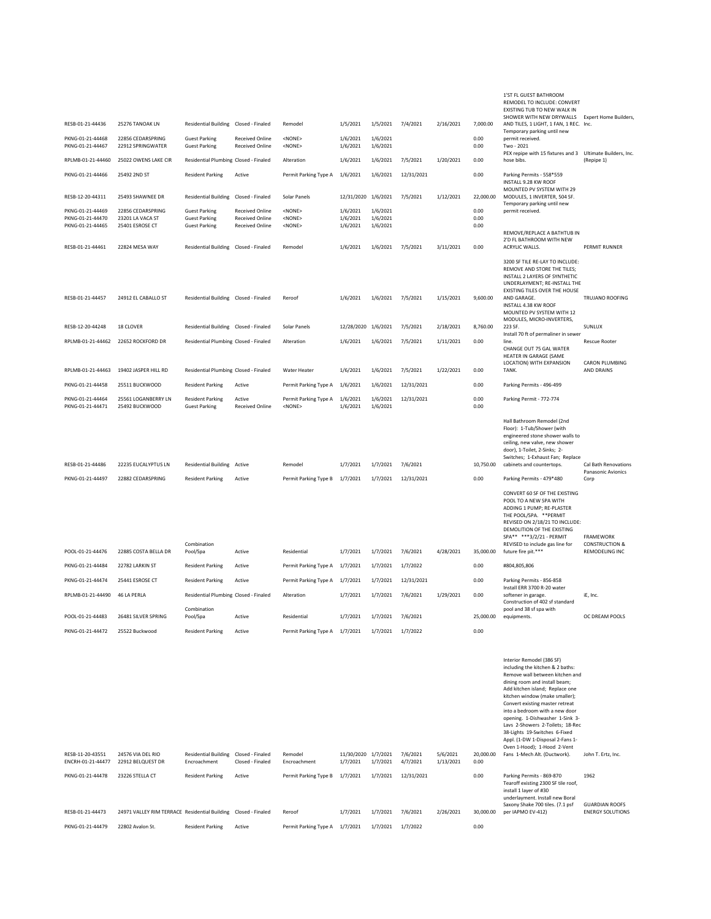| | | | | | | | | | | | |
|---|---|---|---|---|---|---|---|---|---|---|---|
| RESB-01-21-44436 | 25276 TANOAK LN | Residential Building | Closed - Finaled | Remodel | 1/5/2021 | 1/5/2021 | 7/4/2021 | 2/16/2021 | 7,000.00 | 1'ST FL GUEST BATHROOM REMODEL TO INCLUDE: CONVERT EXISTING TUB TO NEW WALK IN SHOWER WITH NEW DRYWALLS AND TILES, 1 LIGHT, 1 FAN, 1 REC. | Expert Home Builders, Inc. |
| PKNG-01-21-44468 | 22856 CEDARSPRING | Guest Parking | Received Online | <NONE> | 1/6/2021 | 1/6/2021 | | | 0.00 | Temporary parking until new permit received. | |
| PKNG-01-21-44467 | 22912 SPRINGWATER | Guest Parking | Received Online | <NONE> | 1/6/2021 | 1/6/2021 | | | 0.00 | Two - 2021 | |
| RPLMB-01-21-44460 | 25022 OWENS LAKE CIR | Residential Plumbing | Closed - Finaled | Alteration | 1/6/2021 | 1/6/2021 | 7/5/2021 | 1/20/2021 | 0.00 | PEX repipe with 15 fixtures and 3 hose bibs. | Ultimate Builders, Inc. (Repipe 1) |
| PKNG-01-21-44466 | 25492 2ND ST | Resident Parking | Active | Permit Parking Type A | 1/6/2021 | 1/6/2021 | 12/31/2021 | | 0.00 | Parking Permits - 558*559 | |
| RESB-12-20-44311 | 25493 SHAWNEE DR | Residential Building | Closed - Finaled | Solar Panels | 12/31/2020 | 1/6/2021 | 7/5/2021 | 1/12/2021 | 22,000.00 | INSTALL 9.28 KW ROOF MOUNTED PV SYSTEM WITH 29 MODULES, 1 INVERTER, 504 SF. | |
| PKNG-01-21-44469 | 22856 CEDARSPRING | Guest Parking | Received Online | <NONE> | 1/6/2021 | 1/6/2021 | | | 0.00 | Temporary parking until new permit received. | |
| PKNG-01-21-44470 | 23201 LA VACA ST | Guest Parking | Received Online | <NONE> | 1/6/2021 | 1/6/2021 | | | 0.00 | | |
| PKNG-01-21-44465 | 25401 ESROSE CT | Guest Parking | Received Online | <NONE> | 1/6/2021 | 1/6/2021 | | | 0.00 | | |
| RESB-01-21-44461 | 22824 MESA WAY | Residential Building | Closed - Finaled | Remodel | 1/6/2021 | 1/6/2021 | 7/5/2021 | 3/11/2021 | 0.00 | REMOVE/REPLACE A BATHTUB IN 2'D FL BATHROOM WITH NEW ACRYLIC WALLS. | PERMIT RUNNER |
| RESB-01-21-44457 | 24912 EL CABALLO ST | Residential Building | Closed - Finaled | Reroof | 1/6/2021 | 1/6/2021 | 7/5/2021 | 1/15/2021 | 9,600.00 | 3200 SF TILE RE-LAY TO INCLUDE: REMOVE AND STORE THE TILES; INSTALL 2 LAYERS OF SYNTHETIC UNDERLAYMENT; RE-INSTALL THE EXISTING TILES OVER THE HOUSE AND GARAGE. | TRUJANO ROOFING |
| RESB-12-20-44248 | 18 CLOVER | Residential Building | Closed - Finaled | Solar Panels | 12/28/2020 | 1/6/2021 | 7/5/2021 | 2/18/2021 | 8,760.00 | INSTALL 4.38 KW ROOF MOUNTED PV SYSTEM WITH 12 MODULES, MICRO-INVERTERS, 223 SF. | SUNLUX |
| RPLMB-01-21-44462 | 22652 ROCKFORD DR | Residential Plumbing | Closed - Finaled | Alteration | 1/6/2021 | 1/6/2021 | 7/5/2021 | 1/11/2021 | 0.00 | Install 70 ft of permaliner in sewer line. | Rescue Rooter |
| RPLMB-01-21-44463 | 19402 JASPER HILL RD | Residential Plumbing | Closed - Finaled | Water Heater | 1/6/2021 | 1/6/2021 | 7/5/2021 | 1/22/2021 | 0.00 | CHANGE OUT 75 GAL WATER HEATER IN GARAGE (SAME LOCATION) WITH EXPANSION TANK. | CARON PLUMBING AND DRAINS |
| PKNG-01-21-44458 | 25511 BUCKWOOD | Resident Parking | Active | Permit Parking Type A | 1/6/2021 | 1/6/2021 | 12/31/2021 | | 0.00 | Parking Permits - 496-499 | |
| PKNG-01-21-44464 | 25561 LOGANBERRY LN | Resident Parking | Active | Permit Parking Type A | 1/6/2021 | 1/6/2021 | 12/31/2021 | | 0.00 | Parking Permit - 772-774 | |
| PKNG-01-21-44471 | 25492 BUCKWOOD | Guest Parking | Received Online | <NONE> | 1/6/2021 | 1/6/2021 | | | 0.00 | | |
| RESB-01-21-44486 | 22235 EUCALYPTUS LN | Residential Building | Active | Remodel | 1/7/2021 | 1/7/2021 | 7/6/2021 | | 10,750.00 | Hall Bathroom Remodel (2nd Floor): 1-Tub/Shower (with engineered stone shower walls to ceiling, new valve, new shower door), 1-Toilet, 2-Sinks; 2-Switches; 1-Exhaust Fan; Replace cabinets and countertops. | Cal Bath Renovations |
| PKNG-01-21-44497 | 22882 CEDARSPRING | Resident Parking | Active | Permit Parking Type B | 1/7/2021 | 1/7/2021 | 12/31/2021 | | 0.00 | Parking Permits - 479*480 | Panasonic Avionics Corp |
| POOL-01-21-44476 | 22885 COSTA BELLA DR | Combination Pool/Spa | Active | Residential | 1/7/2021 | 1/7/2021 | 7/6/2021 | 4/28/2021 | 35,000.00 | CONVERT 60 SF OF THE EXISTING POOL TO A NEW SPA WITH ADDING 1 PUMP; RE-PLASTER THE POOL/SPA. **PERMIT REVISED ON 2/18/21 TO INCLUDE: DEMOLITION OF THE EXISTING SPA** ***3/2/21 - PERMIT REVISED to include gas line for future fire pit.*** | FRAMEWORK CONSTRUCTION & REMODELING INC |
| PKNG-01-21-44484 | 22782 LARKIN ST | Resident Parking | Active | Permit Parking Type A | 1/7/2021 | 1/7/2021 | 1/7/2022 | | 0.00 | #804,805,806 | |
| PKNG-01-21-44474 | 25441 ESROSE CT | Resident Parking | Active | Permit Parking Type A | 1/7/2021 | 1/7/2021 | 12/31/2021 | | 0.00 | Parking Permits - 856-858 | |
| RPLMB-01-21-44490 | 46 LA PERLA | Residential Plumbing | Closed - Finaled | Alteration | 1/7/2021 | 1/7/2021 | 7/6/2021 | 1/29/2021 | 0.00 | Install ERR 3700 R-20 water softener in garage. | iE, Inc. |
| POOL-01-21-44483 | 26481 SILVER SPRING | Combination Pool/Spa | Active | Residential | 1/7/2021 | 1/7/2021 | 7/6/2021 | | 25,000.00 | Construction of 402 sf standard pool and 38 sf spa with equipments. | OC DREAM POOLS |
| PKNG-01-21-44472 | 25522 Buckwood | Resident Parking | Active | Permit Parking Type A | 1/7/2021 | 1/7/2021 | 1/7/2022 | | 0.00 | | |
| RESB-11-20-43551 | 24576 VIA DEL RIO | Residential Building | Closed - Finaled | Remodel | 11/30/2020 | 1/7/2021 | 7/6/2021 | 5/6/2021 | 20,000.00 | Interior Remodel (386 SF) including the kitchen & 2 baths: Remove wall between kitchen and dining room and install beam; Add kitchen island; Replace one kitchen window (make smaller); Convert existing master retreat into a bedroom with a new door opening. 1-Dishwasher 1-Sink 3-Lavs 2-Showers 2-Toilets; 18-Rec 38-Lights 19-Switches 6-Fixed Appl. (1-DW 1-Disposal 2-Fans 1-Oven 1-Hood); 1-Hood 2-Vent Fans 1-Mech Alt. (Ductwork). | John T. Ertz, Inc. |
| ENCRH-01-21-44477 | 22912 BELQUEST DR | Encroachment | Closed - Finaled | Encroachment | 1/7/2021 | 1/7/2021 | 4/7/2021 | 1/13/2021 | 0.00 | | |
| PKNG-01-21-44478 | 23226 STELLA CT | Resident Parking | Active | Permit Parking Type B | 1/7/2021 | 1/7/2021 | 12/31/2021 | | 0.00 | Parking Permits - 869-870 | 1962 |
| RESB-01-21-44473 | 24971 VALLEY RIM TERRACE | Residential Building | Closed - Finaled | Reroof | 1/7/2021 | 1/7/2021 | 7/6/2021 | 2/26/2021 | 30,000.00 | Tearoff existing 2300 SF tile roof, install 1 layer of #30 underlayment. Install new Boral Saxony Shake 700 tiles. (7.1 psf per IAPMO EV-412) | GUARDIAN ROOFS ENERGY SOLUTIONS |
| PKNG-01-21-44479 | 22802 Avalon St. | Resident Parking | Active | Permit Parking Type A | 1/7/2021 | 1/7/2021 | 1/7/2022 | | 0.00 | | |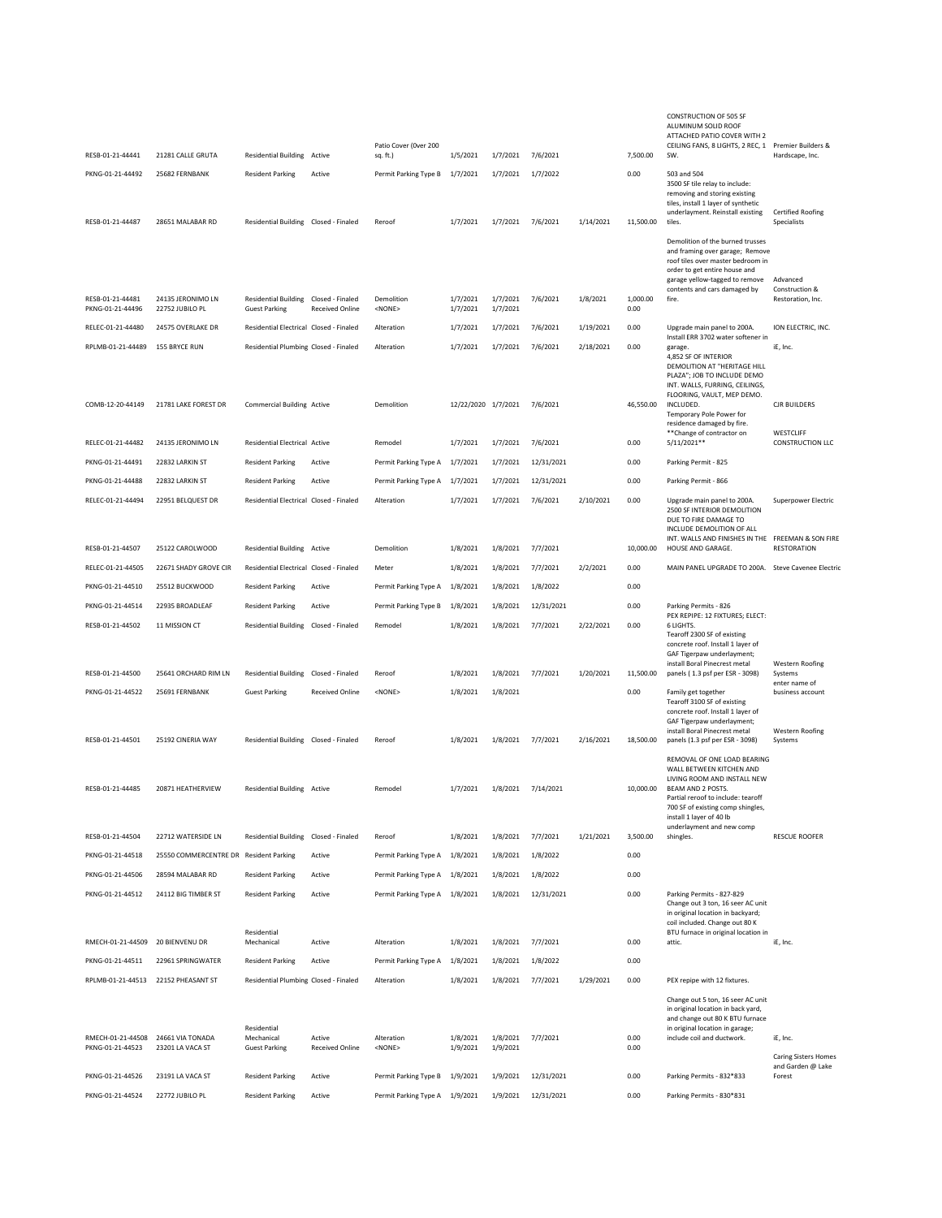| | | | | | | | | | | | |
|---|---|---|---|---|---|---|---|---|---|---|---|
| RESB-01-21-44441 | 21281 CALLE GRUTA | Residential Building | Active | Patio Cover (Over 200 sq. ft.) | 1/5/2021 | 1/7/2021 | 7/6/2021 | | 7,500.00 | CONSTRUCTION OF 505 SF ALUMINUM SOLID ROOF ATTACHED PATIO COVER WITH 2 CEILING FANS, 8 LIGHTS, 2 REC, 1 SW. | Premier Builders & Hardscape, Inc. |
| PKNG-01-21-44492 | 25682 FERNBANK | Resident Parking | Active | Permit Parking Type B | 1/7/2021 | 1/7/2021 | 1/7/2022 | | 0.00 | 503 and 504 | |
| RESB-01-21-44487 | 28651 MALABAR RD | Residential Building | Closed - Finaled | Reroof | 1/7/2021 | 1/7/2021 | 7/6/2021 | 1/14/2021 | 11,500.00 | 3500 SF tile relay to include: removing and storing existing tiles, install 1 layer of synthetic underlayment. Reinstall existing tiles. | Certified Roofing Specialists |
| RESB-01-21-44481 | 24135 JERONIMO LN | Residential Building | Closed - Finaled | Demolition | 1/7/2021 | 1/7/2021 | 7/6/2021 | 1/8/2021 | 1,000.00 | Demolition of the burned trusses and framing over garage; Remove roof tiles over master bedroom in order to get entire house and garage yellow-tagged to remove contents and cars damaged by fire. | Advanced Construction & Restoration, Inc. |
| PKNG-01-21-44496 | 22752 JUBILO PL | Guest Parking | Received Online | <NONE> | 1/7/2021 | 1/7/2021 | | | 0.00 | | |
| RELEC-01-21-44480 | 24575 OVERLAKE DR | Residential Electrical | Closed - Finaled | Alteration | 1/7/2021 | 1/7/2021 | 7/6/2021 | 1/19/2021 | 0.00 | Upgrade main panel to 200A. | ION ELECTRIC, INC. |
| RPLMB-01-21-44489 | 155 BRYCE RUN | Residential Plumbing | Closed - Finaled | Alteration | 1/7/2021 | 1/7/2021 | 7/6/2021 | 2/18/2021 | 0.00 | Install ERR 3702 water softener in garage. | iE, Inc. |
| COMB-12-20-44149 | 21781 LAKE FOREST DR | Commercial Building | Active | Demolition | 12/22/2020 | 1/7/2021 | 7/6/2021 | | 46,550.00 | 4,852 SF OF INTERIOR DEMOLITION AT "HERITAGE HILL PLAZA"; JOB TO INCLUDE DEMO INT. WALLS, FURRING, CEILINGS, FLOORING, VAULT, MEP DEMO. INCLUDED. | CJR BUILDERS |
| RELEC-01-21-44482 | 24135 JERONIMO LN | Residential Electrical | Active | Remodel | 1/7/2021 | 1/7/2021 | 7/6/2021 | | 0.00 | Temporary Pole Power for residence damaged by fire. **Change of contractor on 5/11/2021** | WESTCLIFF CONSTRUCTION LLC |
| PKNG-01-21-44491 | 22832 LARKIN ST | Resident Parking | Active | Permit Parking Type A | 1/7/2021 | 1/7/2021 | 12/31/2021 | | 0.00 | Parking Permit - 825 | |
| PKNG-01-21-44488 | 22832 LARKIN ST | Resident Parking | Active | Permit Parking Type A | 1/7/2021 | 1/7/2021 | 12/31/2021 | | 0.00 | Parking Permit - 866 | |
| RELEC-01-21-44494 | 22951 BELQUEST DR | Residential Electrical | Closed - Finaled | Alteration | 1/7/2021 | 1/7/2021 | 7/6/2021 | 2/10/2021 | 0.00 | Upgrade main panel to 200A. | Superpower Electric |
| RESB-01-21-44507 | 25122 CAROLWOOD | Residential Building | Active | Demolition | 1/8/2021 | 1/8/2021 | 7/7/2021 | | 10,000.00 | 2500 SF INTERIOR DEMOLITION DUE TO FIRE DAMAGE TO INCLUDE DEMOLITION OF ALL INT. WALLS AND FINISHES IN THE HOUSE AND GARAGE. | FREEMAN & SON FIRE RESTORATION |
| RELEC-01-21-44505 | 22671 SHADY GROVE CIR | Residential Electrical | Closed - Finaled | Meter | 1/8/2021 | 1/8/2021 | 7/7/2021 | 2/2/2021 | 0.00 | MAIN PANEL UPGRADE TO 200A. | Steve Cavenee Electric |
| PKNG-01-21-44510 | 25512 BUCKWOOD | Resident Parking | Active | Permit Parking Type A | 1/8/2021 | 1/8/2021 | 1/8/2022 | | 0.00 | | |
| PKNG-01-21-44514 | 22935 BROADLEAF | Resident Parking | Active | Permit Parking Type B | 1/8/2021 | 1/8/2021 | 12/31/2021 | | 0.00 | Parking Permits - 826 | |
| RESB-01-21-44502 | 11 MISSION CT | Residential Building | Closed - Finaled | Remodel | 1/8/2021 | 1/8/2021 | 7/7/2021 | 2/22/2021 | 0.00 | PEX REPIPE: 12 FIXTURES; ELECT: 6 LIGHTS. | |
| RESB-01-21-44500 | 25641 ORCHARD RIM LN | Residential Building | Closed - Finaled | Reroof | 1/8/2021 | 1/8/2021 | 7/7/2021 | 1/20/2021 | 11,500.00 | Tearoff 2300 SF of existing concrete roof. Install 1 layer of GAF Tigerpaw underlayment; install Boral Pinecrest metal panels ( 1.3 psf per ESR - 3098) | Western Roofing Systems |
| PKNG-01-21-44522 | 25691 FERNBANK | Guest Parking | Received Online | <NONE> | 1/8/2021 | 1/8/2021 | | | 0.00 | Family get together | enter name of business account |
| RESB-01-21-44501 | 25192 CINERIA WAY | Residential Building | Closed - Finaled | Reroof | 1/8/2021 | 1/8/2021 | 7/7/2021 | 2/16/2021 | 18,500.00 | Tearoff 3100 SF of existing concrete roof. Install 1 layer of GAF Tigerpaw underlayment; install Boral Pinecrest metal panels (1.3 psf per ESR - 3098) | Western Roofing Systems |
| RESB-01-21-44485 | 20871 HEATHERVIEW | Residential Building | Active | Remodel | 1/7/2021 | 1/8/2021 | 7/14/2021 | | 10,000.00 | REMOVAL OF ONE LOAD BEARING WALL BETWEEN KITCHEN AND LIVING ROOM AND INSTALL NEW BEAM AND 2 POSTS. | |
| RESB-01-21-44504 | 22712 WATERSIDE LN | Residential Building | Closed - Finaled | Reroof | 1/8/2021 | 1/8/2021 | 7/7/2021 | 1/21/2021 | 3,500.00 | Partial reroof to include: tearoff 700 SF of existing comp shingles, install 1 layer of 40 lb underlayment and new comp shingles. | RESCUE ROOFER |
| PKNG-01-21-44518 | 25550 COMMERCENTRE DR | Resident Parking | Active | Permit Parking Type A | 1/8/2021 | 1/8/2021 | 1/8/2022 | | 0.00 | | |
| PKNG-01-21-44506 | 28594 MALABAR RD | Resident Parking | Active | Permit Parking Type A | 1/8/2021 | 1/8/2021 | 1/8/2022 | | 0.00 | | |
| PKNG-01-21-44512 | 24112 BIG TIMBER ST | Resident Parking | Active | Permit Parking Type A | 1/8/2021 | 1/8/2021 | 12/31/2021 | | 0.00 | Parking Permits - 827-829 | |
| RMECH-01-21-44509 | 20 BIENVENU DR | Residential Mechanical | Active | Alteration | 1/8/2021 | 1/8/2021 | 7/7/2021 | | 0.00 | Change out 3 ton, 16 seer AC unit in original location in backyard; coil included. Change out 80 K BTU furnace in original location in attic. | iE, Inc. |
| PKNG-01-21-44511 | 22961 SPRINGWATER | Resident Parking | Active | Permit Parking Type A | 1/8/2021 | 1/8/2021 | 1/8/2022 | | 0.00 | | |
| RPLMB-01-21-44513 | 22152 PHEASANT ST | Residential Plumbing | Closed - Finaled | Alteration | 1/8/2021 | 1/8/2021 | 7/7/2021 | 1/29/2021 | 0.00 | PEX repipe with 12 fixtures. | |
| RMECH-01-21-44508 | 24661 VIA TONADA | Residential Mechanical | Active | Alteration | 1/8/2021 | 1/8/2021 | 7/7/2021 | | 0.00 | Change out 5 ton, 16 seer AC unit in original location in back yard, and change out 80 K BTU furnace in original location in garage; include coil and ductwork. | iE, Inc. |
| PKNG-01-21-44523 | 23201 LA VACA ST | Guest Parking | Received Online | <NONE> | 1/9/2021 | 1/9/2021 | | | 0.00 | | |
| PKNG-01-21-44526 | 23191 LA VACA ST | Resident Parking | Active | Permit Parking Type B | 1/9/2021 | 1/9/2021 | 12/31/2021 | | 0.00 | Parking Permits - 832*833 | Caring Sisters Homes and Garden @ Lake Forest |
| PKNG-01-21-44524 | 22772 JUBILO PL | Resident Parking | Active | Permit Parking Type A | 1/9/2021 | 1/9/2021 | 12/31/2021 | | 0.00 | Parking Permits - 830*831 | |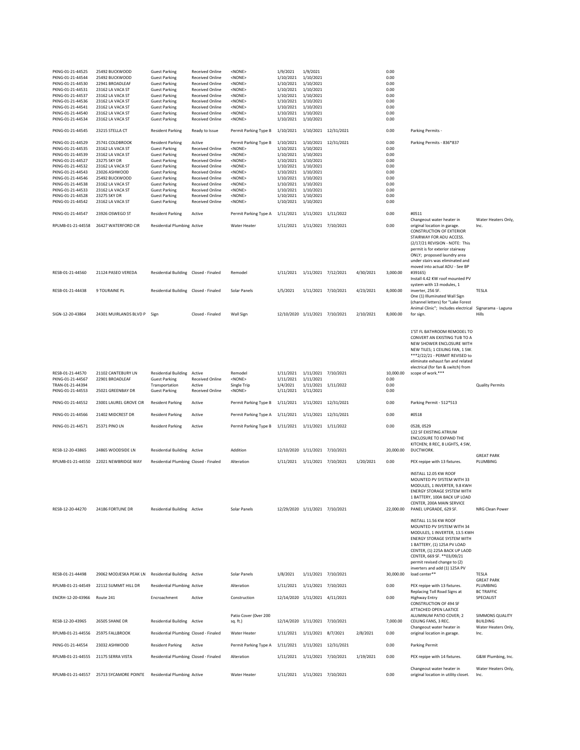| | | | | | | | | | | | |
|---|---|---|---|---|---|---|---|---|---|---|---|
| PKNG-01-21-44525 | 25492 BUCKWOOD | Guest Parking | Received Online | <NONE> | 1/9/2021 | 1/9/2021 | | | 0.00 | | |
| PKNG-01-21-44544 | 25492 BUCKWOOD | Guest Parking | Received Online | <NONE> | 1/10/2021 | 1/10/2021 | | | 0.00 | | |
| PKNG-01-21-44530 | 22941 BROADLEAF | Guest Parking | Received Online | <NONE> | 1/10/2021 | 1/10/2021 | | | 0.00 | | |
| PKNG-01-21-44531 | 23162 LA VACA ST | Guest Parking | Received Online | <NONE> | 1/10/2021 | 1/10/2021 | | | 0.00 | | |
| PKNG-01-21-44537 | 23162 LA VACA ST | Guest Parking | Received Online | <NONE> | 1/10/2021 | 1/10/2021 | | | 0.00 | | |
| PKNG-01-21-44536 | 23162 LA VACA ST | Guest Parking | Received Online | <NONE> | 1/10/2021 | 1/10/2021 | | | 0.00 | | |
| PKNG-01-21-44541 | 23162 LA VACA ST | Guest Parking | Received Online | <NONE> | 1/10/2021 | 1/10/2021 | | | 0.00 | | |
| PKNG-01-21-44540 | 23162 LA VACA ST | Guest Parking | Received Online | <NONE> | 1/10/2021 | 1/10/2021 | | | 0.00 | | |
| PKNG-01-21-44534 | 23162 LA VACA ST | Guest Parking | Received Online | <NONE> | 1/10/2021 | 1/10/2021 | | | 0.00 | | |
| PKNG-01-21-44545 | 23215 STELLA CT | Resident Parking | Ready to Issue | Permit Parking Type B | 1/10/2021 | 1/10/2021 | 12/31/2021 | | 0.00 | Parking Permits - | |
| PKNG-01-21-44529 | 25741 COLDBROOK | Resident Parking | Active | Permit Parking Type B | 1/10/2021 | 1/10/2021 | 12/31/2021 | | 0.00 | Parking Permits - 836*837 | |
| PKNG-01-21-44535 | 23162 LA VACA ST | Guest Parking | Received Online | <NONE> | 1/10/2021 | 1/10/2021 | | | 0.00 | | |
| PKNG-01-21-44539 | 23162 LA VACA ST | Guest Parking | Received Online | <NONE> | 1/10/2021 | 1/10/2021 | | | 0.00 | | |
| PKNG-01-21-44527 | 23275 SKY DR | Guest Parking | Received Online | <NONE> | 1/10/2021 | 1/10/2021 | | | 0.00 | | |
| PKNG-01-21-44532 | 23162 LA VACA ST | Guest Parking | Received Online | <NONE> | 1/10/2021 | 1/10/2021 | | | 0.00 | | |
| PKNG-01-21-44543 | 23026 ASHWOOD | Guest Parking | Received Online | <NONE> | 1/10/2021 | 1/10/2021 | | | 0.00 | | |
| PKNG-01-21-44546 | 25492 BUCKWOOD | Guest Parking | Received Online | <NONE> | 1/10/2021 | 1/10/2021 | | | 0.00 | | |
| PKNG-01-21-44538 | 23162 LA VACA ST | Guest Parking | Received Online | <NONE> | 1/10/2021 | 1/10/2021 | | | 0.00 | | |
| PKNG-01-21-44533 | 23162 LA VACA ST | Guest Parking | Received Online | <NONE> | 1/10/2021 | 1/10/2021 | | | 0.00 | | |
| PKNG-01-21-44528 | 23275 SKY DR | Guest Parking | Received Online | <NONE> | 1/10/2021 | 1/10/2021 | | | 0.00 | | |
| PKNG-01-21-44542 | 23162 LA VACA ST | Guest Parking | Received Online | <NONE> | 1/10/2021 | 1/10/2021 | | | 0.00 | | |
| PKNG-01-21-44547 | 23926 OSWEGO ST | Resident Parking | Active | Permit Parking Type A | 1/11/2021 | 1/11/2021 | 1/11/2022 | | 0.00 | #0511 | |
| RPLMB-01-21-44558 | 26427 WATERFORD CIR | Residential Plumbing | Active | Water Heater | 1/11/2021 | 1/11/2021 | 7/10/2021 | | 0.00 | Changeout water heater in original location in garage. | Water Heaters Only, Inc. |
| RESB-01-21-44560 | 21124 PASEO VEREDA | Residential Building | Closed - Finaled | Remodel | 1/11/2021 | 1/11/2021 | 7/12/2021 | 4/30/2021 | 3,000.00 | CONSTRUCTION OF EXTERIOR STAIRWAY FOR ADU ACCESS. (2/17/21 REVISION - NOTE: This permit is for exterior stairway ONLY; proposed laundry area under stairs was eliminated and moved into actual ADU - See BP #39165) | |
| RESB-01-21-44438 | 9 TOURAINE PL | Residential Building | Closed - Finaled | Solar Panels | 1/5/2021 | 1/11/2021 | 7/10/2021 | 4/23/2021 | 8,000.00 | Install 4.42 KW roof mounted PV system with 13 modules, 1 inverter, 256 SF. | TESLA |
| SIGN-12-20-43864 | 24301 MUIRLANDS BLVD P | Sign | Closed - Finaled | Wall Sign | 12/10/2020 | 1/11/2021 | 7/10/2021 | 2/10/2021 | 8,000.00 | One (1) Illuminated Wall Sign (channel letters) for "Lake Forest Animal Clinic"; Includes electrical for sign. | Signarama - Laguna Hills |
| RESB-01-21-44570 | 21102 CANTEBURY LN | Residential Building | Active | Remodel | 1/11/2021 | 1/11/2021 | 7/10/2021 | | 10,000.00 | 1'ST FL BATHROOM REMODEL TO CONVERT AN EXISTING TUB TO A NEW SHOWER ENCLOSURE WITH NEW TILES; 1 CEILING FAN, 1 SW. ***2/22/21 - PERMIT REVISED to eliminate exhaust fan and related electrical (for fan & switch) from scope of work.*** | |
| PKNG-01-21-44567 | 22901 BROADLEAF | Guest Parking | Received Online | <NONE> | 1/11/2021 | 1/11/2021 | | | 0.00 | | |
| TRAN-01-21-44394 | | Transportation | Active | Single Trip | 1/4/2021 | 1/11/2021 | 1/11/2022 | | 0.00 | | Quality Permits |
| PKNG-01-21-44553 | 25021 GREENBAY DR | Guest Parking | Received Online | <NONE> | 1/11/2021 | 1/11/2021 | | | 0.00 | | |
| PKNG-01-21-44552 | 23001 LAUREL GROVE CIR | Resident Parking | Active | Permit Parking Type B | 1/11/2021 | 1/11/2021 | 12/31/2021 | | 0.00 | Parking Permit - 512*513 | |
| PKNG-01-21-44566 | 21402 MIDCREST DR | Resident Parking | Active | Permit Parking Type A | 1/11/2021 | 1/11/2021 | 12/31/2021 | | 0.00 | #0518 | |
| PKNG-01-21-44571 | 25371 PINO LN | Resident Parking | Active | Permit Parking Type B | 1/11/2021 | 1/11/2021 | 1/11/2022 | | 0.00 | 0528, 0529 | |
| RESB-12-20-43865 | 24865 WOODSIDE LN | Residential Building | Active | Addition | 12/10/2020 | 1/11/2021 | 7/10/2021 | | 20,000.00 | 122 SF EXISTING ATRIUM ENCLOSURE TO EXPAND THE KITCHEN; 8 REC, 8 LIGHTS, 4 SW, DUCTWORK. | |
| RPLMB-01-21-44550 | 22021 NEWBRIDGE WAY | Residential Plumbing | Closed - Finaled | Alteration | 1/11/2021 | 1/11/2021 | 7/10/2021 | 1/20/2021 | 0.00 | PEX repipe with 13 fixtures. | GREAT PARK PLUMBING |
| RESB-12-20-44270 | 24186 FORTUNE DR | Residential Building | Active | Solar Panels | 12/29/2020 | 1/11/2021 | 7/10/2021 | | 22,000.00 | INSTALL 12.05 KW ROOF MOUNTED PV SYSTEM WITH 33 MODULES, 1 INVERTER, 9.8 KWH ENERGY STORAGE SYSTEM WITH 1 BATTERY, 100A BACK UP LOAD CENTER, 200A MAIN SERVICE PANEL UPGRADE, 629 SF. | NRG Clean Power |
| RESB-01-21-44498 | 29062 MODJESKA PEAK LN | Residential Building | Active | Solar Panels | 1/8/2021 | 1/11/2021 | 7/10/2021 | | 30,000.00 | INSTALL 11.56 KW ROOF MOUNTED PV SYSTEM WITH 34 MODULES, 1 INVERTER, 13.5 KWH ENERGY STORAGE SYSTEM WITH 1 BATTERY, (1) 125A PV LOAD CENTER, (1) 225A BACK UP LAOD CENTER, 669 SF. **03/09/21 permit revised change to (2) inverters and add (1) 125A PV load center** | TESLA |
| RPLMB-01-21-44549 | 22112 SUMMIT HILL DR | Residential Plumbing | Active | Alteration | 1/11/2021 | 1/11/2021 | 7/10/2021 | | 0.00 | PEX repipe with 13 fixtures. | GREAT PARK PLUMBING |
| ENCRH-12-20-43966 | Route 241 | Encroachment | Active | Construction | 12/14/2020 | 1/11/2021 | 4/11/2021 | | 0.00 | Replacing Toll Road Signs at Highway Entry | BC TRAFFIC SPECIALIST |
| RESB-12-20-43965 | 26505 SHANE DR | Residential Building | Active | Patio Cover (0ver 200 sq. ft.) | 12/14/2020 | 1/11/2021 | 7/10/2021 | | 7,000.00 | CONSTRUCTION OF 494 SF ATTACHED OPEN LAATICE ALUMINUM PATIO COVER; 2 CEILING FANS, 3 REC. | SIMMONS QUALITY BUILDING |
| RPLMB-01-21-44556 | 25975 FALLBROOK | Residential Plumbing | Closed - Finaled | Water Heater | 1/11/2021 | 1/11/2021 | 8/7/2021 | 2/8/2021 | 0.00 | Changeout water heater in original location in garage. | Water Heaters Only, Inc. |
| PKNG-01-21-44554 | 23032 ASHWOOD | Resident Parking | Active | Permit Parking Type A | 1/11/2021 | 1/11/2021 | 12/31/2021 | | 0.00 | Parking Permit | |
| RPLMB-01-21-44555 | 21175 SERRA VISTA | Residential Plumbing | Closed - Finaled | Alteration | 1/11/2021 | 1/11/2021 | 7/10/2021 | 1/19/2021 | 0.00 | PEX repipe with 14 fixtures. | G&W Plumbing, Inc. |
| RPLMB-01-21-44557 | 25713 SYCAMORE POINTE | Residential Plumbing | Active | Water Heater | 1/11/2021 | 1/11/2021 | 7/10/2021 | | 0.00 | Changeout water heater in original location in utility closet. | Water Heaters Only, Inc. |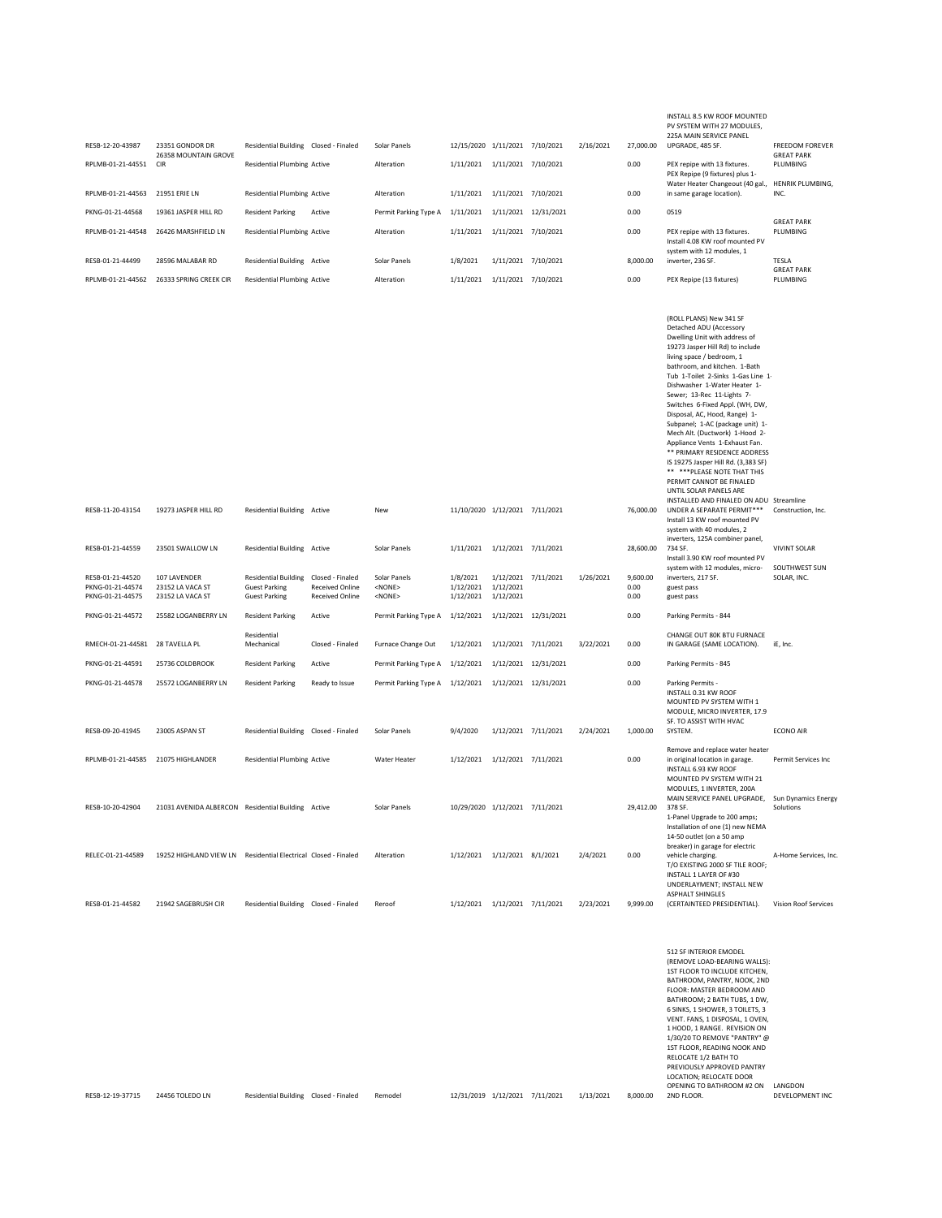| | | | | | | | | | | | |
|---|---|---|---|---|---|---|---|---|---|---|---|
| RESB-12-20-43987 | 23351 GONDOR DR | Residential Building | Closed - Finaled | Solar Panels | 12/15/2020 | 1/11/2021 | 7/10/2021 | 2/16/2021 | 27,000.00 | INSTALL 8.5 KW ROOF MOUNTED PV SYSTEM WITH 27 MODULES, 225A MAIN SERVICE PANEL UPGRADE, 485 SF. | FREEDOM FOREVER |
| RPLMB-01-21-44551 | 26358 MOUNTAIN GROVE CIR | Residential Plumbing | Active | Alteration | 1/11/2021 | 1/11/2021 | 7/10/2021 | | 0.00 | PEX repipe with 13 fixtures. | GREAT PARK PLUMBING |
| RPLMB-01-21-44563 | 21951 ERIE LN | Residential Plumbing | Active | Alteration | 1/11/2021 | 1/11/2021 | 7/10/2021 | | 0.00 | PEX Repipe (9 fixtures) plus 1-Water Heater Changeout (40 gal., in same garage location). | HENRIK PLUMBING, INC. |
| PKNG-01-21-44568 | 19361 JASPER HILL RD | Resident Parking | Active | Permit Parking Type A | 1/11/2021 | 1/11/2021 | 12/31/2021 | | 0.00 | 0519 | |
| RPLMB-01-21-44548 | 26426 MARSHFIELD LN | Residential Plumbing | Active | Alteration | 1/11/2021 | 1/11/2021 | 7/10/2021 | | 0.00 | PEX repipe with 13 fixtures. | GREAT PARK PLUMBING |
| RESB-01-21-44499 | 28596 MALABAR RD | Residential Building | Active | Solar Panels | 1/8/2021 | 1/11/2021 | 7/10/2021 | | 8,000.00 | Install 4.08 KW roof mounted PV system with 12 modules, 1 inverter, 236 SF. | TESLA |
| RPLMB-01-21-44562 | 26333 SPRING CREEK CIR | Residential Plumbing | Active | Alteration | 1/11/2021 | 1/11/2021 | 7/10/2021 | | 0.00 | PEX Repipe (13 fixtures) | GREAT PARK PLUMBING |
| RESB-11-20-43154 | 19273 JASPER HILL RD | Residential Building | Active | New | 11/10/2020 | 1/12/2021 | 7/11/2021 | | 76,000.00 | (ROLL PLANS) New 341 SF Detached ADU (Accessory Dwelling Unit with address of 19273 Jasper Hill Rd) to include living space / bedroom, 1 bathroom, and kitchen. 1-Bath Tub 1-Toilet 2-Sinks 1-Gas Line 1-Dishwasher 1-Water Heater 1-Sewer; 13-Rec 11-Lights 7-Switches 6-Fixed Appl. (WH, DW, Disposal, AC, Hood, Range) 1-Subpanel; 1-AC (package unit) 1-Mech Alt. (Ductwork) 1-Hood 2-Appliance Vents 1-Exhaust Fan. ** PRIMARY RESIDENCE ADDRESS IS 19275 Jasper Hill Rd. (3,383 SF) ** ***PLEASE NOTE THAT THIS PERMIT CANNOT BE FINALED UNTIL SOLAR PANELS ARE INSTALLED AND FINALED ON ADU UNDER A SEPARATE PERMIT*** | Streamline Construction, Inc. |
| RESB-01-21-44559 | 23501 SWALLOW LN | Residential Building | Active | Solar Panels | 1/11/2021 | 1/12/2021 | 7/11/2021 | | 28,600.00 | Install 13 KW roof mounted PV system with 40 modules, 2 inverters, 125A combiner panel, 734 SF. | VIVINT SOLAR |
| RESB-01-21-44520 | 107 LAVENDER | Residential Building | Closed - Finaled | Solar Panels | 1/8/2021 | 1/12/2021 | 7/11/2021 | 1/26/2021 | 9,600.00 | Install 3.90 KW roof mounted PV system with 12 modules, micro-inverters, 217 SF. | SOUTHWEST SUN SOLAR, INC. |
| PKNG-01-21-44574 | 23152 LA VACA ST | Guest Parking | Received Online | <NONE> | 1/12/2021 | 1/12/2021 | | | 0.00 | guest pass | |
| PKNG-01-21-44575 | 23152 LA VACA ST | Guest Parking | Received Online | <NONE> | 1/12/2021 | 1/12/2021 | | | 0.00 | guest pass | |
| PKNG-01-21-44572 | 25582 LOGANBERRY LN | Resident Parking | Active | Permit Parking Type A | 1/12/2021 | 1/12/2021 | 12/31/2021 | | 0.00 | Parking Permits - 844 | |
| RMECH-01-21-44581 | 28 TAVELLA PL | Residential Mechanical | Closed - Finaled | Furnace Change Out | 1/12/2021 | 1/12/2021 | 7/11/2021 | 3/22/2021 | 0.00 | CHANGE OUT 80K BTU FURNACE IN GARAGE (SAME LOCATION). | iE, Inc. |
| PKNG-01-21-44591 | 25736 COLDBROOK | Resident Parking | Active | Permit Parking Type A | 1/12/2021 | 1/12/2021 | 12/31/2021 | | 0.00 | Parking Permits - 845 | |
| PKNG-01-21-44578 | 25572 LOGANBERRY LN | Resident Parking | Ready to Issue | Permit Parking Type A | 1/12/2021 | 1/12/2021 | 12/31/2021 | | 0.00 | Parking Permits - | |
| RESB-09-20-41945 | 23005 ASPAN ST | Residential Building | Closed - Finaled | Solar Panels | 9/4/2020 | 1/12/2021 | 7/11/2021 | 2/24/2021 | 1,000.00 | INSTALL 0.31 KW ROOF MOUNTED PV SYSTEM WITH 1 MODULE, MICRO INVERTER, 17.9 SF. TO ASSIST WITH HVAC SYSTEM. | ECONO AIR |
| RPLMB-01-21-44585 | 21075 HIGHLANDER | Residential Plumbing | Active | Water Heater | 1/12/2021 | 1/12/2021 | 7/11/2021 | | 0.00 | Remove and replace water heater in original location in garage. | Permit Services Inc |
| RESB-10-20-42904 | 21031 AVENIDA ALBERCON | Residential Building | Active | Solar Panels | 10/29/2020 | 1/12/2021 | 7/11/2021 | | 29,412.00 | INSTALL 6.93 KW ROOF MOUNTED PV SYSTEM WITH 21 MODULES, 1 INVERTER, 200A MAIN SERVICE PANEL UPGRADE, 378 SF. | Sun Dynamics Energy Solutions |
| RELEC-01-21-44589 | 19252 HIGHLAND VIEW LN | Residential Electrical | Closed - Finaled | Alteration | 1/12/2021 | 1/12/2021 | 8/1/2021 | 2/4/2021 | 0.00 | 1-Panel Upgrade to 200 amps; Installation of one (1) new NEMA 14-50 outlet (on a 50 amp breaker) in garage for electric vehicle charging. | A-Home Services, Inc. |
| RESB-01-21-44582 | 21942 SAGEBRUSH CIR | Residential Building | Closed - Finaled | Reroof | 1/12/2021 | 1/12/2021 | 7/11/2021 | 2/23/2021 | 9,999.00 | T/O EXISTING 2000 SF TILE ROOF; INSTALL 1 LAYER OF #30 UNDERLAYMENT; INSTALL NEW ASPHALT SHINGLES (CERTAINTEED PRESIDENTIAL). | Vision Roof Services |
| RESB-12-19-37715 | 24456 TOLEDO LN | Residential Building | Closed - Finaled | Remodel | 12/31/2019 | 1/12/2021 | 7/11/2021 | 1/13/2021 | 8,000.00 | 512 SF INTERIOR EMODEL (REMOVE LOAD-BEARING WALLS): 1ST FLOOR TO INCLUDE KITCHEN, BATHROOM, PANTRY, NOOK, 2ND FLOOR: MASTER BEDROOM AND BATHROOM; 2 BATH TUBS, 1 DW, 6 SINKS, 1 SHOWER, 3 TOILETS, 3 VENT. FANS, 1 DISPOSAL, 1 OVEN, 1 HOOD, 1 RANGE. REVISION ON 1/30/20 TO REMOVE "PANTRY" @ 1ST FLOOR, READING NOOK AND RELOCATE 1/2 BATH TO PREVIOUSLY APPROVED PANTRY LOCATION; RELOCATE DOOR OPENING TO BATHROOM #2 ON 2ND FLOOR. | LANGDON DEVELOPMENT INC |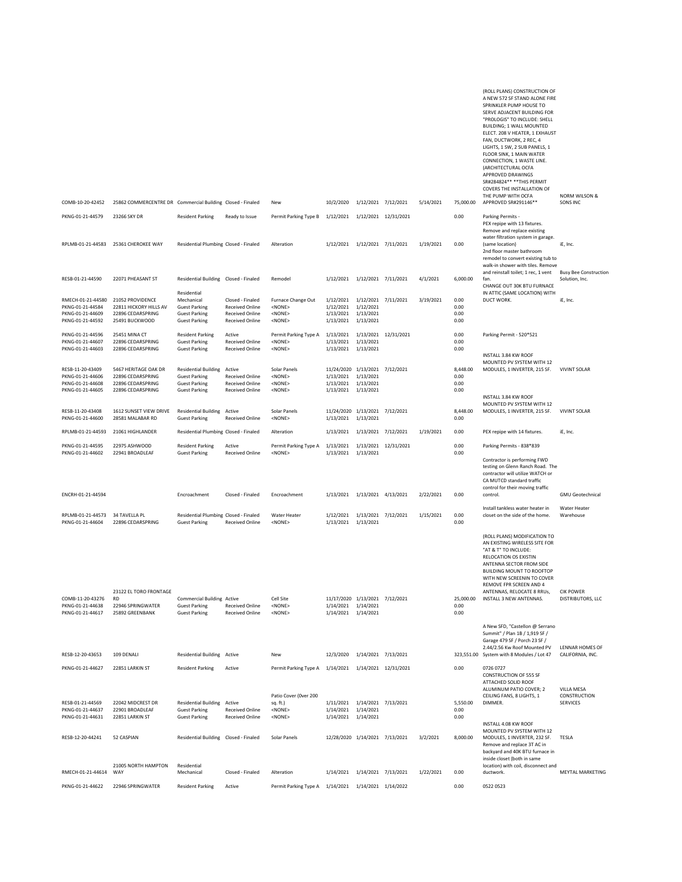| COMB-10-20-42452 | 25862 COMMERCENTRE DR | Commercial Building | Closed - Finaled | New | 10/2/2020 | 1/12/2021 | 7/12/2021 | 5/14/2021 | 75,000.00 | (ROLL PLANS) CONSTRUCTION OF A NEW 572 SF STAND ALONE FIRE SPRINKLER PUMP HOUSE TO SERVE ADJACENT BUILDING FOR "PROLOGIS" TO INCLUDE: SHELL BUILDING; 1 WALL MOUNTED ELECT. 208 V HEATER, 1 EXHAUST FAN, DUCTWORK, 2 REC, 4 LIGHTS, 1 SW, 2 SUB PANELS, 1 FLOOR SINK, 1 MAIN WATER CONNECTION, 1 WASTE LINE. (ARCHITECTURAL OCFA APPROVED DRAWINGS SR#284824** **THIS PERMIT COVERS THE INSTALLATION OF THE PUMP WITH OCFA APPROVED SR#291146** | NORM WILSON & SONS INC |
|---|---|---|---|---|---|---|---|---|---|---|---|
| PKNG-01-21-44579 | 23266 SKY DR | Resident Parking | Ready to Issue | Permit Parking Type B | 1/12/2021 | 1/12/2021 | 12/31/2021 | | 0.00 | Parking Permits - | |
| RPLMB-01-21-44583 | 25361 CHEROKEE WAY | Residential Plumbing | Closed - Finaled | Alteration | 1/12/2021 | 1/12/2021 | 7/11/2021 | 1/19/2021 | 0.00 | PEX repipe with 13 fixtures. Remove and replace existing water filtration system in garage. (same location) | iE, Inc. |
| RESB-01-21-44590 | 22071 PHEASANT ST | Residential Building | Closed - Finaled | Remodel | 1/12/2021 | 1/12/2021 | 7/11/2021 | 4/1/2021 | 6,000.00 | 2nd floor master bathroom remodel to convert existing tub to walk-in shower with tiles. Remove and reinstall toilet; 1 rec, 1 vent fan. | Busy Bee Construction Solution, Inc. |
| RMECH-01-21-44580 | 21052 PROVIDENCE | Residential Mechanical | Closed - Finaled | Furnace Change Out | 1/12/2021 | 1/12/2021 | 7/11/2021 | 3/19/2021 | 0.00 | CHANGE OUT 30K BTU FURNACE IN ATTIC (SAME LOCATION) WITH DUCT WORK. | iE, Inc. |
| PKNG-01-21-44584 | 22811 HICKORY HILLS AV | Guest Parking | Received Online | <NONE> | 1/12/2021 | 1/12/2021 | | | 0.00 | | |
| PKNG-01-21-44609 | 22896 CEDARSPRING | Guest Parking | Received Online | <NONE> | 1/13/2021 | 1/13/2021 | | | 0.00 | | |
| PKNG-01-21-44592 | 25491 BUCKWOOD | Guest Parking | Received Online | <NONE> | 1/13/2021 | 1/13/2021 | | | 0.00 | | |
| PKNG-01-21-44596 | 25451 MINA CT | Resident Parking | Active | Permit Parking Type A | 1/13/2021 | 1/13/2021 | 12/31/2021 | | 0.00 | Parking Permit - 520*521 | |
| PKNG-01-21-44607 | 22896 CEDARSPRING | Guest Parking | Received Online | <NONE> | 1/13/2021 | 1/13/2021 | | | 0.00 | | |
| PKNG-01-21-44603 | 22896 CEDARSPRING | Guest Parking | Received Online | <NONE> | 1/13/2021 | 1/13/2021 | | | 0.00 | | |
| RESB-11-20-43409 | 5467 HERITAGE OAK DR | Residential Building | Active | Solar Panels | 11/24/2020 | 1/13/2021 | 7/12/2021 | | 8,448.00 | INSTALL 3.84 KW ROOF MOUNTED PV SYSTEM WITH 12 MODULES, 1 INVERTER, 215 SF. | VIVINT SOLAR |
| PKNG-01-21-44606 | 22896 CEDARSPRING | Guest Parking | Received Online | <NONE> | 1/13/2021 | 1/13/2021 | | | 0.00 | | |
| PKNG-01-21-44608 | 22896 CEDARSPRING | Guest Parking | Received Online | <NONE> | 1/13/2021 | 1/13/2021 | | | 0.00 | | |
| PKNG-01-21-44605 | 22896 CEDARSPRING | Guest Parking | Received Online | <NONE> | 1/13/2021 | 1/13/2021 | | | 0.00 | | |
| RESB-11-20-43408 | 1612 SUNSET VIEW DRIVE | Residential Building | Active | Solar Panels | 11/24/2020 | 1/13/2021 | 7/12/2021 | | 8,448.00 | INSTALL 3.84 KW ROOF MOUNTED PV SYSTEM WITH 12 MODULES, 1 INVERTER, 215 SF. | VIVINT SOLAR |
| PKNG-01-21-44600 | 28581 MALABAR RD | Guest Parking | Received Online | <NONE> | 1/13/2021 | 1/13/2021 | | | 0.00 | | |
| RPLMB-01-21-44593 | 21061 HIGHLANDER | Residential Plumbing | Closed - Finaled | Alteration | 1/13/2021 | 1/13/2021 | 7/12/2021 | 1/19/2021 | 0.00 | PEX repipe with 14 fixtures. | iE, Inc. |
| PKNG-01-21-44595 | 22975 ASHWOOD | Resident Parking | Active | Permit Parking Type A | 1/13/2021 | 1/13/2021 | 12/31/2021 | | 0.00 | Parking Permits - 838*839 | |
| PKNG-01-21-44602 | 22941 BROADLEAF | Guest Parking | Received Online | <NONE> | 1/13/2021 | 1/13/2021 | | | 0.00 | | |
| ENCRH-01-21-44594 | | Encroachment | Closed - Finaled | Encroachment | 1/13/2021 | 1/13/2021 | 4/13/2021 | 2/22/2021 | 0.00 | Contractor is performing FWD testing on Glenn Ranch Road. The contractor will utilize WATCH or CA MUTCD standard traffic control for their moving traffic control. | GMU Geotechnical |
| RPLMB-01-21-44573 | 34 TAVELLA PL | Residential Plumbing | Closed - Finaled | Water Heater | 1/12/2021 | 1/13/2021 | 7/12/2021 | 1/15/2021 | 0.00 | Install tankless water heater in closet on the side of the home. | Water Heater Warehouse |
| PKNG-01-21-44604 | 22896 CEDARSPRING | Guest Parking | Received Online | <NONE> | 1/13/2021 | 1/13/2021 | | | 0.00 | | |
| COMB-11-20-43276 | 23122 EL TORO FRONTAGE RD | Commercial Building | Active | Cell Site | 11/17/2020 | 1/13/2021 | 7/12/2021 | | 25,000.00 | (ROLL PLANS) MODIFICATION TO AN EXISTING WIRELESS SITE FOR "AT & T" TO INCLUDE: RELOCATION OS EXISTIN ANTENNA SECTOR FROM SIDE BUILDING MOUNT TO ROOFTOP WITH NEW SCREENIN TO COVER REMOVE FPR SCREEN AND 4 ANTENNAS, RELOCATE 8 RRUs, INSTALL 3 NEW ANTENNAS. | CIK POWER DISTRIBUTORS, LLC |
| PKNG-01-21-44638 | 22946 SPRINGWATER | Guest Parking | Received Online | <NONE> | 1/14/2021 | 1/14/2021 | | | 0.00 | | |
| PKNG-01-21-44617 | 25892 GREENBANK | Guest Parking | Received Online | <NONE> | 1/14/2021 | 1/14/2021 | | | 0.00 | | |
| RESB-12-20-43653 | 109 DENALI | Residential Building | Active | New | 12/3/2020 | 1/14/2021 | 7/13/2021 | | 323,551.00 | A New SFD, "Castellon @ Serrano Summit" / Plan 1B / 1,919 SF / Garage 479 SF / Porch 23 SF / 2.44/2.56 Kw Roof Mounted PV System with 8 Modules / Lot 47 | LENNAR HOMES OF CALIFORNIA, INC. |
| PKNG-01-21-44627 | 22851 LARKIN ST | Resident Parking | Active | Permit Parking Type A | 1/14/2021 | 1/14/2021 | 12/31/2021 | | 0.00 | 0726 0727 | |
| RESB-01-21-44569 | 22042 MIDCREST DR | Residential Building | Active | Patio Cover (Over 200 sq. ft.) | 1/11/2021 | 1/14/2021 | 7/13/2021 | | 5,550.00 | CONSTRUCTION OF 555 SF ATTACHED SOLID ROOF ALUMINUM PATIO COVER; 2 CEILING FANS, 8 LIGHTS, 1 DIMMER. | VILLA MESA CONSTRUCTION SERVICES |
| PKNG-01-21-44637 | 22901 BROADLEAF | Guest Parking | Received Online | <NONE> | 1/14/2021 | 1/14/2021 | | | 0.00 | | |
| PKNG-01-21-44631 | 22851 LARKIN ST | Guest Parking | Received Online | <NONE> | 1/14/2021 | 1/14/2021 | | | 0.00 | | |
| RESB-12-20-44241 | 52 CASPIAN | Residential Building | Closed - Finaled | Solar Panels | 12/28/2020 | 1/14/2021 | 7/13/2021 | 3/2/2021 | 8,000.00 | INSTALL 4.08 KW ROOF MOUNTED PV SYSTEM WITH 12 MODULES, 1 INVERTER, 232 SF. | TESLA |
| RMECH-01-21-44614 | 21005 NORTH HAMPTON WAY | Residential Mechanical | Closed - Finaled | Alteration | 1/14/2021 | 1/14/2021 | 7/13/2021 | 1/22/2021 | 0.00 | Remove and replace 3T AC in backyard and 40K BTU furnace in inside closet (both in same location) with coil, disconnect and ductwork. | MEYTAL MARKETING |
| PKNG-01-21-44622 | 22946 SPRINGWATER | Resident Parking | Active | Permit Parking Type A | 1/14/2021 | 1/14/2021 | 1/14/2022 | | 0.00 | 0522 0523 | |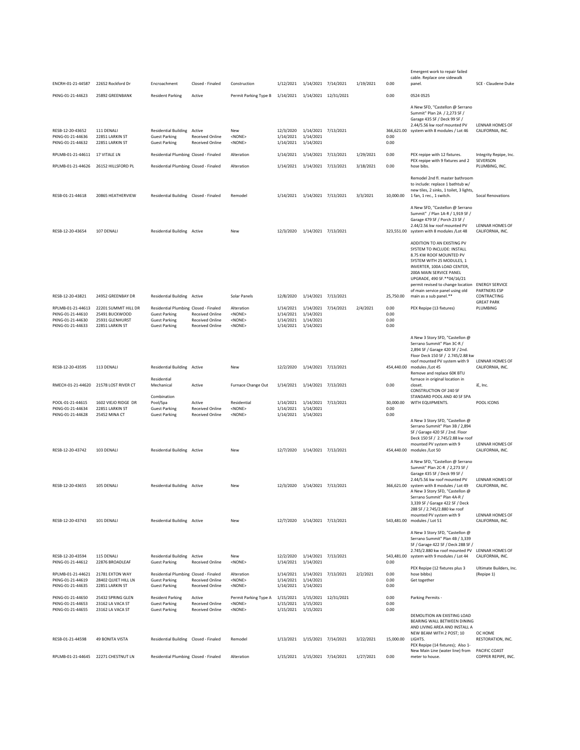| | | | | | | | | | | | |
|---|---|---|---|---|---|---|---|---|---|---|---|
| ENCRH-01-21-44587 | 22652 Rockford Dr | Encroachment | Closed - Finaled | Construction | 1/12/2021 | 1/14/2021 | 7/14/2021 | 1/19/2021 | 0.00 | Emergent work to repair failed cable. Replace one sidewalk panel. | SCE - Claudene Duke |
| PKNG-01-21-44623 | 25892 GREENBANK | Resident Parking | Active | Permit Parking Type B | 1/14/2021 | 1/14/2021 | 12/31/2021 | | 0.00 | 0524 0525 | |
| RESB-12-20-43652 | 111 DENALI | Residential Building | Active | New | 12/3/2020 | 1/14/2021 | 7/13/2021 | | 366,621.00 | A New SFD, "Castellon @ Serrano Summit" Plan 2A / 2,273 SF / Garage 435 SF / Deck 99 SF / 2.44/5.56 kw roof mounted PV system with 8 modules / Lot 46 | LENNAR HOMES OF CALIFORNIA, INC. |
| PKNG-01-21-44636 | 22851 LARKIN ST | Guest Parking | Received Online | <NONE> | 1/14/2021 | 1/14/2021 | | | 0.00 | | |
| PKNG-01-21-44632 | 22851 LARKIN ST | Guest Parking | Received Online | <NONE> | 1/14/2021 | 1/14/2021 | | | 0.00 | | |
| RPLMB-01-21-44611 | 17 VITALE LN | Residential Plumbing | Closed - Finaled | Alteration | 1/14/2021 | 1/14/2021 | 7/13/2021 | 1/29/2021 | 0.00 | PEX repipe with 12 fixtures. | Integrity Repipe, Inc. |
| RPLMB-01-21-44626 | 26152 HILLSFORD PL | Residential Plumbing | Closed - Finaled | Alteration | 1/14/2021 | 1/14/2021 | 7/13/2021 | 3/18/2021 | 0.00 | PEX repipe with 9 fixtures and 2 hose bibs. | SEVERSON PLUMBING, INC. |
| RESB-01-21-44618 | 20865 HEATHERVIEW | Residential Building | Closed - Finaled | Remodel | 1/14/2021 | 1/14/2021 | 7/13/2021 | 3/3/2021 | 10,000.00 | Remodel 2nd fl. master bathroom to include: replace 1 bathtub w/ new tiles, 2 sinks, 1 toilet, 3 lights, 1 fan, 1 rec., 1 switch. | Socal Renovations |
| RESB-12-20-43654 | 107 DENALI | Residential Building | Active | New | 12/3/2020 | 1/14/2021 | 7/13/2021 | | 323,551.00 | A New SFD, "Castellon @ Serrano Summit" / Plan 1A-R / 1,919 SF / Garage 479 SF / Porch 23 SF / 2.44/2.56 kw roof mounted PV system with 8 modules /Lot 48 | LENNAR HOMES OF CALIFORNIA, INC. |
| RESB-12-20-43821 | 24952 GREENBAY DR | Residential Building | Active | Solar Panels | 12/8/2020 | 1/14/2021 | 7/13/2021 | | 25,750.00 | ADDITION TO AN EXISTING PV SYSTEM TO INCLUDE: INSTALL 8.75 KW ROOF MOUNTED PV SYSTEM WITH 25 MODULES, 1 INVERTER, 100A LOAD CENTER, 200A MAIN SERVICE PANEL UPGRADE, 490 SF.**04/16/21 permit revised to change location of main service panel using old main as a sub panel.** | ENERGY SERVICE PARTNERS ESP CONTRACTING |
| RPLMB-01-21-44613 | 22201 SUMMIT HILL DR | Residential Plumbing | Closed - Finaled | Alteration | 1/14/2021 | 1/14/2021 | 7/14/2021 | 2/4/2021 | 0.00 | PEX Repipe (13 fixtures) | GREAT PARK PLUMBING |
| PKNG-01-21-44610 | 25491 BUCKWOOD | Guest Parking | Received Online | <NONE> | 1/14/2021 | 1/14/2021 | | | 0.00 | | |
| PKNG-01-21-44630 | 25931 GLENHURST | Guest Parking | Received Online | <NONE> | 1/14/2021 | 1/14/2021 | | | 0.00 | | |
| PKNG-01-21-44633 | 22851 LARKIN ST | Guest Parking | Received Online | <NONE> | 1/14/2021 | 1/14/2021 | | | 0.00 | | |
| RESB-12-20-43595 | 113 DENALI | Residential Building | Active | New | 12/2/2020 | 1/14/2021 | 7/13/2021 | | 454,440.00 | A New 3 Story SFD, "Castellon @ Serrano Summit" Plan 3C-R / 2,894 SF / Garage 420 SF / 2nd. Floor Deck 150 SF / 2.745/2.88 kw roof mounted PV system with 9 modules /Lot 45 | LENNAR HOMES OF CALIFORNIA, INC. |
| RMECH-01-21-44620 | 21578 LOST RIVER CT | Residential Mechanical | Active | Furnace Change Out | 1/14/2021 | 1/14/2021 | 7/13/2021 | | 0.00 | Remove and replace 60K BTU furnace in original location in closet. | iE, Inc. |
| POOL-01-21-44615 | 1602 VIEJO RIDGE DR | Combination Pool/Spa | Active | Residential | 1/14/2021 | 1/14/2021 | 7/13/2021 | | 30,000.00 | CONSTRUCTION OF 240 SF STANDARD POOL AND 40 SF SPA WITH EQUIPMENTS. | POOL ICONS |
| PKNG-01-21-44634 | 22851 LARKIN ST | Guest Parking | Received Online | <NONE> | 1/14/2021 | 1/14/2021 | | | 0.00 | | |
| PKNG-01-21-44628 | 25452 MINA CT | Guest Parking | Received Online | <NONE> | 1/14/2021 | 1/14/2021 | | | 0.00 | | |
| RESB-12-20-43742 | 103 DENALI | Residential Building | Active | New | 12/7/2020 | 1/14/2021 | 7/13/2021 | | 454,440.00 | A New 3 Story SFD, "Castellon @ Serrano Summit" Plan 3B / 2,894 SF / Garage 420 SF / 2nd. Floor Deck 150 SF / 2.745/2.88 kw roof mounted PV system with 9 modules /Lot 50 | LENNAR HOMES OF CALIFORNIA, INC. |
| RESB-12-20-43655 | 105 DENALI | Residential Building | Active | New | 12/3/2020 | 1/14/2021 | 7/13/2021 | | 366,621.00 | A New SFD, "Castellon @ Serrano Summit" Plan 2C-R / 2,273 SF / Garage 435 SF / Deck 99 SF / 2.44/5.56 kw roof mounted PV system with 8 modules / Lot 49 | LENNAR HOMES OF CALIFORNIA, INC. |
| RESB-12-20-43743 | 101 DENALI | Residential Building | Active | New | 12/7/2020 | 1/14/2021 | 7/13/2021 | | 543,481.00 | A New 3 Story SFD, "Castellon @ Serrano Summit" Plan 4A-R / 3,339 SF / Garage 422 SF / Deck 288 SF / 2.745/2.880 kw roof mounted PV system with 9 modules / Lot 51 | LENNAR HOMES OF CALIFORNIA, INC. |
| RESB-12-20-43594 | 115 DENALI | Residential Building | Active | New | 12/2/2020 | 1/14/2021 | 7/13/2021 | | 543,481.00 | A New 3 Story SFD, "Castellon @ Serrano Summit" Plan 4B / 3,339 SF / Garage 422 SF / Deck 288 SF / 2.745/2.880 kw roof mounted PV system with 9 modules / Lot 44 | LENNAR HOMES OF CALIFORNIA, INC. |
| PKNG-01-21-44612 | 22876 BROADLEAF | Guest Parking | Received Online | <NONE> | 1/14/2021 | 1/14/2021 | | | 0.00 | | |
| RPLMB-01-21-44621 | 21781 EXTON WAY | Residential Plumbing | Closed - Finaled | Alteration | 1/14/2021 | 1/14/2021 | 7/13/2021 | 2/2/2021 | 0.00 | PEX Repipe (12 fixtures plus 3 hose bibbs) | Ultimate Builders, Inc. (Repipe 1) |
| PKNG-01-21-44619 | 28402 QUIET HILL LN | Guest Parking | Received Online | <NONE> | 1/14/2021 | 1/14/2021 | | | 0.00 | Get together | |
| PKNG-01-21-44635 | 22851 LARKIN ST | Guest Parking | Received Online | <NONE> | 1/14/2021 | 1/14/2021 | | | 0.00 | | |
| PKNG-01-21-44650 | 25432 SPRING GLEN | Resident Parking | Active | Permit Parking Type A | 1/15/2021 | 1/15/2021 | 12/31/2021 | | 0.00 | Parking Permits - | |
| PKNG-01-21-44653 | 23162 LA VACA ST | Guest Parking | Received Online | <NONE> | 1/15/2021 | 1/15/2021 | | | 0.00 | | |
| PKNG-01-21-44655 | 23162 LA VACA ST | Guest Parking | Received Online | <NONE> | 1/15/2021 | 1/15/2021 | | | 0.00 | | |
| RESB-01-21-44598 | 49 BONITA VISTA | Residential Building | Closed - Finaled | Remodel | 1/13/2021 | 1/15/2021 | 7/14/2021 | 3/22/2021 | 15,000.00 | DEMOLITION AN EXISTING LOAD BEARING WALL BETWEEN DINING AND LIVING AREA AND INSTALL A NEW BEAM WITH 2 POST; 10 LIGHTS. | OC HOME RESTORATION, INC. |
| RPLMB-01-21-44645 | 22271 CHESTNUT LN | Residential Plumbing | Closed - Finaled | Alteration | 1/15/2021 | 1/15/2021 | 7/14/2021 | 1/27/2021 | 0.00 | PEX Repipe (14 fixtures); Also 1-New Main Line (water line) from meter to house. | PACIFIC COAST COPPER REPIPE, INC. |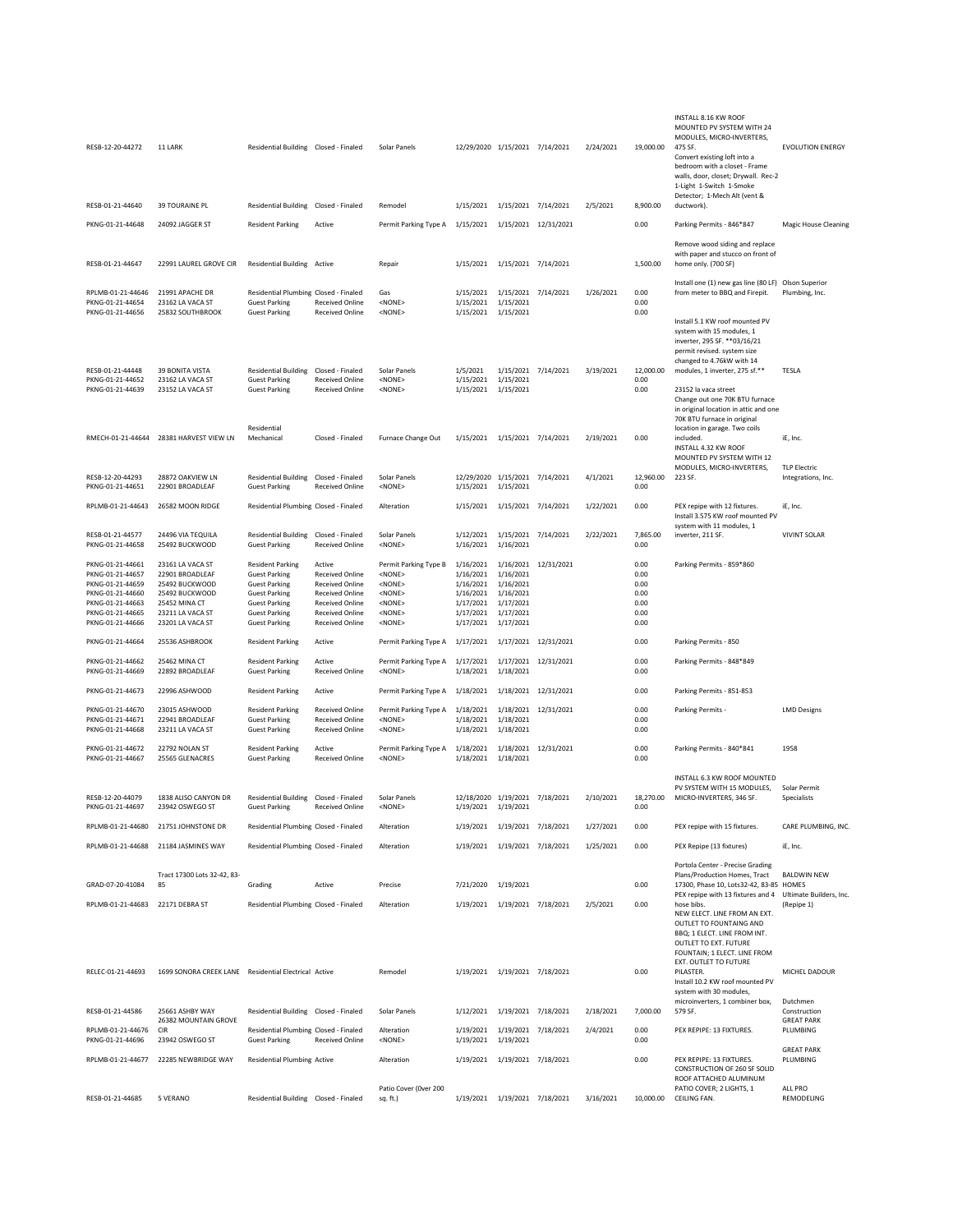| | | | | | | | | | | | |
|---|---|---|---|---|---|---|---|---|---|---|---|
| RESB-12-20-44272 | 11 LARK | Residential Building | Closed - Finaled | Solar Panels | 12/29/2020 | 1/15/2021 | 7/14/2021 | 2/24/2021 | 19,000.00 | INSTALL 8.16 KW ROOF MOUNTED PV SYSTEM WITH 24 MODULES, MICRO-INVERTERS, 475 SF. | EVOLUTION ENERGY |
| RESB-01-21-44640 | 39 TOURAINE PL | Residential Building | Closed - Finaled | Remodel | 1/15/2021 | 1/15/2021 | 7/14/2021 | 2/5/2021 | 8,900.00 | Convert existing loft into a bedroom with a closet - Frame walls, door, closet; Drywall. Rec-2 1-Light 1-Switch 1-Smoke Detector; 1-Mech Alt (vent & ductwork). | |
| PKNG-01-21-44648 | 24092 JAGGER ST | Resident Parking | Active | Permit Parking Type A | 1/15/2021 | 1/15/2021 | 12/31/2021 | | 0.00 | Parking Permits - 846*847 | Magic House Cleaning |
| RESB-01-21-44647 | 22991 LAUREL GROVE CIR | Residential Building | Active | Repair | 1/15/2021 | 1/15/2021 | 7/14/2021 | | 1,500.00 | Remove wood siding and replace with paper and stucco on front of home only. (700 SF) | |
| RPLMB-01-21-44646 | 21991 APACHE DR | Residential Plumbing | Closed - Finaled | Gas | 1/15/2021 | 1/15/2021 | 7/14/2021 | 1/26/2021 | 0.00 | Install one (1) new gas line (80 LF) from meter to BBQ and Firepit. | Olson Superior Plumbing, Inc. |
| PKNG-01-21-44654 | 23162 LA VACA ST | Guest Parking | Received Online | <NONE> | 1/15/2021 | 1/15/2021 | | | 0.00 | | |
| PKNG-01-21-44656 | 25832 SOUTHBROOK | Guest Parking | Received Online | <NONE> | 1/15/2021 | 1/15/2021 | | | 0.00 | | |
| RESB-01-21-44448 | 39 BONITA VISTA | Residential Building | Closed - Finaled | Solar Panels | 1/5/2021 | 1/15/2021 | 7/14/2021 | 3/19/2021 | 12,000.00 | Install 5.1 KW roof mounted PV system with 15 modules, 1 inverter, 295 SF. **03/16/21 permit revised. system size changed to 4.76kW with 14 modules, 1 inverter, 275 sf.** | TESLA |
| PKNG-01-21-44652 | 23162 LA VACA ST | Guest Parking | Received Online | <NONE> | 1/15/2021 | 1/15/2021 | | | 0.00 | | |
| PKNG-01-21-44639 | 23152 LA VACA ST | Guest Parking | Received Online | <NONE> | 1/15/2021 | 1/15/2021 | | | 0.00 | 23152 la vaca street | |
| RMECH-01-21-44644 | 28381 HARVEST VIEW LN | Residential Mechanical | Closed - Finaled | Furnace Change Out | 1/15/2021 | 1/15/2021 | 7/14/2021 | 2/19/2021 | 0.00 | Change out one 70K BTU furnace in original location in attic and one 70K BTU furnace in original location in garage. Two coils included. | iE, Inc. |
| RESB-12-20-44293 | 28872 OAKVIEW LN | Residential Building | Closed - Finaled | Solar Panels | 12/29/2020 | 1/15/2021 | 7/14/2021 | 4/1/2021 | 12,960.00 | INSTALL 4.32 KW ROOF MOUNTED PV SYSTEM WITH 12 MODULES, MICRO-INVERTERS, 223 SF. | TLP Electric Integrations, Inc. |
| PKNG-01-21-44651 | 22901 BROADLEAF | Guest Parking | Received Online | <NONE> | 1/15/2021 | 1/15/2021 | | | 0.00 | | |
| RPLMB-01-21-44643 | 26582 MOON RIDGE | Residential Plumbing | Closed - Finaled | Alteration | 1/15/2021 | 1/15/2021 | 7/14/2021 | 1/22/2021 | 0.00 | PEX repipe with 12 fixtures. | iE, Inc. |
| RESB-01-21-44577 | 24496 VIA TEQUILA | Residential Building | Closed - Finaled | Solar Panels | 1/12/2021 | 1/15/2021 | 7/14/2021 | 2/22/2021 | 7,865.00 | Install 3.575 KW roof mounted PV system with 11 modules, 1 inverter, 211 SF. | VIVINT SOLAR |
| PKNG-01-21-44658 | 25492 BUCKWOOD | Guest Parking | Received Online | <NONE> | 1/16/2021 | 1/16/2021 | | | 0.00 | | |
| PKNG-01-21-44661 | 23161 LA VACA ST | Resident Parking | Active | Permit Parking Type B | 1/16/2021 | 1/16/2021 | 12/31/2021 | | 0.00 | Parking Permits - 859*860 | |
| PKNG-01-21-44657 | 22901 BROADLEAF | Guest Parking | Received Online | <NONE> | 1/16/2021 | 1/16/2021 | | | 0.00 | | |
| PKNG-01-21-44659 | 25492 BUCKWOOD | Guest Parking | Received Online | <NONE> | 1/16/2021 | 1/16/2021 | | | 0.00 | | |
| PKNG-01-21-44660 | 25492 BUCKWOOD | Guest Parking | Received Online | <NONE> | 1/16/2021 | 1/16/2021 | | | 0.00 | | |
| PKNG-01-21-44663 | 25452 MINA CT | Guest Parking | Received Online | <NONE> | 1/17/2021 | 1/17/2021 | | | 0.00 | | |
| PKNG-01-21-44665 | 23211 LA VACA ST | Guest Parking | Received Online | <NONE> | 1/17/2021 | 1/17/2021 | | | 0.00 | | |
| PKNG-01-21-44666 | 23201 LA VACA ST | Guest Parking | Received Online | <NONE> | 1/17/2021 | 1/17/2021 | | | 0.00 | | |
| PKNG-01-21-44664 | 25536 ASHBROOK | Resident Parking | Active | Permit Parking Type A | 1/17/2021 | 1/17/2021 | 12/31/2021 | | 0.00 | Parking Permits - 850 | |
| PKNG-01-21-44662 | 25462 MINA CT | Resident Parking | Active | Permit Parking Type A | 1/17/2021 | 1/17/2021 | 12/31/2021 | | 0.00 | Parking Permits - 848*849 | |
| PKNG-01-21-44669 | 22892 BROADLEAF | Guest Parking | Received Online | <NONE> | 1/18/2021 | 1/18/2021 | | | 0.00 | | |
| PKNG-01-21-44673 | 22996 ASHWOOD | Resident Parking | Active | Permit Parking Type A | 1/18/2021 | 1/18/2021 | 12/31/2021 | | 0.00 | Parking Permits - 851-853 | |
| PKNG-01-21-44670 | 23015 ASHWOOD | Resident Parking | Received Online | Permit Parking Type A | 1/18/2021 | 1/18/2021 | 12/31/2021 | | 0.00 | Parking Permits - | LMD Designs |
| PKNG-01-21-44671 | 22941 BROADLEAF | Guest Parking | Received Online | <NONE> | 1/18/2021 | 1/18/2021 | | | 0.00 | | |
| PKNG-01-21-44668 | 23211 LA VACA ST | Guest Parking | Received Online | <NONE> | 1/18/2021 | 1/18/2021 | | | 0.00 | | |
| PKNG-01-21-44672 | 22792 NOLAN ST | Resident Parking | Active | Permit Parking Type A | 1/18/2021 | 1/18/2021 | 12/31/2021 | | 0.00 | Parking Permits - 840*841 | 1958 |
| PKNG-01-21-44667 | 25565 GLENACRES | Guest Parking | Received Online | <NONE> | 1/18/2021 | 1/18/2021 | | | 0.00 | | |
| RESB-12-20-44079 | 1838 ALISO CANYON DR | Residential Building | Closed - Finaled | Solar Panels | 12/18/2020 | 1/19/2021 | 7/18/2021 | 2/10/2021 | 18,270.00 | INSTALL 6.3 KW ROOF MOUNTED PV SYSTEM WITH 15 MODULES, MICRO-INVERTERS, 346 SF. | Solar Permit Specialists |
| PKNG-01-21-44697 | 23942 OSWEGO ST | Guest Parking | Received Online | <NONE> | 1/19/2021 | 1/19/2021 | | | 0.00 | | |
| RPLMB-01-21-44680 | 21751 JOHNSTONE DR | Residential Plumbing | Closed - Finaled | Alteration | 1/19/2021 | 1/19/2021 | 7/18/2021 | 1/27/2021 | 0.00 | PEX repipe with 15 fixtures. | CARE PLUMBING, INC. |
| RPLMB-01-21-44688 | 21184 JASMINES WAY | Residential Plumbing | Closed - Finaled | Alteration | 1/19/2021 | 1/19/2021 | 7/18/2021 | 1/25/2021 | 0.00 | PEX Repipe (13 fixtures) | iE, Inc. |
| GRAD-07-20-41084 | Tract 17300 Lots 32-42, 83-85 | Grading | Active | Precise | 7/21/2020 | 1/19/2021 | | | 0.00 | Portola Center - Precise Grading Plans/Production Homes, Tract 17300, Phase 10, Lots32-42, 83-85 | BALDWIN NEW HOMES |
| RPLMB-01-21-44683 | 22171 DEBRA ST | Residential Plumbing | Closed - Finaled | Alteration | 1/19/2021 | 1/19/2021 | 7/18/2021 | 2/5/2021 | 0.00 | PEX repipe with 13 fixtures and 4 hose bibs. | Ultimate Builders, Inc. (Repipe 1) |
| RELEC-01-21-44693 | 1699 SONORA CREEK LANE | Residential Electrical | Active | Remodel | 1/19/2021 | 1/19/2021 | 7/18/2021 | | 0.00 | NEW ELECT. LINE FROM AN EXT. OUTLET TO FOUNTAING AND BBQ; 1 ELECT. LINE FROM INT. OUTLET TO EXT. FUTURE FOUNTAIN; 1 ELECT. LINE FROM EXT. OUTLET TO FUTURE PILASTER. | MICHEL DADOUR |
| RESB-01-21-44586 | 25661 ASHBY WAY | Residential Building | Closed - Finaled | Solar Panels | 1/12/2021 | 1/19/2021 | 7/18/2021 | 2/18/2021 | 7,000.00 | Install 10.2 KW roof mounted PV system with 30 modules, microinverters, 1 combiner box, 579 SF. | Dutchmen Construction |
| RPLMB-01-21-44676 | 26382 MOUNTAIN GROVE CIR | Residential Plumbing | Closed - Finaled | Alteration | 1/19/2021 | 1/19/2021 | 7/18/2021 | 2/4/2021 | 0.00 | PEX REPIPE: 13 FIXTURES. | GREAT PARK PLUMBING |
| PKNG-01-21-44696 | 23942 OSWEGO ST | Guest Parking | Received Online | <NONE> | 1/19/2021 | 1/19/2021 | | | 0.00 | | |
| RPLMB-01-21-44677 | 22285 NEWBRIDGE WAY | Residential Plumbing | Active | Alteration | 1/19/2021 | 1/19/2021 | 7/18/2021 | | 0.00 | PEX REPIPE: 13 FIXTURES. | GREAT PARK PLUMBING |
| RESB-01-21-44685 | 5 VERANO | Residential Building | Closed - Finaled | Patio Cover (0ver 200 sq. ft.) | 1/19/2021 | 1/19/2021 | 7/18/2021 | 3/16/2021 | 10,000.00 | CONSTRUCTION OF 260 SF SOLID ROOF ATTACHED ALUMINUM PATIO COVER; 2 LIGHTS, 1 CEILING FAN. | ALL PRO REMODELING |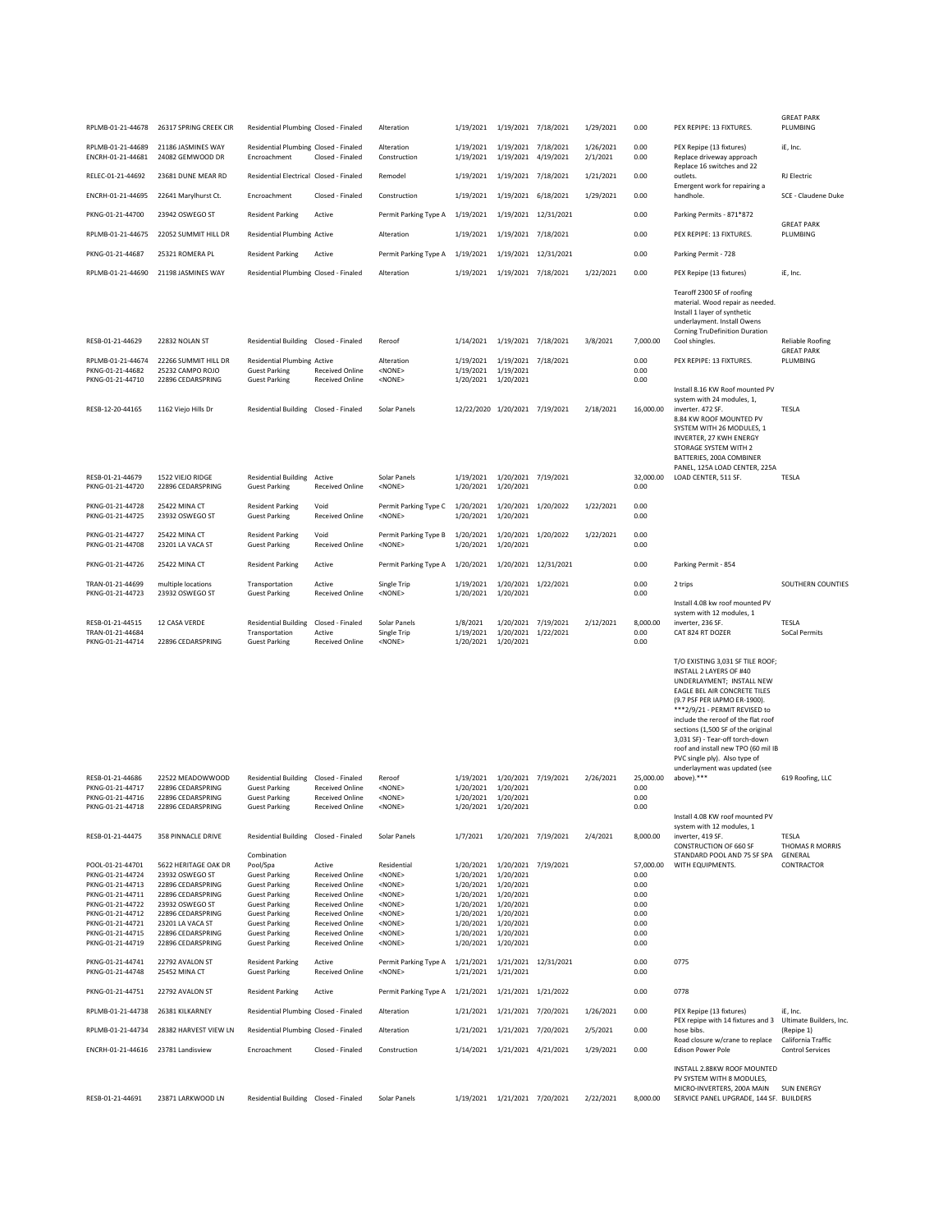| | | | | | | | | | | | |
|---|---|---|---|---|---|---|---|---|---|---|---|
| RPLMB-01-21-44678 | 26317 SPRING CREEK CIR | Residential Plumbing | Closed - Finaled | Alteration | 1/19/2021 | 1/19/2021 | 7/18/2021 | 1/29/2021 | 0.00 | PEX REPIPE: 13 FIXTURES. | GREAT PARK PLUMBING |
| RPLMB-01-21-44689 | 21186 JASMINES WAY | Residential Plumbing | Closed - Finaled | Alteration | 1/19/2021 | 1/19/2021 | 7/18/2021 | 1/26/2021 | 0.00 | PEX Repipe (13 fixtures) | iE, Inc. |
| ENCRH-01-21-44681 | 24082 GEMWOOD DR | Encroachment | Closed - Finaled | Construction | 1/19/2021 | 1/19/2021 | 4/19/2021 | 2/1/2021 | 0.00 | Replace driveway approach | |
| RELEC-01-21-44692 | 23681 DUNE MEAR RD | Residential Electrical | Closed - Finaled | Remodel | 1/19/2021 | 1/19/2021 | 7/18/2021 | 1/21/2021 | 0.00 | Replace 16 switches and 22 outlets. | RJ Electric |
| ENCRH-01-21-44695 | 22641 Marylhurst Ct. | Encroachment | Closed - Finaled | Construction | 1/19/2021 | 1/19/2021 | 6/18/2021 | 1/29/2021 | 0.00 | Emergent work for repairing a handhole. | SCE - Claudene Duke |
| PKNG-01-21-44700 | 23942 OSWEGO ST | Resident Parking | Active | Permit Parking Type A | 1/19/2021 | 1/19/2021 | 12/31/2021 | | 0.00 | Parking Permits - 871*872 | |
| RPLMB-01-21-44675 | 22052 SUMMIT HILL DR | Residential Plumbing | Active | Alteration | 1/19/2021 | 1/19/2021 | 7/18/2021 | | 0.00 | PEX REPIPE: 13 FIXTURES. | GREAT PARK PLUMBING |
| PKNG-01-21-44687 | 25321 ROMERA PL | Resident Parking | Active | Permit Parking Type A | 1/19/2021 | 1/19/2021 | 12/31/2021 | | 0.00 | Parking Permit - 728 | |
| RPLMB-01-21-44690 | 21198 JASMINES WAY | Residential Plumbing | Closed - Finaled | Alteration | 1/19/2021 | 1/19/2021 | 7/18/2021 | 1/22/2021 | 0.00 | PEX Repipe (13 fixtures) | iE, Inc. |
| RESB-01-21-44629 | 22832 NOLAN ST | Residential Building | Closed - Finaled | Reroof | 1/14/2021 | 1/19/2021 | 7/18/2021 | 3/8/2021 | 7,000.00 | Tearoff 2300 SF of roofing material. Wood repair as needed. Install 1 layer of synthetic underlayment. Install Owens Corning TruDefinition Duration Cool shingles. | Reliable Roofing |
| RPLMB-01-21-44674 | 22266 SUMMIT HILL DR | Residential Plumbing | Active | Alteration | 1/19/2021 | 1/19/2021 | 7/18/2021 | | 0.00 | PEX REPIPE: 13 FIXTURES. | GREAT PARK PLUMBING |
| PKNG-01-21-44682 | 25232 CAMPO ROJO | Guest Parking | Received Online | <NONE> | 1/19/2021 | 1/19/2021 | | | 0.00 | | |
| PKNG-01-21-44710 | 22896 CEDARSPRING | Guest Parking | Received Online | <NONE> | 1/20/2021 | 1/20/2021 | | | 0.00 | | |
| RESB-12-20-44165 | 1162 Viejo Hills Dr | Residential Building | Closed - Finaled | Solar Panels | 12/22/2020 | 1/20/2021 | 7/19/2021 | 2/18/2021 | 16,000.00 | Install 8.16 KW Roof mounted PV system with 24 modules, 1, inverter. 472 SF. | TESLA |
| RESB-01-21-44679 | 1522 VIEJO RIDGE | Residential Building | Active | Solar Panels | 1/19/2021 | 1/20/2021 | 7/19/2021 | | 32,000.00 | 8.84 KW ROOF MOUNTED PV SYSTEM WITH 26 MODULES, 1 INVERTER, 27 KWH ENERGY STORAGE SYSTEM WITH 2 BATTERIES, 200A COMBINER PANEL, 125A LOAD CENTER, 225A LOAD CENTER, 511 SF. | TESLA |
| PKNG-01-21-44720 | 22896 CEDARSPRING | Guest Parking | Received Online | <NONE> | 1/20/2021 | 1/20/2021 | | | 0.00 | | |
| PKNG-01-21-44728 | 25422 MINA CT | Resident Parking | Void | Permit Parking Type C | 1/20/2021 | 1/20/2021 | 1/20/2022 | 1/22/2021 | 0.00 | | |
| PKNG-01-21-44725 | 23932 OSWEGO ST | Guest Parking | Received Online | <NONE> | 1/20/2021 | 1/20/2021 | | | 0.00 | | |
| PKNG-01-21-44727 | 25422 MINA CT | Resident Parking | Void | Permit Parking Type B | 1/20/2021 | 1/20/2021 | 1/20/2022 | 1/22/2021 | 0.00 | | |
| PKNG-01-21-44708 | 23201 LA VACA ST | Guest Parking | Received Online | <NONE> | 1/20/2021 | 1/20/2021 | | | 0.00 | | |
| PKNG-01-21-44726 | 25422 MINA CT | Resident Parking | Active | Permit Parking Type A | 1/20/2021 | 1/20/2021 | 12/31/2021 | | 0.00 | Parking Permit - 854 | |
| TRAN-01-21-44699 | multiple locations | Transportation | Active | Single Trip | 1/19/2021 | 1/20/2021 | 1/22/2021 | | 0.00 | 2 trips | SOUTHERN COUNTIES |
| PKNG-01-21-44723 | 23932 OSWEGO ST | Guest Parking | Received Online | <NONE> | 1/20/2021 | 1/20/2021 | | | 0.00 | | |
| RESB-01-21-44515 | 12 CASA VERDE | Residential Building | Closed - Finaled | Solar Panels | 1/8/2021 | 1/20/2021 | 7/19/2021 | 2/12/2021 | 8,000.00 | Install 4.08 kw roof mounted PV system with 12 modules, 1 inverter, 236 SF. | TESLA |
| TRAN-01-21-44684 | | Transportation | Active | Single Trip | 1/19/2021 | 1/20/2021 | 1/22/2021 | | 0.00 | CAT 824 RT DOZER | SoCal Permits |
| PKNG-01-21-44714 | 22896 CEDARSPRING | Guest Parking | Received Online | <NONE> | 1/20/2021 | 1/20/2021 | | | 0.00 | | |
| RESB-01-21-44686 | 22522 MEADOWWOOD | Residential Building | Closed - Finaled | Reroof | 1/19/2021 | 1/20/2021 | 7/19/2021 | 2/26/2021 | 25,000.00 | T/O EXISTING 3,031 SF TILE ROOF; INSTALL 2 LAYERS OF #40 UNDERLAYMENT; INSTALL NEW EAGLE BEL AIR CONCRETE TILES (9.7 PSF PER IAPMO ER-1900). ***2/9/21 - PERMIT REVISED to include the reroof of the flat roof sections (1,500 SF of the original 3,031 SF) - Tear-off torch-down roof and install new TPO (60 mil IB PVC single ply). Also type of underlayment was updated (see above).*** | 619 Roofing, LLC |
| PKNG-01-21-44717 | 22896 CEDARSPRING | Guest Parking | Received Online | <NONE> | 1/20/2021 | 1/20/2021 | | | 0.00 | | |
| PKNG-01-21-44716 | 22896 CEDARSPRING | Guest Parking | Received Online | <NONE> | 1/20/2021 | 1/20/2021 | | | 0.00 | | |
| PKNG-01-21-44718 | 22896 CEDARSPRING | Guest Parking | Received Online | <NONE> | 1/20/2021 | 1/20/2021 | | | 0.00 | | |
| RESB-01-21-44475 | 358 PINNACLE DRIVE | Residential Building | Closed - Finaled | Solar Panels | 1/7/2021 | 1/20/2021 | 7/19/2021 | 2/4/2021 | 8,000.00 | Install 4.08 KW roof mounted PV system with 12 modules, 1 inverter, 419 SF. | TESLA |
| POOL-01-21-44701 | 5622 HERITAGE OAK DR | Combination Pool/Spa | Active | Residential | 1/20/2021 | 1/20/2021 | 7/19/2021 | | 57,000.00 | CONSTRUCTION OF 660 SF STANDARD POOL AND 75 SF SPA WITH EQUIPMENTS. | THOMAS R MORRIS GENERAL CONTRACTOR |
| PKNG-01-21-44724 | 23932 OSWEGO ST | Guest Parking | Received Online | <NONE> | 1/20/2021 | 1/20/2021 | | | 0.00 | | |
| PKNG-01-21-44713 | 22896 CEDARSPRING | Guest Parking | Received Online | <NONE> | 1/20/2021 | 1/20/2021 | | | 0.00 | | |
| PKNG-01-21-44711 | 22896 CEDARSPRING | Guest Parking | Received Online | <NONE> | 1/20/2021 | 1/20/2021 | | | 0.00 | | |
| PKNG-01-21-44722 | 23932 OSWEGO ST | Guest Parking | Received Online | <NONE> | 1/20/2021 | 1/20/2021 | | | 0.00 | | |
| PKNG-01-21-44712 | 22896 CEDARSPRING | Guest Parking | Received Online | <NONE> | 1/20/2021 | 1/20/2021 | | | 0.00 | | |
| PKNG-01-21-44721 | 23201 LA VACA ST | Guest Parking | Received Online | <NONE> | 1/20/2021 | 1/20/2021 | | | 0.00 | | |
| PKNG-01-21-44715 | 22896 CEDARSPRING | Guest Parking | Received Online | <NONE> | 1/20/2021 | 1/20/2021 | | | 0.00 | | |
| PKNG-01-21-44719 | 22896 CEDARSPRING | Guest Parking | Received Online | <NONE> | 1/20/2021 | 1/20/2021 | | | 0.00 | | |
| PKNG-01-21-44741 | 22792 AVALON ST | Resident Parking | Active | Permit Parking Type A | 1/21/2021 | 1/21/2021 | 12/31/2021 | | 0.00 | 0775 | |
| PKNG-01-21-44748 | 25452 MINA CT | Guest Parking | Received Online | <NONE> | 1/21/2021 | 1/21/2021 | | | 0.00 | | |
| PKNG-01-21-44751 | 22792 AVALON ST | Resident Parking | Active | Permit Parking Type A | 1/21/2021 | 1/21/2021 | 1/21/2022 | | 0.00 | 0778 | |
| RPLMB-01-21-44738 | 26381 KILKARNEY | Residential Plumbing | Closed - Finaled | Alteration | 1/21/2021 | 1/21/2021 | 7/20/2021 | 1/26/2021 | 0.00 | PEX Repipe (13 fixtures) | iE, Inc. |
| RPLMB-01-21-44734 | 28382 HARVEST VIEW LN | Residential Plumbing | Closed - Finaled | Alteration | 1/21/2021 | 1/21/2021 | 7/20/2021 | 2/5/2021 | 0.00 | PEX repipe with 14 fixtures and 3 hose bibs. | Ultimate Builders, Inc. (Repipe 1) |
| ENCRH-01-21-44616 | 23781 Landisview | Encroachment | Closed - Finaled | Construction | 1/14/2021 | 1/21/2021 | 4/21/2021 | 1/29/2021 | 0.00 | Road closure w/crane to replace Edison Power Pole | California Traffic Control Services |
| RESB-01-21-44691 | 23871 LARKWOOD LN | Residential Building | Closed - Finaled | Solar Panels | 1/19/2021 | 1/21/2021 | 7/20/2021 | 2/22/2021 | 8,000.00 | INSTALL 2.88KW ROOF MOUNTED PV SYSTEM WITH 8 MODULES, MICRO-INVERTERS, 200A MAIN SERVICE PANEL UPGRADE, 144 SF. | SUN ENERGY BUILDERS |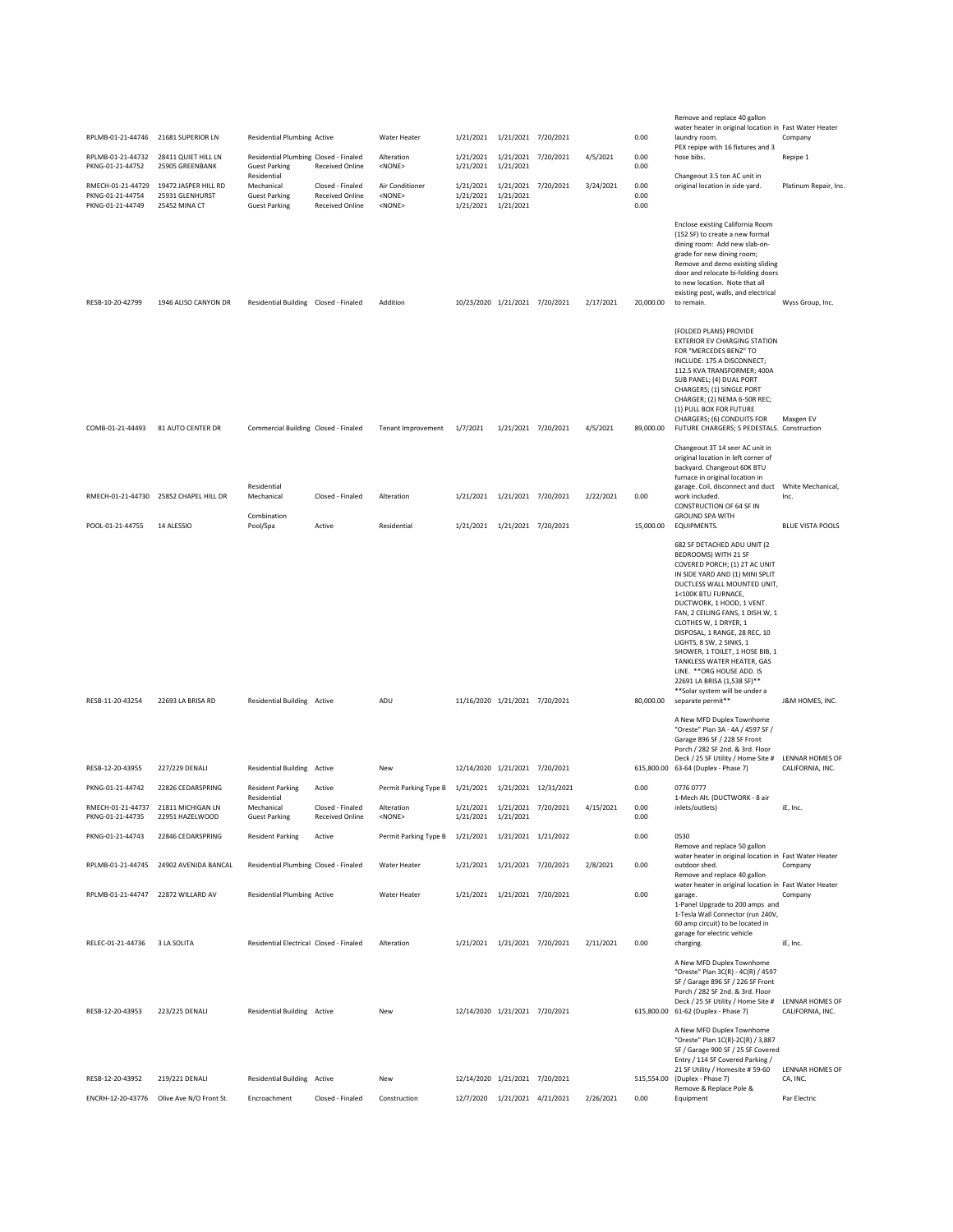| | | | | | | | | | | | |
|---|---|---|---|---|---|---|---|---|---|---|---|
| RPLMB-01-21-44746 | 21681 SUPERIOR LN | Residential Plumbing | Active | Water Heater | 1/21/2021 | 1/21/2021 | 7/20/2021 | | 0.00 | Remove and replace 40 gallon water heater in original location in laundry room. | Fast Water Heater Company |
| RPLMB-01-21-44732 | 28411 QUIET HILL LN | Residential Plumbing | Closed - Finaled | Alteration | 1/21/2021 | 1/21/2021 | 7/20/2021 | 4/5/2021 | 0.00 | PEX repipe with 16 fixtures and 3 hose bibs. | Repipe 1 |
| PKNG-01-21-44752 | 25905 GREENBANK | Guest Parking | Received Online | <NONE> | 1/21/2021 | 1/21/2021 | | | 0.00 | | |
| RMECH-01-21-44729 | 19472 JASPER HILL RD | Residential Mechanical | Closed - Finaled | Air Conditioner | 1/21/2021 | 1/21/2021 | 7/20/2021 | 3/24/2021 | 0.00 | Changeout 3.5 ton AC unit in original location in side yard. | Platinum Repair, Inc. |
| PKNG-01-21-44754 | 25931 GLENHURST | Guest Parking | Received Online | <NONE> | 1/21/2021 | 1/21/2021 | | | 0.00 | | |
| PKNG-01-21-44749 | 25452 MINA CT | Guest Parking | Received Online | <NONE> | 1/21/2021 | 1/21/2021 | | | 0.00 | | |
| RESB-10-20-42799 | 1946 ALISO CANYON DR | Residential Building | Closed - Finaled | Addition | 10/23/2020 | 1/21/2021 | 7/20/2021 | 2/17/2021 | 20,000.00 | Enclose existing California Room (152 SF) to create a new formal dining room: Add new slab-on-grade for new dining room; Remove and demo existing sliding door and relocate bi-folding doors to new location. Note that all existing post, walls, and electrical to remain. | Wyss Group, Inc. |
| COMB-01-21-44493 | 81 AUTO CENTER DR | Commercial Building | Closed - Finaled | Tenant Improvement | 1/7/2021 | 1/21/2021 | 7/20/2021 | 4/5/2021 | 89,000.00 | (FOLDED PLANS) PROVIDE EXTERIOR EV CHARGING STATION FOR "MERCEDES BENZ" TO INCLUDE: 175 A DISCONNECT; 112.5 KVA TRANSFORMER; 400A SUB PANEL; (4) DUAL PORT CHARGERS; (1) SINGLE PORT CHARGER; (2) NEMA 6-50R REC; (1) PULL BOX FOR FUTURE CHARGERS; (6) CONDUITS FOR FUTURE CHARGERS; 5 PEDESTALS. | Maxgen EV Construction |
| RMECH-01-21-44730 | 25852 CHAPEL HILL DR | Residential Mechanical | Closed - Finaled | Alteration | 1/21/2021 | 1/21/2021 | 7/20/2021 | 2/22/2021 | 0.00 | Changeout 3T 14 seer AC unit in original location in left corner of backyard. Changeout 60K BTU furnace in original location in garage. Coil, disconnect and duct work included. | White Mechanical, Inc. |
| POOL-01-21-44755 | 14 ALESSIO | Combination Pool/Spa | Active | Residential | 1/21/2021 | 1/21/2021 | 7/20/2021 | | 15,000.00 | CONSTRUCTION OF 64 SF IN GROUND SPA WITH EQUIPMENTS. | BLUE VISTA POOLS |
| RESB-11-20-43254 | 22693 LA BRISA RD | Residential Building | Active | ADU | 11/16/2020 | 1/21/2021 | 7/20/2021 | | 80,000.00 | 682 SF DETACHED ADU UNIT (2 BEDROOMS) WITH 21 SF COVERED PORCH; (1) 2T AC UNIT IN SIDE YARD AND (1) MINI SPLIT DUCTLESS WALL MOUNTED UNIT, 1<100K BTU FURNACE, DUCTWORK, 1 HOOD, 1 VENT. FAN, 2 CEILING FANS, 1 DISH.W, 1 CLOTHES W, 1 DRYER, 1 DISPOSAL, 1 RANGE, 28 REC, 10 LIGHTS, 8 SW, 2 SINKS, 1 SHOWER, 1 TOILET, 1 HOSE BIB, 1 TANKLESS WATER HEATER, GAS LINE. **ORG HOUSE ADD. IS 22691 LA BRISA (1,538 SF)** **Solar system will be under a separate permit** | J&M HOMES, INC. |
| RESB-12-20-43955 | 227/229 DENALI | Residential Building | Active | New | 12/14/2020 | 1/21/2021 | 7/20/2021 | | 615,800.00 | A New MFD Duplex Townhome "Oreste" Plan 3A - 4A / 4597 SF / Garage 896 SF / 228 SF Front Porch / 282 SF 2nd. & 3rd. Floor Deck / 25 SF Utility / Home Site # 63-64 (Duplex - Phase 7) | LENNAR HOMES OF CALIFORNIA, INC. |
| PKNG-01-21-44742 | 22826 CEDARSPRING | Resident Parking | Active | Permit Parking Type B | 1/21/2021 | 1/21/2021 | 12/31/2021 | | 0.00 | 0776 0777 | |
| RMECH-01-21-44737 | 21811 MICHIGAN LN | Residential Mechanical | Closed - Finaled | Alteration | 1/21/2021 | 1/21/2021 | 7/20/2021 | 4/15/2021 | 0.00 | 1-Mech Alt. (DUCTWORK - 8 air inlets/outlets) | iE, Inc. |
| PKNG-01-21-44735 | 22951 HAZELWOOD | Guest Parking | Received Online | <NONE> | 1/21/2021 | 1/21/2021 | | | 0.00 | | |
| PKNG-01-21-44743 | 22846 CEDARSPRING | Resident Parking | Active | Permit Parking Type B | 1/21/2021 | 1/21/2021 | 1/21/2022 | | 0.00 | 0530 | |
| RPLMB-01-21-44745 | 24902 AVENIDA BANCAL | Residential Plumbing | Closed - Finaled | Water Heater | 1/21/2021 | 1/21/2021 | 7/20/2021 | 2/8/2021 | 0.00 | Remove and replace 50 gallon water heater in original location in outdoor shed. | Fast Water Heater Company |
| RPLMB-01-21-44747 | 22872 WILLARD AV | Residential Plumbing | Active | Water Heater | 1/21/2021 | 1/21/2021 | 7/20/2021 | | 0.00 | Remove and replace 40 gallon water heater in original location in garage. | Fast Water Heater Company |
| RELEC-01-21-44736 | 3 LA SOLITA | Residential Electrical | Closed - Finaled | Alteration | 1/21/2021 | 1/21/2021 | 7/20/2021 | 2/11/2021 | 0.00 | 1-Panel Upgrade to 200 amps and 1-Tesla Wall Connector (run 240V, 60 amp circuit) to be located in garage for electric vehicle charging. | iE, Inc. |
| RESB-12-20-43953 | 223/225 DENALI | Residential Building | Active | New | 12/14/2020 | 1/21/2021 | 7/20/2021 | | 615,800.00 | A New MFD Duplex Townhome "Oreste" Plan 3C(R) - 4C(R) / 4597 SF / Garage 896 SF / 226 SF Front Porch / 282 SF 2nd. & 3rd. Floor Deck / 25 SF Utility / Home Site # 61-62 (Duplex - Phase 7) | LENNAR HOMES OF CALIFORNIA, INC. |
| RESB-12-20-43952 | 219/221 DENALI | Residential Building | Active | New | 12/14/2020 | 1/21/2021 | 7/20/2021 | | 515,554.00 | A New MFD Duplex Townhome "Oreste" Plan 1C(R)-2C(R) / 3,887 SF / Garage 900 SF / 25 SF Covered Entry / 114 SF Covered Parking / 21 SF Utility / Homesite # 59-60 (Duplex - Phase 7) | LENNAR HOMES OF CA, INC. |
| ENCRH-12-20-43776 | Olive Ave N/O Front St. | Encroachment | Closed - Finaled | Construction | 12/7/2020 | 1/21/2021 | 4/21/2021 | 2/26/2021 | 0.00 | Remove & Replace Pole & Equipment | Par Electric |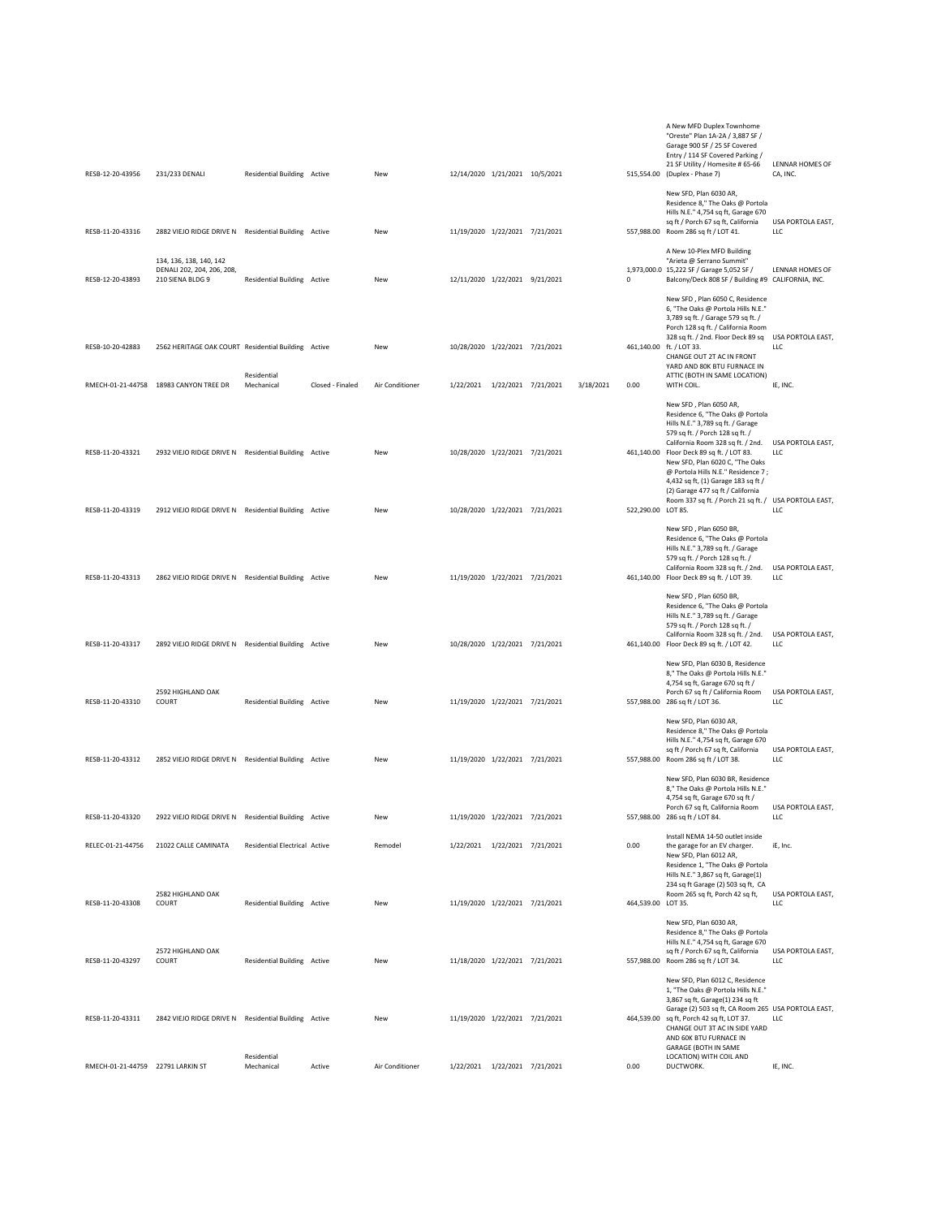| RESB-12-20-43956 | 231/233 DENALI | Residential Building | Active | New | 12/14/2020 | 1/21/2021 | 10/5/2021 | | 515,554.00 | A New MFD Duplex Townhome "Oreste" Plan 1A-2A / 3,887 SF / Garage 900 SF / 25 SF Covered Entry / 114 SF Covered Parking / 21 SF Utility / Homesite # 65-66 (Duplex - Phase 7) | LENNAR HOMES OF CA, INC. |
|---|---|---|---|---|---|---|---|---|---|---|---|
| RESB-11-20-43316 | 2882 VIEJO RIDGE DRIVE N | Residential Building | Active | New | 11/19/2020 | 1/22/2021 | 7/21/2021 | | 557,988.00 | New SFD, Plan 6030 AR, Residence 8," The Oaks @ Portola Hills N.E." 4,754 sq ft, Garage 670 sq ft / Porch 67 sq ft, California Room 286 sq ft / LOT 41. | USA PORTOLA EAST, LLC |
| RESB-12-20-43893 | 134, 136, 138, 140, 142 DENALI 202, 204, 206, 208, 210 SIENA BLDG 9 | Residential Building | Active | New | 12/11/2020 | 1/22/2021 | 9/21/2021 | | 1,973,000.00 | A New 10-Plex MFD Building "Arieta @ Serrano Summit" 15,222 SF / Garage 5,052 SF / Balcony/Deck 808 SF / Building #9 | LENNAR HOMES OF CALIFORNIA, INC. |
| RESB-10-20-42883 | 2562 HERITAGE OAK COURT | Residential Building | Active | New | 10/28/2020 | 1/22/2021 | 7/21/2021 | | 461,140.00 | New SFD , Plan 6050 C, Residence 6, "The Oaks @ Portola Hills N.E." 3,789 sq ft. / Garage 579 sq ft. / Porch 128 sq ft. / California Room 328 sq ft. / 2nd. Floor Deck 89 sq ft. / LOT 33. | USA PORTOLA EAST, LLC |
| RMECH-01-21-44758 | 18983 CANYON TREE DR | Residential Mechanical | Closed - Finaled | Air Conditioner | 1/22/2021 | 1/22/2021 | 7/21/2021 | 3/18/2021 | 0.00 | CHANGE OUT 2T AC IN FRONT YARD AND 80K BTU FURNACE IN ATTIC (BOTH IN SAME LOCATION) WITH COIL. | IE, INC. |
| RESB-11-20-43321 | 2932 VIEJO RIDGE DRIVE N | Residential Building | Active | New | 10/28/2020 | 1/22/2021 | 7/21/2021 | | 461,140.00 | New SFD , Plan 6050 AR, Residence 6, "The Oaks @ Portola Hills N.E." 3,789 sq ft. / Garage 579 sq ft. / Porch 128 sq ft. / California Room 328 sq ft. / 2nd. Floor Deck 89 sq ft. / LOT 83. | USA PORTOLA EAST, LLC |
| RESB-11-20-43319 | 2912 VIEJO RIDGE DRIVE N | Residential Building | Active | New | 10/28/2020 | 1/22/2021 | 7/21/2021 | | 522,290.00 | New SFD, Plan 6020 C, "The Oaks @ Portola Hills N.E." Residence 7 ; 4,432 sq ft, (1) Garage 183 sq ft / (2) Garage 477 sq ft / California Room 337 sq ft. / Porch 21 sq ft. / LOT 85. | USA PORTOLA EAST, LLC |
| RESB-11-20-43313 | 2862 VIEJO RIDGE DRIVE N | Residential Building | Active | New | 11/19/2020 | 1/22/2021 | 7/21/2021 | | 461,140.00 | New SFD , Plan 6050 BR, Residence 6, "The Oaks @ Portola Hills N.E." 3,789 sq ft. / Garage 579 sq ft. / Porch 128 sq ft. / California Room 328 sq ft. / 2nd. Floor Deck 89 sq ft. / LOT 39. | USA PORTOLA EAST, LLC |
| RESB-11-20-43317 | 2892 VIEJO RIDGE DRIVE N | Residential Building | Active | New | 10/28/2020 | 1/22/2021 | 7/21/2021 | | 461,140.00 | New SFD , Plan 6050 BR, Residence 6, "The Oaks @ Portola Hills N.E." 3,789 sq ft. / Garage 579 sq ft. / Porch 128 sq ft. / California Room 328 sq ft. / 2nd. Floor Deck 89 sq ft. / LOT 42. | USA PORTOLA EAST, LLC |
| RESB-11-20-43310 | 2592 HIGHLAND OAK COURT | Residential Building | Active | New | 11/19/2020 | 1/22/2021 | 7/21/2021 | | 557,988.00 | New SFD, Plan 6030 B, Residence 8," The Oaks @ Portola Hills N.E." 4,754 sq ft, Garage 670 sq ft / Porch 67 sq ft / California Room 286 sq ft / LOT 36. | USA PORTOLA EAST, LLC |
| RESB-11-20-43312 | 2852 VIEJO RIDGE DRIVE N | Residential Building | Active | New | 11/19/2020 | 1/22/2021 | 7/21/2021 | | 557,988.00 | New SFD, Plan 6030 AR, Residence 8," The Oaks @ Portola Hills N.E." 4,754 sq ft, Garage 670 sq ft / Porch 67 sq ft, California Room 286 sq ft / LOT 38. | USA PORTOLA EAST, LLC |
| RESB-11-20-43320 | 2922 VIEJO RIDGE DRIVE N | Residential Building | Active | New | 11/19/2020 | 1/22/2021 | 7/21/2021 | | 557,988.00 | New SFD, Plan 6030 BR, Residence 8," The Oaks @ Portola Hills N.E." 4,754 sq ft, Garage 670 sq ft / Porch 67 sq ft, California Room 286 sq ft / LOT 84. | USA PORTOLA EAST, LLC |
| RELEC-01-21-44756 | 21022 CALLE CAMINATA | Residential Electrical | Active | Remodel | 1/22/2021 | 1/22/2021 | 7/21/2021 | | 0.00 | Install NEMA 14-50 outlet inside the garage for an EV charger. | iE, Inc. |
| RESB-11-20-43308 | 2582 HIGHLAND OAK COURT | Residential Building | Active | New | 11/19/2020 | 1/22/2021 | 7/21/2021 | | 464,539.00 | New SFD, Plan 6012 AR, Residence 1, "The Oaks @ Portola Hills N.E." 3,867 sq ft, Garage(1) 234 sq ft Garage (2) 503 sq ft, CA Room 265 sq ft, Porch 42 sq ft, LOT 35. | USA PORTOLA EAST, LLC |
| RESB-11-20-43297 | 2572 HIGHLAND OAK COURT | Residential Building | Active | New | 11/18/2020 | 1/22/2021 | 7/21/2021 | | 557,988.00 | New SFD, Plan 6030 AR, Residence 8," The Oaks @ Portola Hills N.E." 4,754 sq ft, Garage 670 sq ft / Porch 67 sq ft, California Room 286 sq ft / LOT 34. | USA PORTOLA EAST, LLC |
| RESB-11-20-43311 | 2842 VIEJO RIDGE DRIVE N | Residential Building | Active | New | 11/19/2020 | 1/22/2021 | 7/21/2021 | | 464,539.00 | New SFD, Plan 6012 C, Residence 1, "The Oaks @ Portola Hills N.E." 3,867 sq ft, Garage(1) 234 sq ft Garage (2) 503 sq ft, CA Room 265 sq ft, Porch 42 sq ft, LOT 37. | USA PORTOLA EAST, LLC |
| RMECH-01-21-44759 | 22791 LARKIN ST | Residential Mechanical | Active | Air Conditioner | 1/22/2021 | 1/22/2021 | 7/21/2021 | | 0.00 | CHANGE OUT 3T AC IN SIDE YARD AND 60K BTU FURNACE IN GARAGE (BOTH IN SAME LOCATION) WITH COIL AND DUCTWORK. | IE, INC. |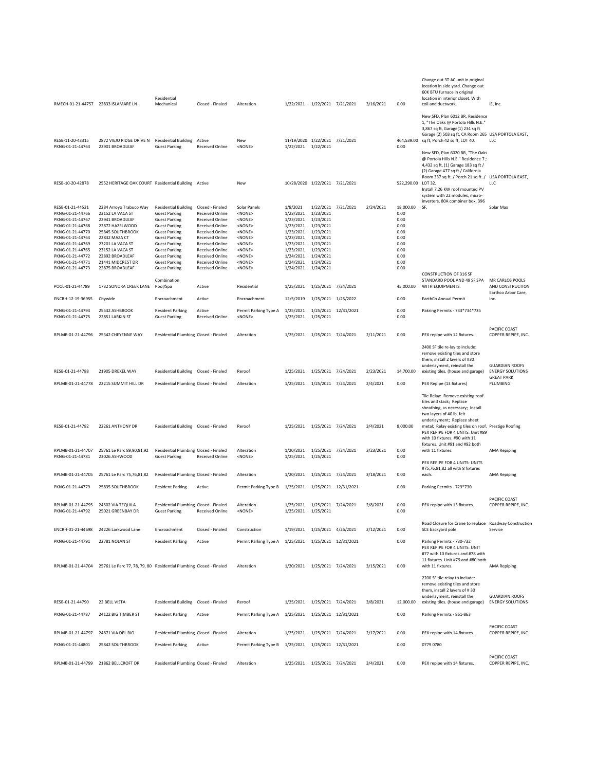| | | | | | | | | | | | |
|---|---|---|---|---|---|---|---|---|---|---|---|
| RMECH-01-21-44757 | 22833 ISLAMARE LN | Residential Mechanical | Closed - Finaled | Alteration | 1/22/2021 | 1/22/2021 | 7/21/2021 | 3/16/2021 | 0.00 | Change out 3T AC unit in original location in side yard. Change out 60K BTU furnace in original location in interior closet. With coil and ductwork. | iE, Inc. |
| RESB-11-20-43315 | 2872 VIEJO RIDGE DRIVE N | Residential Building | Active | New | 11/19/2020 | 1/22/2021 | 7/21/2021 | | 464,539.00 | New SFD, Plan 6012 BR, Residence 1, "The Oaks @ Portola Hills N.E." 3,867 sq ft, Garage(1) 234 sq ft Garage (2) 503 sq ft, CA Room 265 sq ft, Porch 42 sq ft, LOT 40. | USA PORTOLA EAST, LLC |
| PKNG-01-21-44763 | 22901 BROADLEAF | Guest Parking | Received Online | <NONE> | 1/22/2021 | 1/22/2021 | | | 0.00 | | |
| RESB-10-20-42878 | 2552 HERITAGE OAK COURT | Residential Building | Active | New | 10/28/2020 | 1/22/2021 | 7/21/2021 | | 522,290.00 | New SFD, Plan 6020 BR, "The Oaks @ Portola Hills N.E." Residence 7 ; 4,432 sq ft, (1) Garage 183 sq ft / (2) Garage 477 sq ft / California Room 337 sq ft. / Porch 21 sq ft. / LOT 32. | USA PORTOLA EAST, LLC |
| RESB-01-21-44521 | 2284 Arroyo Trabuco Way | Residential Building | Closed - Finaled | Solar Panels | 1/8/2021 | 1/22/2021 | 7/21/2021 | 2/24/2021 | 18,000.00 | Install 7.26 KW roof mounted PV system with 22 modules, micro-inverters, 80A combiner box, 396 SF. | Solar Max |
| PKNG-01-21-44766 | 23152 LA VACA ST | Guest Parking | Received Online | <NONE> | 1/23/2021 | 1/23/2021 | | | 0.00 | | |
| PKNG-01-21-44767 | 22941 BROADLEAF | Guest Parking | Received Online | <NONE> | 1/23/2021 | 1/23/2021 | | | 0.00 | | |
| PKNG-01-21-44768 | 22872 HAZELWOOD | Guest Parking | Received Online | <NONE> | 1/23/2021 | 1/23/2021 | | | 0.00 | | |
| PKNG-01-21-44770 | 25845 SOUTHBROOK | Guest Parking | Received Online | <NONE> | 1/23/2021 | 1/23/2021 | | | 0.00 | | |
| PKNG-01-21-44764 | 22832 MAZA CT | Guest Parking | Received Online | <NONE> | 1/23/2021 | 1/23/2021 | | | 0.00 | | |
| PKNG-01-21-44769 | 23201 LA VACA ST | Guest Parking | Received Online | <NONE> | 1/23/2021 | 1/23/2021 | | | 0.00 | | |
| PKNG-01-21-44765 | 23152 LA VACA ST | Guest Parking | Received Online | <NONE> | 1/23/2021 | 1/23/2021 | | | 0.00 | | |
| PKNG-01-21-44772 | 22892 BROADLEAF | Guest Parking | Received Online | <NONE> | 1/24/2021 | 1/24/2021 | | | 0.00 | | |
| PKNG-01-21-44771 | 21441 MIDCREST DR | Guest Parking | Received Online | <NONE> | 1/24/2021 | 1/24/2021 | | | 0.00 | | |
| PKNG-01-21-44773 | 22875 BROADLEAF | Guest Parking | Received Online | <NONE> | 1/24/2021 | 1/24/2021 | | | 0.00 | | |
| POOL-01-21-44789 | 1732 SONORA CREEK LANE | Combination Pool/Spa | Active | Residential | 1/25/2021 | 1/25/2021 | 7/24/2021 | | 45,000.00 | CONSTRUCTION OF 316 SF STANDARD POOL AND 49 SF SPA WITH EQUIPMENTS. | MR CARLOS POOLS AND CONSTRUCTION |
| ENCRH-12-19-36955 | Citywide | Encroachment | Active | Encroachment | 12/5/2019 | 1/25/2021 | 1/25/2022 | | 0.00 | EarthCo Annual Permit | Earthco Arbor Care, Inc. |
| PKNG-01-21-44794 | 25532 ASHBROOK | Resident Parking | Active | Permit Parking Type A | 1/25/2021 | 1/25/2021 | 12/31/2021 | | 0.00 | Pakring Permits - 733*734*735 | |
| PKNG-01-21-44775 | 22851 LARKIN ST | Guest Parking | Received Online | <NONE> | 1/25/2021 | 1/25/2021 | | | 0.00 | | |
| RPLMB-01-21-44796 | 25342 CHEYENNE WAY | Residential Plumbing | Closed - Finaled | Alteration | 1/25/2021 | 1/25/2021 | 7/24/2021 | 2/11/2021 | 0.00 | PEX repipe with 12 fixtures. | PACIFIC COAST COPPER REPIPE, INC. |
| RESB-01-21-44788 | 21905 DREXEL WAY | Residential Building | Closed - Finaled | Reroof | 1/25/2021 | 1/25/2021 | 7/24/2021 | 2/23/2021 | 14,700.00 | 2400 SF tile re-lay to include: remove existing tiles and store them, install 2 layers of #30 underlayment, reinstall the existing tiles. (house and garage) | GUARDIAN ROOFS ENERGY SOLUTIONS |
| RPLMB-01-21-44778 | 22215 SUMMIT HILL DR | Residential Plumbing | Closed - Finaled | Alteration | 1/25/2021 | 1/25/2021 | 7/24/2021 | 2/4/2021 | 0.00 | PEX Repipe (13 fixtures) | GREAT PARK PLUMBING |
| RESB-01-21-44782 | 22261 ANTHONY DR | Residential Building | Closed - Finaled | Reroof | 1/25/2021 | 1/25/2021 | 7/24/2021 | 3/4/2021 | 8,000.00 | Tile Relay: Remove existing roof tiles and stack; Replace sheathing, as necessary; Install two layers of 40 lb. felt underlayment; Replace sheet metal; Relay existing tiles on roof. | Prestige Roofing |
| RPLMB-01-21-44707 | 25761 Le Parc 89,90,91,92 | Residential Plumbing | Closed - Finaled | Alteration | 1/20/2021 | 1/25/2021 | 7/24/2021 | 3/23/2021 | 0.00 | PEX REPIPE FOR 4 UNITS: Unit #89 with 10 fixtures. #90 with 11 fixtures. Unit #91 and #92 both with 11 fixtures. | AMA Repiping |
| PKNG-01-21-44781 | 23026 ASHWOOD | Guest Parking | Received Online | <NONE> | 1/25/2021 | 1/25/2021 | | | 0.00 | | |
| RPLMB-01-21-44705 | 25761 Le Parc 75,76,81,82 | Residential Plumbing | Closed - Finaled | Alteration | 1/20/2021 | 1/25/2021 | 7/24/2021 | 3/18/2021 | 0.00 | PEX REPIPE FOR 4 UNITS: UNITS #75,76,81,82 all with 8 fixtures each. | AMA Repiping |
| PKNG-01-21-44779 | 25835 SOUTHBROOK | Resident Parking | Active | Permit Parking Type B | 1/25/2021 | 1/25/2021 | 12/31/2021 | | 0.00 | Parking Permits - 729*730 | |
| RPLMB-01-21-44795 | 24502 VIA TEQUILA | Residential Plumbing | Closed - Finaled | Alteration | 1/25/2021 | 1/25/2021 | 7/24/2021 | 2/8/2021 | 0.00 | PEX repipe with 13 fixtures. | PACIFIC COAST COPPER REPIPE, INC. |
| PKNG-01-21-44792 | 25021 GREENBAY DR | Guest Parking | Received Online | <NONE> | 1/25/2021 | 1/25/2021 | | | 0.00 | | |
| ENCRH-01-21-44698 | 24226 Larkwood Lane | Encroachment | Closed - Finaled | Construction | 1/19/2021 | 1/25/2021 | 4/26/2021 | 2/12/2021 | 0.00 | Road Closure for Crane to replace SCE backyard pole. | Roadway Construction Service |
| PKNG-01-21-44791 | 22781 NOLAN ST | Resident Parking | Active | Permit Parking Type A | 1/25/2021 | 1/25/2021 | 12/31/2021 | | 0.00 | Parking Permits - 730-732 | |
| RPLMB-01-21-44704 | 25761 Le Parc 77, 78, 79, 80 | Residential Plumbing | Closed - Finaled | Alteration | 1/20/2021 | 1/25/2021 | 7/24/2021 | 3/15/2021 | 0.00 | PEX REPIPE FOR 4 UNITS: UNIT #77 with 10 fixtures and #78 with 11 fixtures. Unit #79 and #80 both with 11 fixtures. | AMA Repiping |
| RESB-01-21-44790 | 22 BELL VISTA | Residential Building | Closed - Finaled | Reroof | 1/25/2021 | 1/25/2021 | 7/24/2021 | 3/8/2021 | 12,000.00 | 2200 SF tile relay to include: remove existing tiles and store them, install 2 layers of # 30 underlayment, reinstall the existing tiles. (house and garage) | GUARDIAN ROOFS ENERGY SOLUTIONS |
| PKNG-01-21-44787 | 24122 BIG TIMBER ST | Resident Parking | Active | Permit Parking Type A | 1/25/2021 | 1/25/2021 | 12/31/2021 | | 0.00 | Parking Permits - 861-863 | |
| RPLMB-01-21-44797 | 24871 VIA DEL RIO | Residential Plumbing | Closed - Finaled | Alteration | 1/25/2021 | 1/25/2021 | 7/24/2021 | 2/17/2021 | 0.00 | PEX repipe with 14 fixtures. | PACIFIC COAST COPPER REPIPE, INC. |
| PKNG-01-21-44801 | 25842 SOUTHBROOK | Resident Parking | Active | Permit Parking Type B | 1/25/2021 | 1/25/2021 | 12/31/2021 | | 0.00 | 0779 0780 | |
| RPLMB-01-21-44799 | 21862 BELLCROFT DR | Residential Plumbing | Closed - Finaled | Alteration | 1/25/2021 | 1/25/2021 | 7/24/2021 | 3/4/2021 | 0.00 | PEX repipe with 14 fixtures. | PACIFIC COAST COPPER REPIPE, INC. |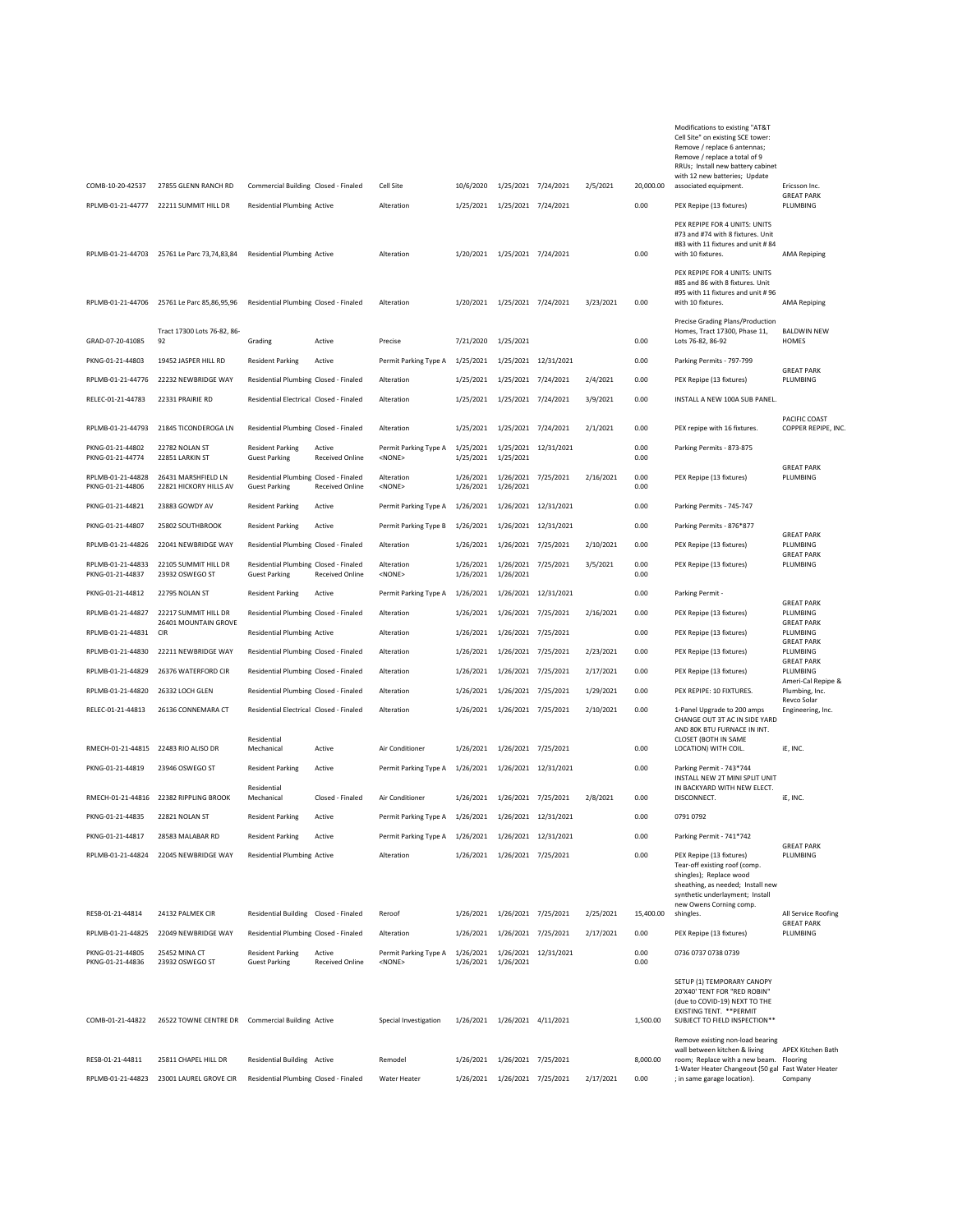| | | | | | | | | | | | |
|---|---|---|---|---|---|---|---|---|---|---|---|
| COMB-10-20-42537 | 27855 GLENN RANCH RD | Commercial Building | Closed - Finaled | Cell Site | 10/6/2020 | 1/25/2021 | 7/24/2021 | 2/5/2021 | 20,000.00 | Modifications to existing "AT&T Cell Site" on existing SCE tower: Remove / replace 6 antennas; Remove / replace a total of 9 RRUs; Install new battery cabinet with 12 new batteries; Update associated equipment. | Ericsson Inc. |
| RPLMB-01-21-44777 | 22211 SUMMIT HILL DR | Residential Plumbing | Active | Alteration | 1/25/2021 | 1/25/2021 | 7/24/2021 | | 0.00 | PEX Repipe (13 fixtures) | GREAT PARK PLUMBING |
| RPLMB-01-21-44703 | 25761 Le Parc 73,74,83,84 | Residential Plumbing | Active | Alteration | 1/20/2021 | 1/25/2021 | 7/24/2021 | | 0.00 | PEX REPIPE FOR 4 UNITS: UNITS #73 and #74 with 8 fixtures. Unit #83 with 11 fixtures and unit # 84 with 10 fixtures. | AMA Repiping |
| RPLMB-01-21-44706 | 25761 Le Parc 85,86,95,96 | Residential Plumbing | Closed - Finaled | Alteration | 1/20/2021 | 1/25/2021 | 7/24/2021 | 3/23/2021 | 0.00 | PEX REPIPE FOR 4 UNITS: UNITS #85 and 86 with 8 fixtures. Unit #95 with 11 fixtures and unit # 96 with 10 fixtures. | AMA Repiping |
| GRAD-07-20-41085 | Tract 17300 Lots 76-82, 86-92 | Grading | Active | Precise | 7/21/2020 | 1/25/2021 | | | 0.00 | Precise Grading Plans/Production Homes, Tract 17300, Phase 11, Lots 76-82, 86-92 | BALDWIN NEW HOMES |
| PKNG-01-21-44803 | 19452 JASPER HILL RD | Resident Parking | Active | Permit Parking Type A | 1/25/2021 | 1/25/2021 | 12/31/2021 | | 0.00 | Parking Permits - 797-799 | |
| RPLMB-01-21-44776 | 22232 NEWBRIDGE WAY | Residential Plumbing | Closed - Finaled | Alteration | 1/25/2021 | 1/25/2021 | 7/24/2021 | 2/4/2021 | 0.00 | PEX Repipe (13 fixtures) | GREAT PARK PLUMBING |
| RELEC-01-21-44783 | 22331 PRAIRIE RD | Residential Electrical | Closed - Finaled | Alteration | 1/25/2021 | 1/25/2021 | 7/24/2021 | 3/9/2021 | 0.00 | INSTALL A NEW 100A SUB PANEL. | |
| RPLMB-01-21-44793 | 21845 TICONDEROGA LN | Residential Plumbing | Closed - Finaled | Alteration | 1/25/2021 | 1/25/2021 | 7/24/2021 | 2/1/2021 | 0.00 | PEX repipe with 16 fixtures. | PACIFIC COAST COPPER REPIPE, INC. |
| PKNG-01-21-44802 | 22782 NOLAN ST | Resident Parking | Active | Permit Parking Type A | 1/25/2021 | 1/25/2021 | 12/31/2021 | | 0.00 | Parking Permits - 873-875 | |
| PKNG-01-21-44774 | 22851 LARKIN ST | Guest Parking | Received Online | <NONE> | 1/25/2021 | 1/25/2021 | | | 0.00 | | |
| RPLMB-01-21-44828 | 26431 MARSHFIELD LN | Residential Plumbing | Closed - Finaled | Alteration | 1/26/2021 | 1/26/2021 | 7/25/2021 | 2/16/2021 | 0.00 | PEX Repipe (13 fixtures) | GREAT PARK PLUMBING |
| PKNG-01-21-44806 | 22821 HICKORY HILLS AV | Guest Parking | Received Online | <NONE> | 1/26/2021 | 1/26/2021 | | | 0.00 | | |
| PKNG-01-21-44821 | 23883 GOWDY AV | Resident Parking | Active | Permit Parking Type A | 1/26/2021 | 1/26/2021 | 12/31/2021 | | 0.00 | Parking Permits - 745-747 | |
| PKNG-01-21-44807 | 25802 SOUTHBROOK | Resident Parking | Active | Permit Parking Type B | 1/26/2021 | 1/26/2021 | 12/31/2021 | | 0.00 | Parking Permits - 876*877 | |
| RPLMB-01-21-44826 | 22041 NEWBRIDGE WAY | Residential Plumbing | Closed - Finaled | Alteration | 1/26/2021 | 1/26/2021 | 7/25/2021 | 2/10/2021 | 0.00 | PEX Repipe (13 fixtures) | GREAT PARK PLUMBING |
| RPLMB-01-21-44833 | 22105 SUMMIT HILL DR | Residential Plumbing | Closed - Finaled | Alteration | 1/26/2021 | 1/26/2021 | 7/25/2021 | 3/5/2021 | 0.00 | PEX Repipe (13 fixtures) | GREAT PARK PLUMBING |
| PKNG-01-21-44837 | 23932 OSWEGO ST | Guest Parking | Received Online | <NONE> | 1/26/2021 | 1/26/2021 | | | 0.00 | | |
| PKNG-01-21-44812 | 22795 NOLAN ST | Resident Parking | Active | Permit Parking Type A | 1/26/2021 | 1/26/2021 | 12/31/2021 | | 0.00 | Parking Permit - | |
| RPLMB-01-21-44827 | 22217 SUMMIT HILL DR | Residential Plumbing | Closed - Finaled | Alteration | 1/26/2021 | 1/26/2021 | 7/25/2021 | 2/16/2021 | 0.00 | PEX Repipe (13 fixtures) | GREAT PARK PLUMBING |
| RPLMB-01-21-44831 | 26401 MOUNTAIN GROVE CIR | Residential Plumbing | Active | Alteration | 1/26/2021 | 1/26/2021 | 7/25/2021 | | 0.00 | PEX Repipe (13 fixtures) | GREAT PARK PLUMBING |
| RPLMB-01-21-44830 | 22211 NEWBRIDGE WAY | Residential Plumbing | Closed - Finaled | Alteration | 1/26/2021 | 1/26/2021 | 7/25/2021 | 2/23/2021 | 0.00 | PEX Repipe (13 fixtures) | GREAT PARK PLUMBING |
| RPLMB-01-21-44829 | 26376 WATERFORD CIR | Residential Plumbing | Closed - Finaled | Alteration | 1/26/2021 | 1/26/2021 | 7/25/2021 | 2/17/2021 | 0.00 | PEX Repipe (13 fixtures) | GREAT PARK PLUMBING |
| RPLMB-01-21-44820 | 26332 LOCH GLEN | Residential Plumbing | Closed - Finaled | Alteration | 1/26/2021 | 1/26/2021 | 7/25/2021 | 1/29/2021 | 0.00 | PEX REPIPE: 10 FIXTURES. | Ameri-Cal Repipe & Plumbing, Inc. |
| RELEC-01-21-44813 | 26136 CONNEMARA CT | Residential Electrical | Closed - Finaled | Alteration | 1/26/2021 | 1/26/2021 | 7/25/2021 | 2/10/2021 | 0.00 | 1-Panel Upgrade to 200 amps | Revco Solar Engineering, Inc. |
| RMECH-01-21-44815 | 22483 RIO ALISO DR | Residential Mechanical | Active | Air Conditioner | 1/26/2021 | 1/26/2021 | 7/25/2021 | | 0.00 | CHANGE OUT 3T AC IN SIDE YARD AND 80K BTU FURNACE IN INT. CLOSET (BOTH IN SAME LOCATION) WITH COIL. | iE, INC. |
| PKNG-01-21-44819 | 23946 OSWEGO ST | Resident Parking | Active | Permit Parking Type A | 1/26/2021 | 1/26/2021 | 12/31/2021 | | 0.00 | Parking Permit - 743*744 | |
| RMECH-01-21-44816 | 22382 RIPPLING BROOK | Residential Mechanical | Closed - Finaled | Air Conditioner | 1/26/2021 | 1/26/2021 | 7/25/2021 | 2/8/2021 | 0.00 | INSTALL NEW 2T MINI SPLIT UNIT IN BACKYARD WITH NEW ELECT. DISCONNECT. | iE, INC. |
| PKNG-01-21-44835 | 22821 NOLAN ST | Resident Parking | Active | Permit Parking Type A | 1/26/2021 | 1/26/2021 | 12/31/2021 | | 0.00 | 0791 0792 | |
| PKNG-01-21-44817 | 28583 MALABAR RD | Resident Parking | Active | Permit Parking Type A | 1/26/2021 | 1/26/2021 | 12/31/2021 | | 0.00 | Parking Permit - 741*742 | |
| RPLMB-01-21-44824 | 22045 NEWBRIDGE WAY | Residential Plumbing | Active | Alteration | 1/26/2021 | 1/26/2021 | 7/25/2021 | | 0.00 | PEX Repipe (13 fixtures) | GREAT PARK PLUMBING |
| RESB-01-21-44814 | 24132 PALMEK CIR | Residential Building | Closed - Finaled | Reroof | 1/26/2021 | 1/26/2021 | 7/25/2021 | 2/25/2021 | 15,400.00 | Tear-off existing roof (comp. shingles); Replace wood sheathing, as needed; Install new synthetic underlayment; Install new Owens Corning comp. shingles. | All Service Roofing |
| RPLMB-01-21-44825 | 22049 NEWBRIDGE WAY | Residential Plumbing | Closed - Finaled | Alteration | 1/26/2021 | 1/26/2021 | 7/25/2021 | 2/17/2021 | 0.00 | PEX Repipe (13 fixtures) | GREAT PARK PLUMBING |
| PKNG-01-21-44805 | 25452 MINA CT | Resident Parking | Active | Permit Parking Type A | 1/26/2021 | 1/26/2021 | 12/31/2021 | | 0.00 | 0736 0737 0738 0739 | |
| PKNG-01-21-44836 | 23932 OSWEGO ST | Guest Parking | Received Online | <NONE> | 1/26/2021 | 1/26/2021 | | | 0.00 | | |
| COMB-01-21-44822 | 26522 TOWNE CENTRE DR | Commercial Building | Active | Special Investigation | 1/26/2021 | 1/26/2021 | 4/11/2021 | | 1,500.00 | SETUP (1) TEMPORARY CANOPY 20'X40' TENT FOR "RED ROBIN" (due to COVID-19) NEXT TO THE EXISTING TENT. **PERMIT SUBJECT TO FIELD INSPECTION** | |
| RESB-01-21-44811 | 25811 CHAPEL HILL DR | Residential Building | Active | Remodel | 1/26/2021 | 1/26/2021 | 7/25/2021 | | 8,000.00 | Remove existing non-load bearing wall between kitchen & living room; Replace with a new beam. | APEX Kitchen Bath Flooring |
| RPLMB-01-21-44823 | 23001 LAUREL GROVE CIR | Residential Plumbing | Closed - Finaled | Water Heater | 1/26/2021 | 1/26/2021 | 7/25/2021 | 2/17/2021 | 0.00 | 1-Water Heater Changeout (50 gal ; in same garage location). | Fast Water Heater Company |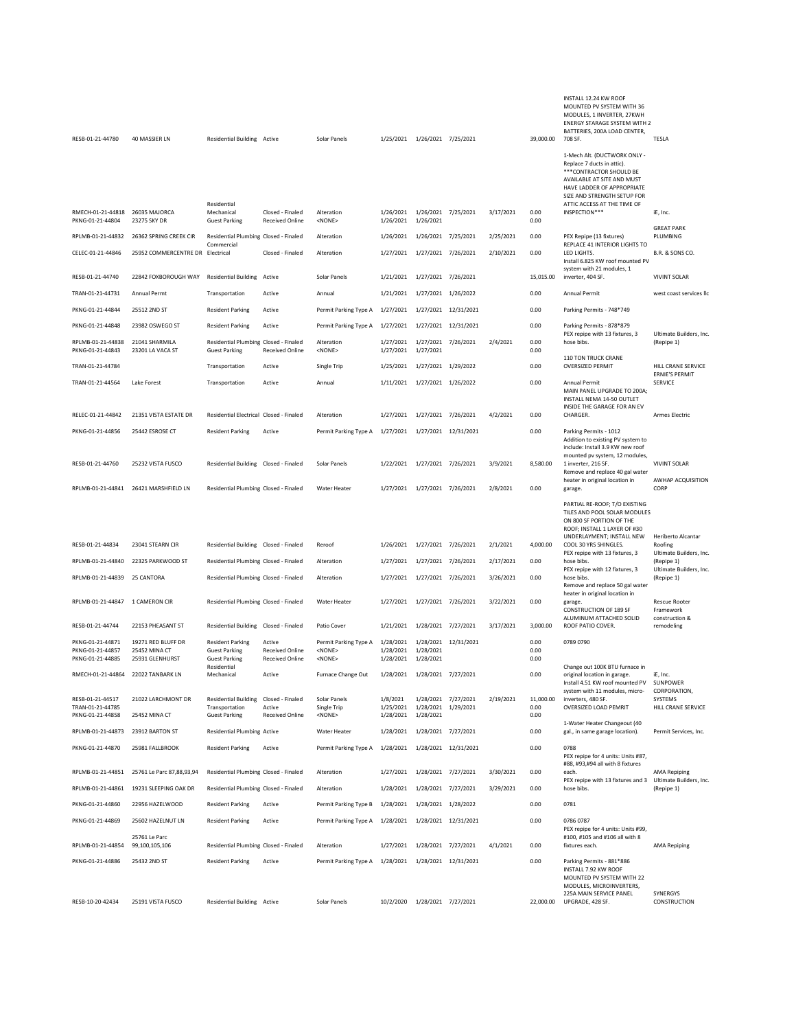| Permit # | Address | Type | Status | Subtype | Applied | Issued | Expires | Finaled | Valuation | Description | Contractor |
|---|---|---|---|---|---|---|---|---|---|---|---|
| RESB-01-21-44780 | 40 MASSIER LN | Residential Building | Active | Solar Panels | 1/25/2021 | 1/26/2021 | 7/25/2021 | | 39,000.00 | INSTALL 12.24 KW ROOF MOUNTED PV SYSTEM WITH 36 MODULES, 1 INVERTER, 27KWH ENERGY STARAGE SYSTEM WITH 2 BATTERIES, 200A LOAD CENTER, 708 SF. | TESLA |
| RMECH-01-21-44818 | 26035 MAJORCA | Residential Mechanical | Closed - Finaled | Alteration | 1/26/2021 | 1/26/2021 | 7/25/2021 | 3/17/2021 | 0.00 | 1-Mech Alt. (DUCTWORK ONLY - Replace 7 ducts in attic). ***CONTRACTOR SHOULD BE AVAILABLE AT SITE AND MUST HAVE LADDER OF APPROPRIATE SIZE AND STRENGTH SETUP FOR ATTIC ACCESS AT THE TIME OF INSPECTION*** | iE, Inc. |
| PKNG-01-21-44804 | 23275 SKY DR | Guest Parking | Received Online | <NONE> | 1/26/2021 | 1/26/2021 | | | 0.00 | | |
| RPLMB-01-21-44832 | 26362 SPRING CREEK CIR | Residential Plumbing | Closed - Finaled | Alteration | 1/26/2021 | 1/26/2021 | 7/25/2021 | 2/25/2021 | 0.00 | PEX Repipe (13 fixtures) | GREAT PARK PLUMBING |
| CELEC-01-21-44846 | 25952 COMMERCENTRE DR | Commercial Electrical | Closed - Finaled | Alteration | 1/27/2021 | 1/27/2021 | 7/26/2021 | 2/10/2021 | 0.00 | REPLACE 41 INTERIOR LIGHTS TO LED LIGHTS. | B.R. & SONS CO. |
| RESB-01-21-44740 | 22842 FOXBOROUGH WAY | Residential Building | Active | Solar Panels | 1/21/2021 | 1/27/2021 | 7/26/2021 | | 15,015.00 | Install 6.825 KW roof mounted PV system with 21 modules, 1 inverter, 404 SF. | VIVINT SOLAR |
| TRAN-01-21-44731 | Annual Permt | Transportation | Active | Annual | 1/21/2021 | 1/27/2021 | 1/26/2022 | | 0.00 | Annual Permit | west coast services llc |
| PKNG-01-21-44844 | 25512 2ND ST | Resident Parking | Active | Permit Parking Type A | 1/27/2021 | 1/27/2021 | 12/31/2021 | | 0.00 | Parking Permits - 748*749 | |
| PKNG-01-21-44848 | 23982 OSWEGO ST | Resident Parking | Active | Permit Parking Type A | 1/27/2021 | 1/27/2021 | 12/31/2021 | | 0.00 | Parking Permits - 878*879 | |
| RPLMB-01-21-44838 | 21041 SHARMILA | Residential Plumbing | Closed - Finaled | Alteration | 1/27/2021 | 1/27/2021 | 7/26/2021 | 2/4/2021 | 0.00 | PEX repipe with 13 fixtures, 3 hose bibs. | Ultimate Builders, Inc. (Repipe 1) |
| PKNG-01-21-44843 | 23201 LA VACA ST | Guest Parking | Received Online | <NONE> | 1/27/2021 | 1/27/2021 | | | 0.00 | | |
| TRAN-01-21-44784 | | Transportation | Active | Single Trip | 1/25/2021 | 1/27/2021 | 1/29/2022 | | 0.00 | 110 TON TRUCK CRANE OVERSIZED PERMIT | HILL CRANE SERVICE |
| TRAN-01-21-44564 | Lake Forest | Transportation | Active | Annual | 1/11/2021 | 1/27/2021 | 1/26/2022 | | 0.00 | Annual Permit | ERNIE'S PERMIT SERVICE |
| RELEC-01-21-44842 | 21351 VISTA ESTATE DR | Residential Electrical | Closed - Finaled | Alteration | 1/27/2021 | 1/27/2021 | 7/26/2021 | 4/2/2021 | 0.00 | MAIN PANEL UPGRADE TO 200A; INSTALL NEMA 14-50 OUTLET INSIDE THE GARAGE FOR AN EV CHARGER. | Armes Electric |
| PKNG-01-21-44856 | 25442 ESROSE CT | Resident Parking | Active | Permit Parking Type A | 1/27/2021 | 1/27/2021 | 12/31/2021 | | 0.00 | Parking Permits - 1012 | |
| RESB-01-21-44760 | 25232 VISTA FUSCO | Residential Building | Closed - Finaled | Solar Panels | 1/22/2021 | 1/27/2021 | 7/26/2021 | 3/9/2021 | 8,580.00 | Addition to existing PV system to include: Install 3.9 KW new roof mounted pv system, 12 modules, 1 inverter, 216 SF. | VIVINT SOLAR |
| RPLMB-01-21-44841 | 26421 MARSHFIELD LN | Residential Plumbing | Closed - Finaled | Water Heater | 1/27/2021 | 1/27/2021 | 7/26/2021 | 2/8/2021 | 0.00 | Remove and replace 40 gal water heater in original location in garage. | AWHAP ACQUISITION CORP |
| RESB-01-21-44834 | 23041 STEARN CIR | Residential Building | Closed - Finaled | Reroof | 1/26/2021 | 1/27/2021 | 7/26/2021 | 2/1/2021 | 4,000.00 | PARTIAL RE-ROOF; T/O EXISTING TILES AND POOL SOLAR MODULES ON 800 SF PORTION OF THE ROOF; INSTALL 1 LAYER OF #30 UNDERLAYMENT; INSTALL NEW COOL 30 YRS SHINGLES. | Heriberto Alcantar Roofing |
| RPLMB-01-21-44840 | 22325 PARKWOOD ST | Residential Plumbing | Closed - Finaled | Alteration | 1/27/2021 | 1/27/2021 | 7/26/2021 | 2/17/2021 | 0.00 | PEX repipe with 13 fixtures, 3 hose bibs. | Ultimate Builders, Inc. (Repipe 1) |
| RPLMB-01-21-44839 | 25 CANTORA | Residential Plumbing | Closed - Finaled | Alteration | 1/27/2021 | 1/27/2021 | 7/26/2021 | 3/26/2021 | 0.00 | PEX repipe with 12 fixtures, 3 hose bibs. | Ultimate Builders, Inc. (Repipe 1) |
| RPLMB-01-21-44847 | 1 CAMERON CIR | Residential Plumbing | Closed - Finaled | Water Heater | 1/27/2021 | 1/27/2021 | 7/26/2021 | 3/22/2021 | 0.00 | Remove and replace 50 gal water heater in original location in garage. | Rescue Rooter |
| RESB-01-21-44744 | 22153 PHEASANT ST | Residential Building | Closed - Finaled | Patio Cover | 1/21/2021 | 1/28/2021 | 7/27/2021 | 3/17/2021 | 3,000.00 | CONSTRUCTION OF 189 SF ALUMINUM ATTACHED SOLID ROOF PATIO COVER. | Framework construction & remodeling |
| PKNG-01-21-44871 | 19271 RED BLUFF DR | Resident Parking | Active | Permit Parking Type A | 1/28/2021 | 1/28/2021 | 12/31/2021 | | 0.00 | 0789 0790 | |
| PKNG-01-21-44857 | 25452 MINA CT | Guest Parking | Received Online | <NONE> | 1/28/2021 | 1/28/2021 | | | 0.00 | | |
| PKNG-01-21-44885 | 25931 GLENHURST | Guest Parking | Received Online | <NONE> | 1/28/2021 | 1/28/2021 | | | 0.00 | | |
| RMECH-01-21-44864 | 22022 TANBARK LN | Residential Mechanical | Active | Furnace Change Out | 1/28/2021 | 1/28/2021 | 7/27/2021 | | 0.00 | Change out 100K BTU furnace in original location in garage. | iE, Inc. |
| RESB-01-21-44517 | 21022 LARCHMONT DR | Residential Building | Closed - Finaled | Solar Panels | 1/8/2021 | 1/28/2021 | 7/27/2021 | 2/19/2021 | 11,000.00 | Install 4.51 KW roof mounted PV system with 11 modules, micro-inverters, 480 SF. | SUNPOWER CORPORATION, SYSTEMS |
| TRAN-01-21-44785 | | Transportation | Active | Single Trip | 1/25/2021 | 1/28/2021 | 1/29/2021 | | 0.00 | OVERSIZED LOAD PEMRIT | HILL CRANE SERVICE |
| PKNG-01-21-44858 | 25452 MINA CT | Guest Parking | Received Online | <NONE> | 1/28/2021 | 1/28/2021 | | | 0.00 | | |
| RPLMB-01-21-44873 | 23912 BARTON ST | Residential Plumbing | Active | Water Heater | 1/28/2021 | 1/28/2021 | 7/27/2021 | | 0.00 | 1-Water Heater Changeout (40 gal., in same garage location). | Permit Services, Inc. |
| PKNG-01-21-44870 | 25981 FALLBROOK | Resident Parking | Active | Permit Parking Type A | 1/28/2021 | 1/28/2021 | 12/31/2021 | | 0.00 | 0788 | |
| RPLMB-01-21-44851 | 25761 Le Parc 87,88,93,94 | Residential Plumbing | Closed - Finaled | Alteration | 1/27/2021 | 1/28/2021 | 7/27/2021 | 3/30/2021 | 0.00 | PEX repipe for 4 units: Units #87, #88, #93,#94 all with 8 fixtures each. | AMA Repiping |
| RPLMB-01-21-44861 | 19231 SLEEPING OAK DR | Residential Plumbing | Closed - Finaled | Alteration | 1/28/2021 | 1/28/2021 | 7/27/2021 | 3/29/2021 | 0.00 | PEX repipe with 13 fixtures and 3 hose bibs. | Ultimate Builders, Inc. (Repipe 1) |
| PKNG-01-21-44860 | 22956 HAZELWOOD | Resident Parking | Active | Permit Parking Type B | 1/28/2021 | 1/28/2021 | 1/28/2022 | | 0.00 | 0781 | |
| PKNG-01-21-44869 | 25602 HAZELNUT LN | Resident Parking | Active | Permit Parking Type A | 1/28/2021 | 1/28/2021 | 12/31/2021 | | 0.00 | 0786 0787 | |
| RPLMB-01-21-44854 | 25761 Le Parc 99,100,105,106 | Residential Plumbing | Closed - Finaled | Alteration | 1/27/2021 | 1/28/2021 | 7/27/2021 | 4/1/2021 | 0.00 | PEX repipe for 4 units: Units #99, #100, #105 and #106 all with 8 fixtures each. | AMA Repiping |
| PKNG-01-21-44886 | 25432 2ND ST | Resident Parking | Active | Permit Parking Type A | 1/28/2021 | 1/28/2021 | 12/31/2021 | | 0.00 | Parking Permits - 881*886 | |
| RESB-10-20-42434 | 25191 VISTA FUSCO | Residential Building | Active | Solar Panels | 10/2/2020 | 1/28/2021 | 7/27/2021 | | 22,000.00 | INSTALL 7.92 KW ROOF MOUNTED PV SYSTEM WITH 22 MODULES, MICROINVERTERS, 225A MAIN SERVICE PANEL UPGRADE, 428 SF. | SYNERGYS CONSTRUCTION |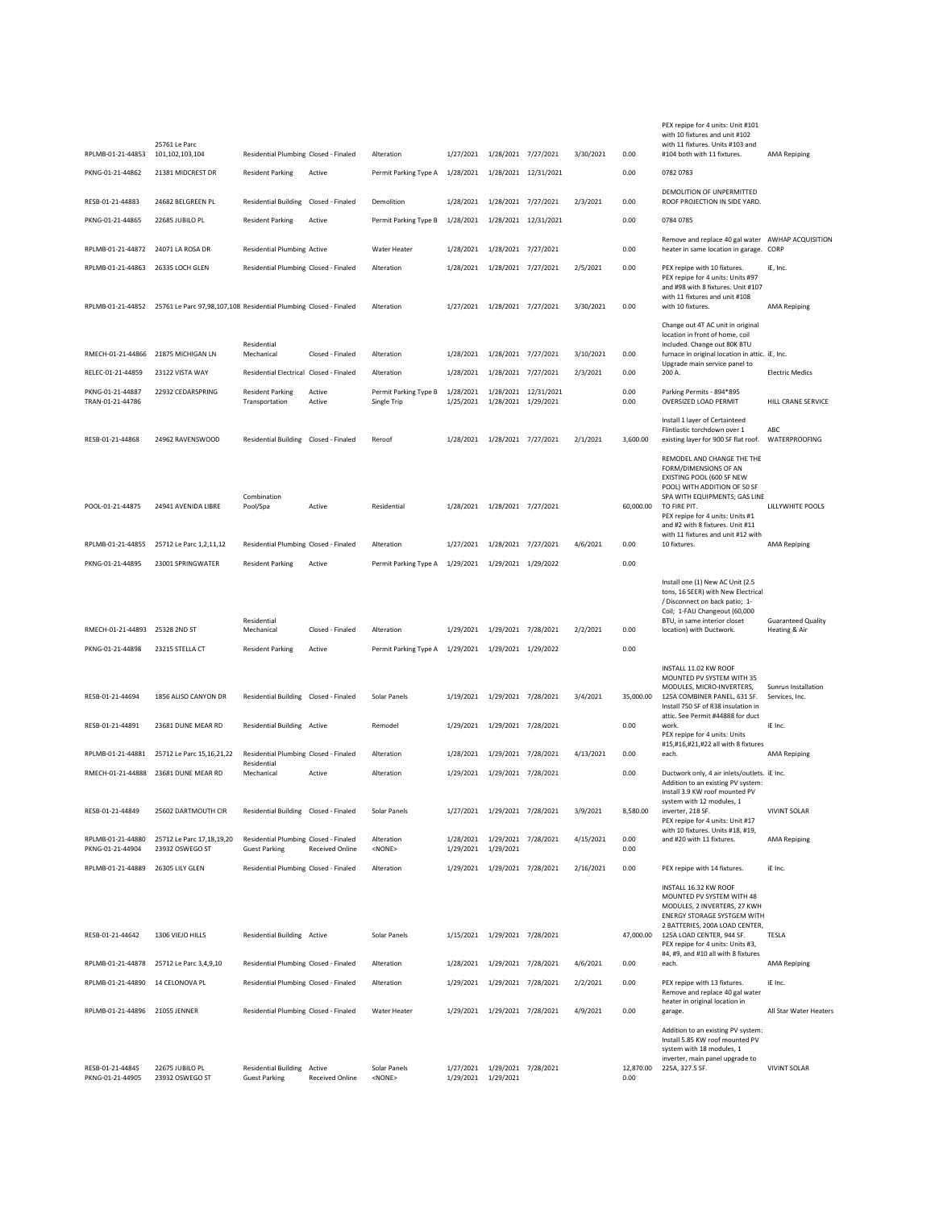| | | | | | | | | | | | |
|---|---|---|---|---|---|---|---|---|---|---|---|
| RPLMB-01-21-44853 | 25761 Le Parc 101,102,103,104 | Residential Plumbing | Closed - Finaled | Alteration | 1/27/2021 | 1/28/2021 | 7/27/2021 | 3/30/2021 | 0.00 | PEX repipe for 4 units: Unit #101 with 10 fixtures and unit #102 with 11 fixtures. Units #103 and #104 both with 11 fixtures. | AMA Repiping |
| PKNG-01-21-44862 | 21381 MIDCREST DR | Resident Parking | Active | Permit Parking Type A | 1/28/2021 | 1/28/2021 | 12/31/2021 | | 0.00 | 0782 0783 | |
| RESB-01-21-44883 | 24682 BELGREEN PL | Residential Building | Closed - Finaled | Demolition | 1/28/2021 | 1/28/2021 | 7/27/2021 | 2/3/2021 | 0.00 | DEMOLITION OF UNPERMITTED ROOF PROJECTION IN SIDE YARD. | |
| PKNG-01-21-44865 | 22685 JUBILO PL | Resident Parking | Active | Permit Parking Type B | 1/28/2021 | 1/28/2021 | 12/31/2021 | | 0.00 | 0784 0785 | |
| RPLMB-01-21-44872 | 24071 LA ROSA DR | Residential Plumbing | Active | Water Heater | 1/28/2021 | 1/28/2021 | 7/27/2021 | | 0.00 | Remove and replace 40 gal water heater in same location in garage. | AWHAP ACQUISITION CORP |
| RPLMB-01-21-44863 | 26335 LOCH GLEN | Residential Plumbing | Closed - Finaled | Alteration | 1/28/2021 | 1/28/2021 | 7/27/2021 | 2/5/2021 | 0.00 | PEX repipe with 10 fixtures. | iE, Inc. |
| RPLMB-01-21-44852 | 25761 Le Parc 97,98,107,108 | Residential Plumbing | Closed - Finaled | Alteration | 1/27/2021 | 1/28/2021 | 7/27/2021 | 3/30/2021 | 0.00 | PEX repipe for 4 units: Units #97 and #98 with 8 fixtures. Unit #107 with 11 fixtures and unit #108 with 10 fixtures. | AMA Repiping |
| RMECH-01-21-44866 | 21875 MICHIGAN LN | Residential Mechanical | Closed - Finaled | Alteration | 1/28/2021 | 1/28/2021 | 7/27/2021 | 3/10/2021 | 0.00 | Change out 4T AC unit in original location in front of home, coil included. Change out 80K BTU furnace in original location in attic. | iE, Inc. |
| RELEC-01-21-44859 | 23122 VISTA WAY | Residential Electrical | Closed - Finaled | Alteration | 1/28/2021 | 1/28/2021 | 7/27/2021 | 2/3/2021 | 0.00 | Upgrade main service panel to 200 A. | Electric Medics |
| PKNG-01-21-44887 | 22932 CEDARSPRING | Resident Parking | Active | Permit Parking Type B | 1/28/2021 | 1/28/2021 | 12/31/2021 | | 0.00 | Parking Permits - 894*895 | |
| TRAN-01-21-44786 | | Transportation | Active | Single Trip | 1/25/2021 | 1/28/2021 | 1/29/2021 | | 0.00 | OVERSIZED LOAD PERMIT | HILL CRANE SERVICE |
| RESB-01-21-44868 | 24962 RAVENSWOOD | Residential Building | Closed - Finaled | Reroof | 1/28/2021 | 1/28/2021 | 7/27/2021 | 2/1/2021 | 3,600.00 | Install 1 layer of Certainteed Flintlastic torchdown over 1 existing layer for 900 SF flat roof. | ABC WATERPROOFING |
| POOL-01-21-44875 | 24941 AVENIDA LIBRE | Combination Pool/Spa | Active | Residential | 1/28/2021 | 1/28/2021 | 7/27/2021 | | 60,000.00 | REMODEL AND CHANGE THE THE FORM/DIMENSIONS OF AN EXISTING POOL (600 SF NEW POOL) WITH ADDITION OF 50 SF SPA WITH EQUIPMENTS; GAS LINE TO FIRE PIT. | LILLYWHITE POOLS |
| RPLMB-01-21-44855 | 25712 Le Parc 1,2,11,12 | Residential Plumbing | Closed - Finaled | Alteration | 1/27/2021 | 1/28/2021 | 7/27/2021 | 4/6/2021 | 0.00 | PEX repipe for 4 units: Units #1 and #2 with 8 fixtures. Unit #11 with 11 fixtures and unit #12 with 10 fixtures. | AMA Repiping |
| PKNG-01-21-44895 | 23001 SPRINGWATER | Resident Parking | Active | Permit Parking Type A | 1/29/2021 | 1/29/2021 | 1/29/2022 | | 0.00 | | |
| RMECH-01-21-44893 | 25328 2ND ST | Residential Mechanical | Closed - Finaled | Alteration | 1/29/2021 | 1/29/2021 | 7/28/2021 | 2/2/2021 | 0.00 | Install one (1) New AC Unit (2.5 tons, 16 SEER) with New Electrical / Disconnect on back patio; 1-Coil; 1-FAU Changeout (60,000 BTU, in same interior closet location) with Ductwork. | Guaranteed Quality Heating & Air |
| PKNG-01-21-44898 | 23215 STELLA CT | Resident Parking | Active | Permit Parking Type A | 1/29/2021 | 1/29/2021 | 1/29/2022 | | 0.00 | | |
| RESB-01-21-44694 | 1856 ALISO CANYON DR | Residential Building | Closed - Finaled | Solar Panels | 1/19/2021 | 1/29/2021 | 7/28/2021 | 3/4/2021 | 35,000.00 | INSTALL 11.02 KW ROOF MOUNTED PV SYSTEM WITH 35 MODULES, MICRO-INVERTERS, 125A COMBINER PANEL, 631 SF. | Sunrun Installation Services, Inc. |
| RESB-01-21-44891 | 23681 DUNE MEAR RD | Residential Building | Active | Remodel | 1/29/2021 | 1/29/2021 | 7/28/2021 | | 0.00 | Install 750 SF of R38 insulation in attic. See Permit #44888 for duct work. | iE Inc. |
| RPLMB-01-21-44881 | 25712 Le Parc 15,16,21,22 | Residential Plumbing | Closed - Finaled | Alteration | 1/28/2021 | 1/29/2021 | 7/28/2021 | 4/13/2021 | 0.00 | PEX repipe for 4 units: Units #15,#16,#21,#22 all with 8 fixtures each. | AMA Repiping |
| RMECH-01-21-44888 | 23681 DUNE MEAR RD | Residential Mechanical | Active | Alteration | 1/29/2021 | 1/29/2021 | 7/28/2021 | | 0.00 | Ductwork only, 4 air inlets/outlets. | iE Inc. |
| RESB-01-21-44849 | 25602 DARTMOUTH CIR | Residential Building | Closed - Finaled | Solar Panels | 1/27/2021 | 1/29/2021 | 7/28/2021 | 3/9/2021 | 8,580.00 | Addition to an existing PV system: Install 3.9 KW roof mounted PV system with 12 modules, 1 inverter, 218 SF. | VIVINT SOLAR |
| RPLMB-01-21-44880 | 25712 Le Parc 17,18,19,20 | Residential Plumbing | Closed - Finaled | Alteration | 1/28/2021 | 1/29/2021 | 7/28/2021 | 4/15/2021 | 0.00 | PEX repipe for 4 units: Unit #17 with 10 fixtures. Units #18, #19, and #20 with 11 fixtures. | AMA Repiping |
| PKNG-01-21-44904 | 23932 OSWEGO ST | Guest Parking | Received Online | <NONE> | 1/29/2021 | 1/29/2021 | | | 0.00 | | |
| RPLMB-01-21-44889 | 26305 LILY GLEN | Residential Plumbing | Closed - Finaled | Alteration | 1/29/2021 | 1/29/2021 | 7/28/2021 | 2/16/2021 | 0.00 | PEX repipe with 14 fixtures. | iE Inc. |
| RESB-01-21-44642 | 1306 VIEJO HILLS | Residential Building | Active | Solar Panels | 1/15/2021 | 1/29/2021 | 7/28/2021 | | 47,000.00 | INSTALL 16.32 KW ROOF MOUNTED PV SYSTEM WITH 48 MODULES, 2 INVERTERS, 27 KWH ENERGY STORAGE SYSTGEM WITH 2 BATTERIES, 200A LOAD CENTER, 125A LOAD CENTER, 944 SF. | TESLA |
| RPLMB-01-21-44878 | 25712 Le Parc 3,4,9,10 | Residential Plumbing | Closed - Finaled | Alteration | 1/28/2021 | 1/29/2021 | 7/28/2021 | 4/6/2021 | 0.00 | PEX repipe for 4 units: Units #3, #4, #9, and #10 all with 8 fixtures each. | AMA Repiping |
| RPLMB-01-21-44890 | 14 CELONOVA PL | Residential Plumbing | Closed - Finaled | Alteration | 1/29/2021 | 1/29/2021 | 7/28/2021 | 2/2/2021 | 0.00 | PEX repipe with 13 fixtures. | iE Inc. |
| RPLMB-01-21-44896 | 21055 JENNER | Residential Plumbing | Closed - Finaled | Water Heater | 1/29/2021 | 1/29/2021 | 7/28/2021 | 4/9/2021 | 0.00 | Remove and replace 40 gal water heater in original location in garage. | All Star Water Heaters |
| RESB-01-21-44845 | 22675 JUBILO PL | Residential Building | Active | Solar Panels | 1/27/2021 | 1/29/2021 | 7/28/2021 | | 12,870.00 | Addition to an existing PV system: Install 5.85 KW roof mounted PV system with 18 modules, 1 inverter, main panel upgrade to 225A, 327.5 SF. | VIVINT SOLAR |
| PKNG-01-21-44905 | 23932 OSWEGO ST | Guest Parking | Received Online | <NONE> | 1/29/2021 | 1/29/2021 | | | 0.00 | | |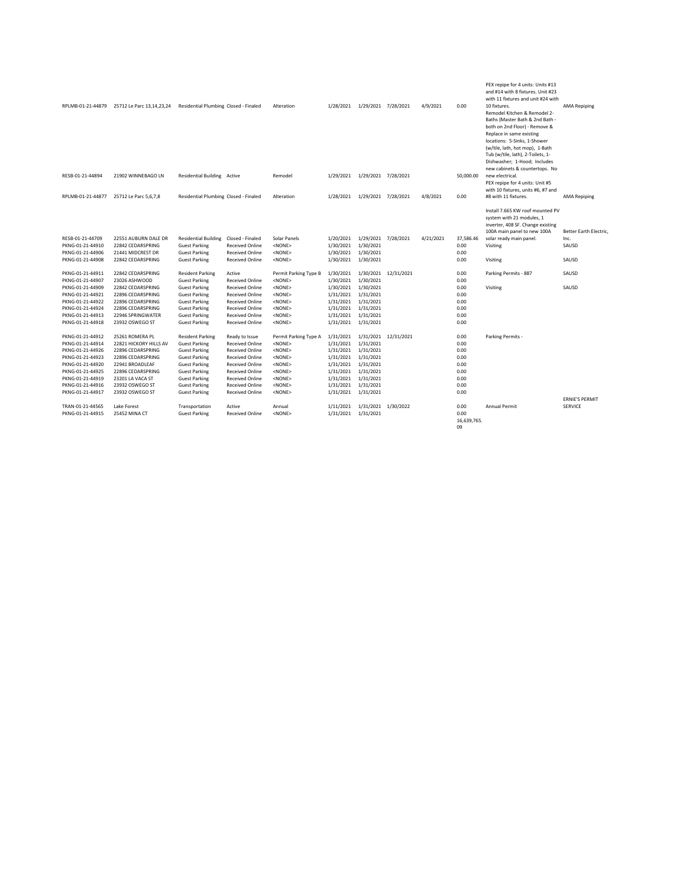| | | | | | | | | | | | |
|---|---|---|---|---|---|---|---|---|---|---|---|
| RPLMB-01-21-44879 | 25712 Le Parc 13,14,23,24 | Residential Plumbing | Closed - Finaled | Alteration | 1/28/2021 | 1/29/2021 | 7/28/2021 | 4/9/2021 | 0.00 | PEX repipe for 4 units: Units #13 and #14 with 8 fixtures. Unit #23 with 11 fixtures and unit #24 with 10 fixtures. | AMA Repiping |
| RESB-01-21-44894 | 21902 WINNEBAGO LN | Residential Building | Active | Remodel | 1/29/2021 | 1/29/2021 | 7/28/2021 | | 50,000.00 | Remodel Kitchen & Remodel 2-Baths (Master Bath & 2nd Bath - both on 2nd Floor) - Remove & Replace in same existing locations: 5-Sinks, 1-Shower (w/tile, lath, hot mop), 1-Bath Tub (w/tile, lath), 2-Toilets, 1-Dishwasher; 1-Hood; Includes new cabinets & countertops. No new electrical. | |
| RPLMB-01-21-44877 | 25712 Le Parc 5,6,7,8 | Residential Plumbing | Closed - Finaled | Alteration | 1/28/2021 | 1/29/2021 | 7/28/2021 | 4/8/2021 | 0.00 | PEX repipe for 4 units: Unit #5 with 10 fixtures, units #6, #7 and #8 with 11 fixtures. | AMA Repiping |
| RESB-01-21-44709 | 22551 AUBURN DALE DR | Residential Building | Closed - Finaled | Solar Panels | 1/20/2021 | 1/29/2021 | 7/28/2021 | 4/21/2021 | 37,586.46 | Install 7.665 KW roof mounted PV system with 21 modules, 1 inverter, 408 SF. Change existing 100A main panel to new 100A solar ready main panel. | Better Earth Electric, Inc. |
| PKNG-01-21-44910 | 22842 CEDARSPRING | Guest Parking | Received Online | <NONE> | 1/30/2021 | 1/30/2021 | | | 0.00 | Visiting | SAUSD |
| PKNG-01-21-44906 | 21441 MIDCREST DR | Guest Parking | Received Online | <NONE> | 1/30/2021 | 1/30/2021 | | | 0.00 | | |
| PKNG-01-21-44908 | 22842 CEDARSPRING | Guest Parking | Received Online | <NONE> | 1/30/2021 | 1/30/2021 | | | 0.00 | Visiting | SAUSD |
| PKNG-01-21-44911 | 22842 CEDARSPRING | Resident Parking | Active | Permit Parking Type B | 1/30/2021 | 1/30/2021 | 12/31/2021 | | 0.00 | Parking Permits - 887 | SAUSD |
| PKNG-01-21-44907 | 23026 ASHWOOD | Guest Parking | Received Online | <NONE> | 1/30/2021 | 1/30/2021 | | | 0.00 | | |
| PKNG-01-21-44909 | 22842 CEDARSPRING | Guest Parking | Received Online | <NONE> | 1/30/2021 | 1/30/2021 | | | 0.00 | Visiting | SAUSD |
| PKNG-01-21-44921 | 22896 CEDARSPRING | Guest Parking | Received Online | <NONE> | 1/31/2021 | 1/31/2021 | | | 0.00 | | |
| PKNG-01-21-44922 | 22896 CEDARSPRING | Guest Parking | Received Online | <NONE> | 1/31/2021 | 1/31/2021 | | | 0.00 | | |
| PKNG-01-21-44924 | 22896 CEDARSPRING | Guest Parking | Received Online | <NONE> | 1/31/2021 | 1/31/2021 | | | 0.00 | | |
| PKNG-01-21-44913 | 22946 SPRINGWATER | Guest Parking | Received Online | <NONE> | 1/31/2021 | 1/31/2021 | | | 0.00 | | |
| PKNG-01-21-44918 | 23932 OSWEGO ST | Guest Parking | Received Online | <NONE> | 1/31/2021 | 1/31/2021 | | | 0.00 | | |
| PKNG-01-21-44912 | 25261 ROMERA PL | Resident Parking | Ready to Issue | Permit Parking Type A | 1/31/2021 | 1/31/2021 | 12/31/2021 | | 0.00 | Parking Permits - | |
| PKNG-01-21-44914 | 22821 HICKORY HILLS AV | Guest Parking | Received Online | <NONE> | 1/31/2021 | 1/31/2021 | | | 0.00 | | |
| PKNG-01-21-44926 | 22896 CEDARSPRING | Guest Parking | Received Online | <NONE> | 1/31/2021 | 1/31/2021 | | | 0.00 | | |
| PKNG-01-21-44923 | 22896 CEDARSPRING | Guest Parking | Received Online | <NONE> | 1/31/2021 | 1/31/2021 | | | 0.00 | | |
| PKNG-01-21-44920 | 22941 BROADLEAF | Guest Parking | Received Online | <NONE> | 1/31/2021 | 1/31/2021 | | | 0.00 | | |
| PKNG-01-21-44925 | 22896 CEDARSPRING | Guest Parking | Received Online | <NONE> | 1/31/2021 | 1/31/2021 | | | 0.00 | | |
| PKNG-01-21-44919 | 23201 LA VACA ST | Guest Parking | Received Online | <NONE> | 1/31/2021 | 1/31/2021 | | | 0.00 | | |
| PKNG-01-21-44916 | 23932 OSWEGO ST | Guest Parking | Received Online | <NONE> | 1/31/2021 | 1/31/2021 | | | 0.00 | | |
| PKNG-01-21-44917 | 23932 OSWEGO ST | Guest Parking | Received Online | <NONE> | 1/31/2021 | 1/31/2021 | | | 0.00 | | |
| TRAN-01-21-44565 | Lake Forest | Transportation | Active | Annual | 1/11/2021 | 1/31/2021 | 1/30/2022 | | 0.00 | Annual Permit | ERNIE'S PERMIT SERVICE |
| PKNG-01-21-44915 | 25452 MINA CT | Guest Parking | Received Online | <NONE> | 1/31/2021 | 1/31/2021 | | | 0.00 | | |
| | | | | | | | | | 16,639,765.09 | | |